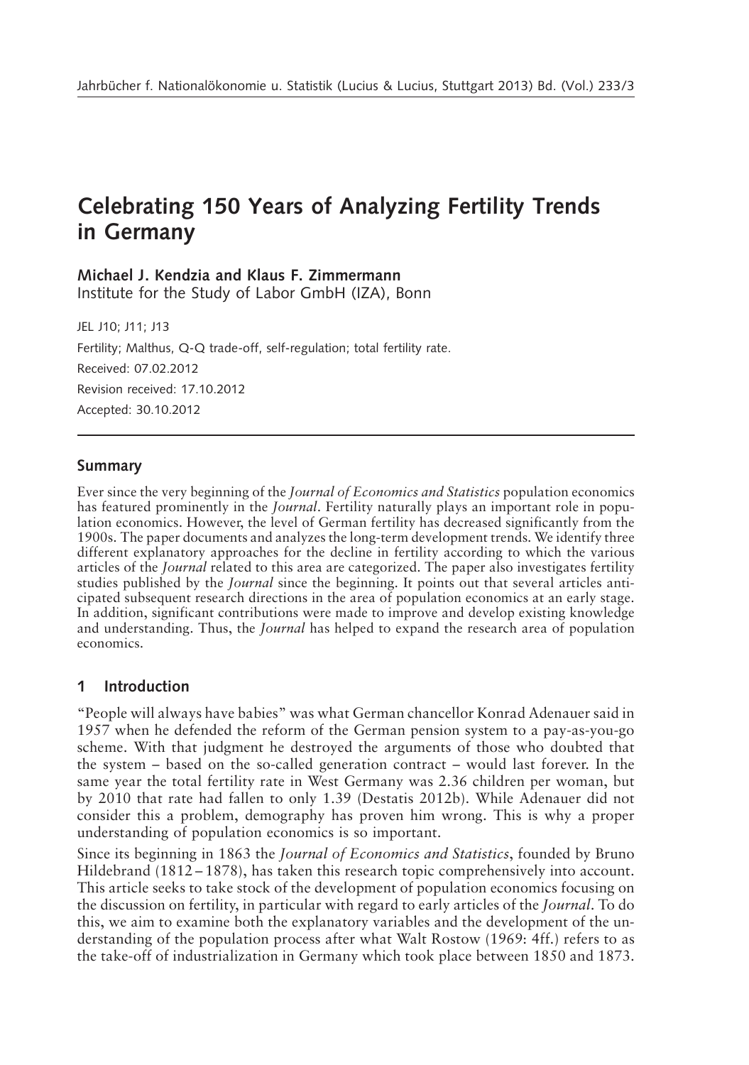# Celebrating 150 Years of Analyzing Fertility Trends in Germany

**Michael J. Kendzia and Klaus F. Zimmermann**
Institute for the Study of Labor GmbH (IZA), Bonn

JEL J10; J11; J13

Fertility; Malthus, Q-Q trade-off, self-regulation; total fertility rate.

Received: 07.02.2012

Revision received: 17.10.2012

Accepted: 30.10.2012

## Summary

Ever since the very beginning of the *Journal of Economics and Statistics* population economics has featured prominently in the *Journal*. Fertility naturally plays an important role in population economics. However, the level of German fertility has decreased significantly from the 1900s. The paper documents and analyzes the long-term development trends. We identify three different explanatory approaches for the decline in fertility according to which the various articles of the *Journal* related to this area are categorized. The paper also investigates fertility studies published by the *Journal* since the beginning. It points out that several articles anticipated subsequent research directions in the area of population economics at an early stage. In addition, significant contributions were made to improve and develop existing knowledge and understanding. Thus, the *Journal* has helped to expand the research area of population economics.

## 1 Introduction

"People will always have babies" was what German chancellor Konrad Adenauer said in 1957 when he defended the reform of the German pension system to a pay-as-you-go scheme. With that judgment he destroyed the arguments of those who doubted that the system – based on the so-called generation contract – would last forever. In the same year the total fertility rate in West Germany was 2.36 children per woman, but by 2010 that rate had fallen to only 1.39 (Destatis 2012b). While Adenauer did not consider this a problem, demography has proven him wrong. This is why a proper understanding of population economics is so important.

Since its beginning in 1863 the *Journal of Economics and Statistics*, founded by Bruno Hildebrand (1812 – 1878), has taken this research topic comprehensively into account. This article seeks to take stock of the development of population economics focusing on the discussion on fertility, in particular with regard to early articles of the *Journal*. To do this, we aim to examine both the explanatory variables and the development of the understanding of the population process after what Walt Rostow (1969: 4ff.) refers to as the take-off of industrialization in Germany which took place between 1850 and 1873.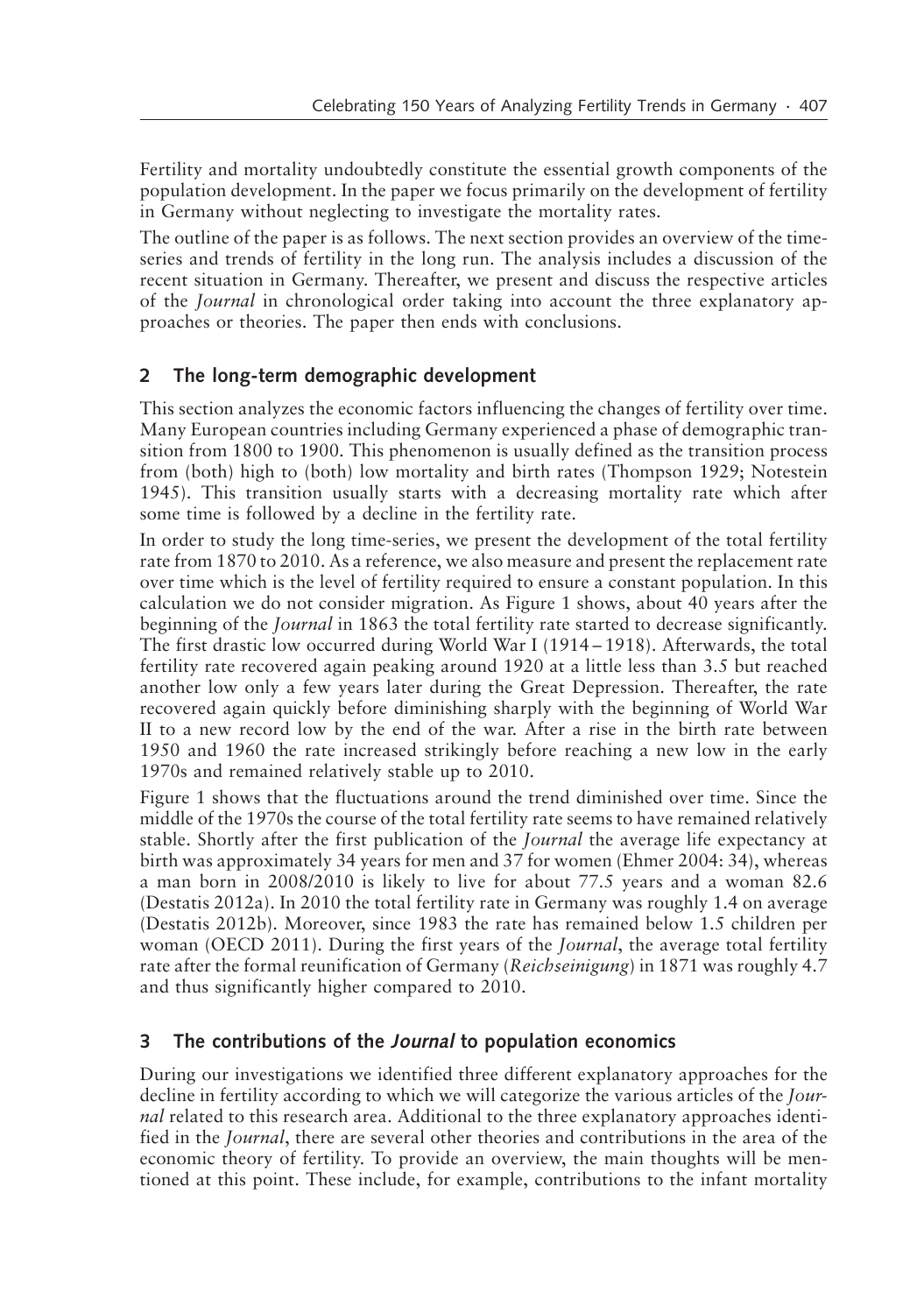Fertility and mortality undoubtedly constitute the essential growth components of the population development. In the paper we focus primarily on the development of fertility in Germany without neglecting to investigate the mortality rates.

The outline of the paper is as follows. The next section provides an overview of the time-series and trends of fertility in the long run. The analysis includes a discussion of the recent situation in Germany. Thereafter, we present and discuss the respective articles of the *Journal* in chronological order taking into account the three explanatory approaches or theories. The paper then ends with conclusions.

## 2 The long-term demographic development

This section analyzes the economic factors influencing the changes of fertility over time. Many European countries including Germany experienced a phase of demographic transition from 1800 to 1900. This phenomenon is usually defined as the transition process from (both) high to (both) low mortality and birth rates (Thompson 1929; Notestein 1945). This transition usually starts with a decreasing mortality rate which after some time is followed by a decline in the fertility rate.

In order to study the long time-series, we present the development of the total fertility rate from 1870 to 2010. As a reference, we also measure and present the replacement rate over time which is the level of fertility required to ensure a constant population. In this calculation we do not consider migration. As Figure 1 shows, about 40 years after the beginning of the *Journal* in 1863 the total fertility rate started to decrease significantly. The first drastic low occurred during World War I (1914 – 1918). Afterwards, the total fertility rate recovered again peaking around 1920 at a little less than 3.5 but reached another low only a few years later during the Great Depression. Thereafter, the rate recovered again quickly before diminishing sharply with the beginning of World War II to a new record low by the end of the war. After a rise in the birth rate between 1950 and 1960 the rate increased strikingly before reaching a new low in the early 1970s and remained relatively stable up to 2010.

Figure 1 shows that the fluctuations around the trend diminished over time. Since the middle of the 1970s the course of the total fertility rate seems to have remained relatively stable. Shortly after the first publication of the *Journal* the average life expectancy at birth was approximately 34 years for men and 37 for women (Ehmer 2004: 34), whereas a man born in 2008/2010 is likely to live for about 77.5 years and a woman 82.6 (Destatis 2012a). In 2010 the total fertility rate in Germany was roughly 1.4 on average (Destatis 2012b). Moreover, since 1983 the rate has remained below 1.5 children per woman (OECD 2011). During the first years of the *Journal*, the average total fertility rate after the formal reunification of Germany (*Reichseinigung*) in 1871 was roughly 4.7 and thus significantly higher compared to 2010.

## 3 The contributions of the *Journal* to population economics

During our investigations we identified three different explanatory approaches for the decline in fertility according to which we will categorize the various articles of the *Journal* related to this research area. Additional to the three explanatory approaches identified in the *Journal*, there are several other theories and contributions in the area of the economic theory of fertility. To provide an overview, the main thoughts will be mentioned at this point. These include, for example, contributions to the infant mortality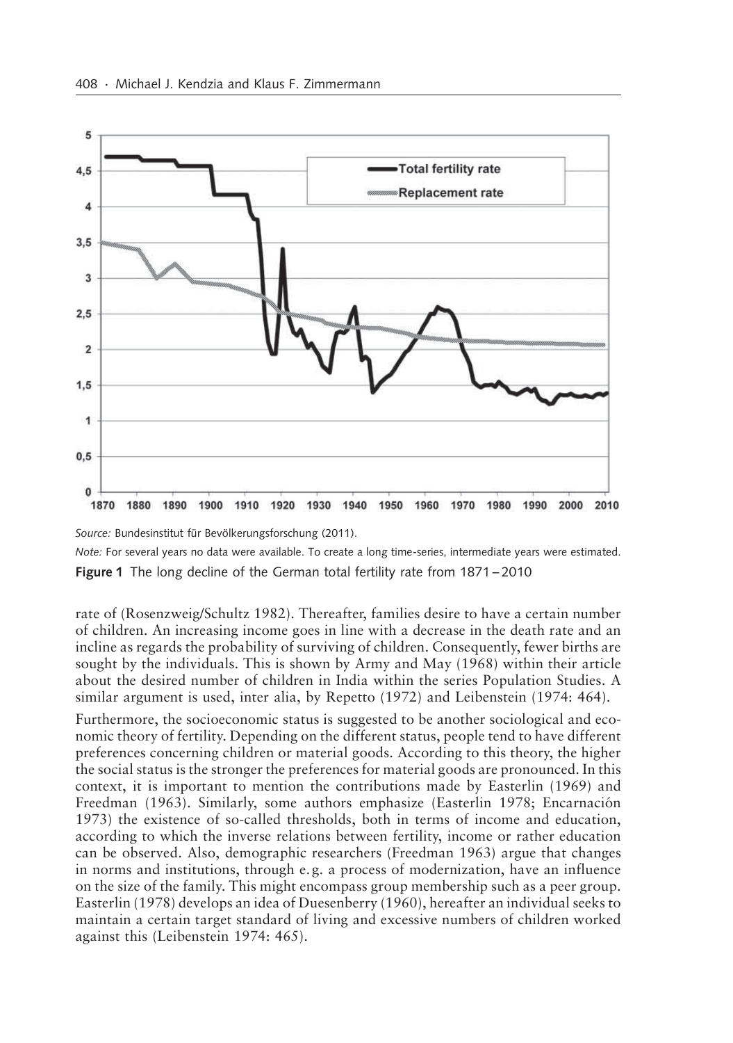*Source:* Bundesinstitut für Bevölkerungsforschung (2011).

*Note:* For several years no data were available. To create a long time-series, intermediate years were estimated.

**Figure 1** The long decline of the German total fertility rate from 1871 – 2010

rate of (Rosenzweig/Schultz 1982). Thereafter, families desire to have a certain number of children. An increasing income goes in line with a decrease in the death rate and an incline as regards the probability of surviving of children. Consequently, fewer births are sought by the individuals. This is shown by Army and May (1968) within their article about the desired number of children in India within the series Population Studies. A similar argument is used, inter alia, by Repetto (1972) and Leibenstein (1974: 464).

Furthermore, the socioeconomic status is suggested to be another sociological and economic theory of fertility. Depending on the different status, people tend to have different preferences concerning children or material goods. According to this theory, the higher the social status is the stronger the preferences for material goods are pronounced. In this context, it is important to mention the contributions made by Easterlin (1969) and Freedman (1963). Similarly, some authors emphasize (Easterlin 1978; Encarnación 1973) the existence of so-called thresholds, both in terms of income and education, according to which the inverse relations between fertility, income or rather education can be observed. Also, demographic researchers (Freedman 1963) argue that changes in norms and institutions, through e.g. a process of modernization, have an influence on the size of the family. This might encompass group membership such as a peer group. Easterlin (1978) develops an idea of Duesenberry (1960), hereafter an individual seeks to maintain a certain target standard of living and excessive numbers of children worked against this (Leibenstein 1974: 465).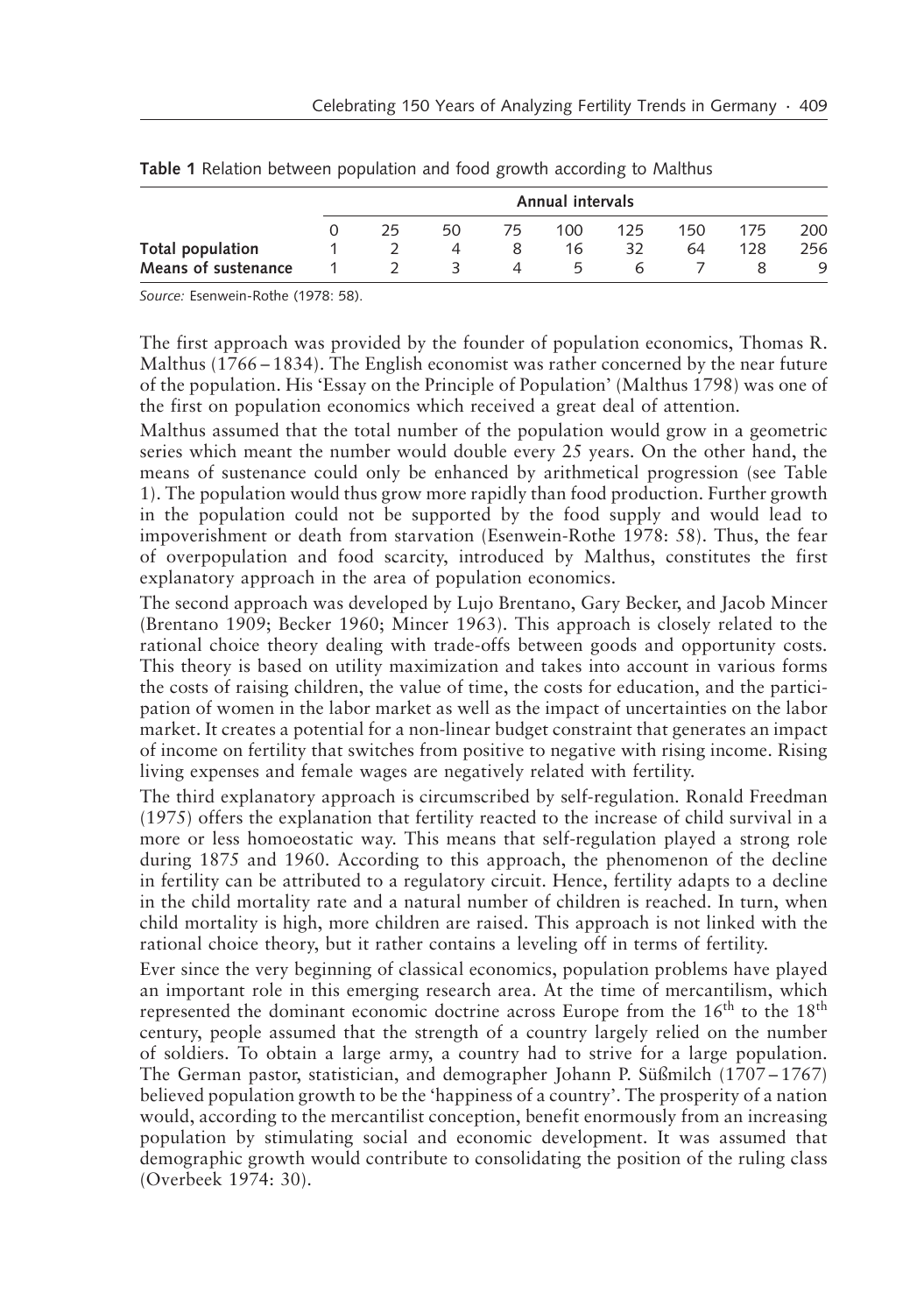**Table 1** Relation between population and food growth according to Malthus

| | Annual intervals | | | | | | | | |
|---|---|---|---|---|---|---|---|---|---|
| | 0 | 25 | 50 | 75 | 100 | 125 | 150 | 175 | 200 |
| **Total population** | 1 | 2 | 4 | 8 | 16 | 32 | 64 | 128 | 256 |
| **Means of sustenance** | 1 | 2 | 3 | 4 | 5 | 6 | 7 | 8 | 9 |

*Source:* Esenwein-Rothe (1978: 58).

The first approach was provided by the founder of population economics, Thomas R. Malthus (1766 – 1834). The English economist was rather concerned by the near future of the population. His 'Essay on the Principle of Population' (Malthus 1798) was one of the first on population economics which received a great deal of attention.

Malthus assumed that the total number of the population would grow in a geometric series which meant the number would double every 25 years. On the other hand, the means of sustenance could only be enhanced by arithmetical progression (see Table 1). The population would thus grow more rapidly than food production. Further growth in the population could not be supported by the food supply and would lead to impoverishment or death from starvation (Esenwein-Rothe 1978: 58). Thus, the fear of overpopulation and food scarcity, introduced by Malthus, constitutes the first explanatory approach in the area of population economics.

The second approach was developed by Lujo Brentano, Gary Becker, and Jacob Mincer (Brentano 1909; Becker 1960; Mincer 1963). This approach is closely related to the rational choice theory dealing with trade-offs between goods and opportunity costs. This theory is based on utility maximization and takes into account in various forms the costs of raising children, the value of time, the costs for education, and the participation of women in the labor market as well as the impact of uncertainties on the labor market. It creates a potential for a non-linear budget constraint that generates an impact of income on fertility that switches from positive to negative with rising income. Rising living expenses and female wages are negatively related with fertility.

The third explanatory approach is circumscribed by self-regulation. Ronald Freedman (1975) offers the explanation that fertility reacted to the increase of child survival in a more or less homoeostatic way. This means that self-regulation played a strong role during 1875 and 1960. According to this approach, the phenomenon of the decline in fertility can be attributed to a regulatory circuit. Hence, fertility adapts to a decline in the child mortality rate and a natural number of children is reached. In turn, when child mortality is high, more children are raised. This approach is not linked with the rational choice theory, but it rather contains a leveling off in terms of fertility.

Ever since the very beginning of classical economics, population problems have played an important role in this emerging research area. At the time of mercantilism, which represented the dominant economic doctrine across Europe from the 16th to the 18th century, people assumed that the strength of a country largely relied on the number of soldiers. To obtain a large army, a country had to strive for a large population. The German pastor, statistician, and demographer Johann P. Süßmilch (1707 – 1767) believed population growth to be the 'happiness of a country'. The prosperity of a nation would, according to the mercantilist conception, benefit enormously from an increasing population by stimulating social and economic development. It was assumed that demographic growth would contribute to consolidating the position of the ruling class (Overbeek 1974: 30).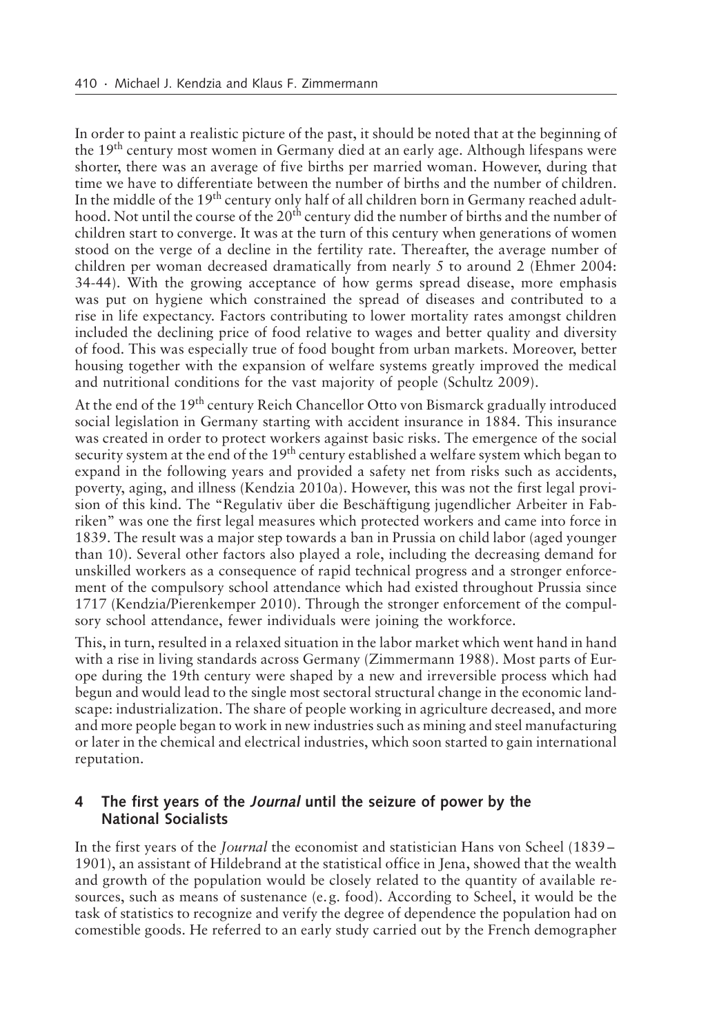In order to paint a realistic picture of the past, it should be noted that at the beginning of the 19th century most women in Germany died at an early age. Although lifespans were shorter, there was an average of five births per married woman. However, during that time we have to differentiate between the number of births and the number of children. In the middle of the 19th century only half of all children born in Germany reached adulthood. Not until the course of the 20th century did the number of births and the number of children start to converge. It was at the turn of this century when generations of women stood on the verge of a decline in the fertility rate. Thereafter, the average number of children per woman decreased dramatically from nearly 5 to around 2 (Ehmer 2004: 34-44). With the growing acceptance of how germs spread disease, more emphasis was put on hygiene which constrained the spread of diseases and contributed to a rise in life expectancy. Factors contributing to lower mortality rates amongst children included the declining price of food relative to wages and better quality and diversity of food. This was especially true of food bought from urban markets. Moreover, better housing together with the expansion of welfare systems greatly improved the medical and nutritional conditions for the vast majority of people (Schultz 2009).

At the end of the 19th century Reich Chancellor Otto von Bismarck gradually introduced social legislation in Germany starting with accident insurance in 1884. This insurance was created in order to protect workers against basic risks. The emergence of the social security system at the end of the 19th century established a welfare system which began to expand in the following years and provided a safety net from risks such as accidents, poverty, aging, and illness (Kendzia 2010a). However, this was not the first legal provision of this kind. The "Regulativ über die Beschäftigung jugendlicher Arbeiter in Fabriken" was one the first legal measures which protected workers and came into force in 1839. The result was a major step towards a ban in Prussia on child labor (aged younger than 10). Several other factors also played a role, including the decreasing demand for unskilled workers as a consequence of rapid technical progress and a stronger enforcement of the compulsory school attendance which had existed throughout Prussia since 1717 (Kendzia/Pierenkemper 2010). Through the stronger enforcement of the compulsory school attendance, fewer individuals were joining the workforce.

This, in turn, resulted in a relaxed situation in the labor market which went hand in hand with a rise in living standards across Germany (Zimmermann 1988). Most parts of Europe during the 19th century were shaped by a new and irreversible process which had begun and would lead to the single most sectoral structural change in the economic landscape: industrialization. The share of people working in agriculture decreased, and more and more people began to work in new industries such as mining and steel manufacturing or later in the chemical and electrical industries, which soon started to gain international reputation.

## 4 The first years of the *Journal* until the seizure of power by the National Socialists

In the first years of the *Journal* the economist and statistician Hans von Scheel (1839–1901), an assistant of Hildebrand at the statistical office in Jena, showed that the wealth and growth of the population would be closely related to the quantity of available resources, such as means of sustenance (e.g. food). According to Scheel, it would be the task of statistics to recognize and verify the degree of dependence the population had on comestible goods. He referred to an early study carried out by the French demographer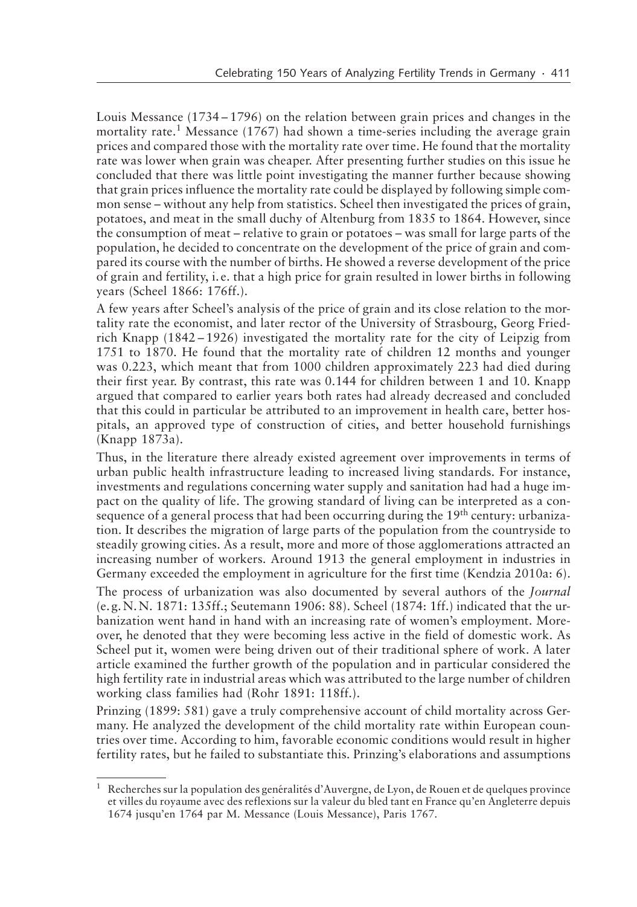Louis Messance (1734 – 1796) on the relation between grain prices and changes in the mortality rate.[1] Messance (1767) had shown a time-series including the average grain prices and compared those with the mortality rate over time. He found that the mortality rate was lower when grain was cheaper. After presenting further studies on this issue he concluded that there was little point investigating the manner further because showing that grain prices influence the mortality rate could be displayed by following simple common sense – without any help from statistics. Scheel then investigated the prices of grain, potatoes, and meat in the small duchy of Altenburg from 1835 to 1864. However, since the consumption of meat – relative to grain or potatoes – was small for large parts of the population, he decided to concentrate on the development of the price of grain and compared its course with the number of births. He showed a reverse development of the price of grain and fertility, i. e. that a high price for grain resulted in lower births in following years (Scheel 1866: 176ff.).

A few years after Scheel's analysis of the price of grain and its close relation to the mortality rate the economist, and later rector of the University of Strasbourg, Georg Friedrich Knapp (1842 – 1926) investigated the mortality rate for the city of Leipzig from 1751 to 1870. He found that the mortality rate of children 12 months and younger was 0.223, which meant that from 1000 children approximately 223 had died during their first year. By contrast, this rate was 0.144 for children between 1 and 10. Knapp argued that compared to earlier years both rates had already decreased and concluded that this could in particular be attributed to an improvement in health care, better hospitals, an approved type of construction of cities, and better household furnishings (Knapp 1873a).

Thus, in the literature there already existed agreement over improvements in terms of urban public health infrastructure leading to increased living standards. For instance, investments and regulations concerning water supply and sanitation had had a huge impact on the quality of life. The growing standard of living can be interpreted as a consequence of a general process that had been occurring during the 19th century: urbanization. It describes the migration of large parts of the population from the countryside to steadily growing cities. As a result, more and more of those agglomerations attracted an increasing number of workers. Around 1913 the general employment in industries in Germany exceeded the employment in agriculture for the first time (Kendzia 2010a: 6).

The process of urbanization was also documented by several authors of the *Journal* (e. g. N. N. 1871: 135ff.; Seutemann 1906: 88). Scheel (1874: 1ff.) indicated that the urbanization went hand in hand with an increasing rate of women's employment. Moreover, he denoted that they were becoming less active in the field of domestic work. As Scheel put it, women were being driven out of their traditional sphere of work. A later article examined the further growth of the population and in particular considered the high fertility rate in industrial areas which was attributed to the large number of children working class families had (Rohr 1891: 118ff.).

Prinzing (1899: 581) gave a truly comprehensive account of child mortality across Germany. He analyzed the development of the child mortality rate within European countries over time. According to him, favorable economic conditions would result in higher fertility rates, but he failed to substantiate this. Prinzing's elaborations and assumptions

---

[1] Recherches sur la population des genéralités d'Auvergne, de Lyon, de Rouen et de quelques province et villes du royaume avec des reflexions sur la valeur du bled tant en France qu'en Angleterre depuis 1674 jusqu'en 1764 par M. Messance (Louis Messance), Paris 1767.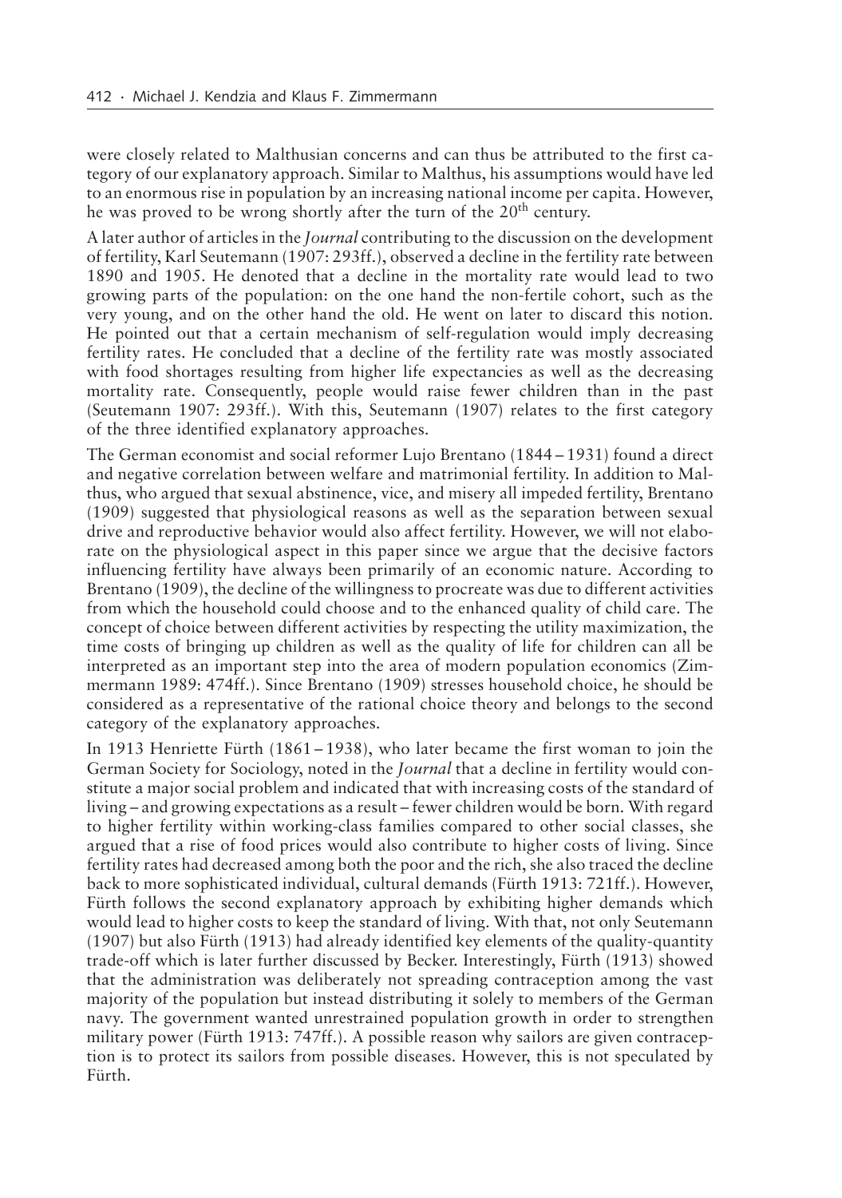were closely related to Malthusian concerns and can thus be attributed to the first category of our explanatory approach. Similar to Malthus, his assumptions would have led to an enormous rise in population by an increasing national income per capita. However, he was proved to be wrong shortly after the turn of the 20[th] century.

A later author of articles in the *Journal* contributing to the discussion on the development of fertility, Karl Seutemann (1907: 293ff.), observed a decline in the fertility rate between 1890 and 1905. He denoted that a decline in the mortality rate would lead to two growing parts of the population: on the one hand the non-fertile cohort, such as the very young, and on the other hand the old. He went on later to discard this notion. He pointed out that a certain mechanism of self-regulation would imply decreasing fertility rates. He concluded that a decline of the fertility rate was mostly associated with food shortages resulting from higher life expectancies as well as the decreasing mortality rate. Consequently, people would raise fewer children than in the past (Seutemann 1907: 293ff.). With this, Seutemann (1907) relates to the first category of the three identified explanatory approaches.

The German economist and social reformer Lujo Brentano (1844 – 1931) found a direct and negative correlation between welfare and matrimonial fertility. In addition to Malthus, who argued that sexual abstinence, vice, and misery all impeded fertility, Brentano (1909) suggested that physiological reasons as well as the separation between sexual drive and reproductive behavior would also affect fertility. However, we will not elaborate on the physiological aspect in this paper since we argue that the decisive factors influencing fertility have always been primarily of an economic nature. According to Brentano (1909), the decline of the willingness to procreate was due to different activities from which the household could choose and to the enhanced quality of child care. The concept of choice between different activities by respecting the utility maximization, the time costs of bringing up children as well as the quality of life for children can all be interpreted as an important step into the area of modern population economics (Zimmermann 1989: 474ff.). Since Brentano (1909) stresses household choice, he should be considered as a representative of the rational choice theory and belongs to the second category of the explanatory approaches.

In 1913 Henriette Fürth (1861 – 1938), who later became the first woman to join the German Society for Sociology, noted in the *Journal* that a decline in fertility would constitute a major social problem and indicated that with increasing costs of the standard of living – and growing expectations as a result – fewer children would be born. With regard to higher fertility within working-class families compared to other social classes, she argued that a rise of food prices would also contribute to higher costs of living. Since fertility rates had decreased among both the poor and the rich, she also traced the decline back to more sophisticated individual, cultural demands (Fürth 1913: 721ff.). However, Fürth follows the second explanatory approach by exhibiting higher demands which would lead to higher costs to keep the standard of living. With that, not only Seutemann (1907) but also Fürth (1913) had already identified key elements of the quality-quantity trade-off which is later further discussed by Becker. Interestingly, Fürth (1913) showed that the administration was deliberately not spreading contraception among the vast majority of the population but instead distributing it solely to members of the German navy. The government wanted unrestrained population growth in order to strengthen military power (Fürth 1913: 747ff.). A possible reason why sailors are given contraception is to protect its sailors from possible diseases. However, this is not speculated by Fürth.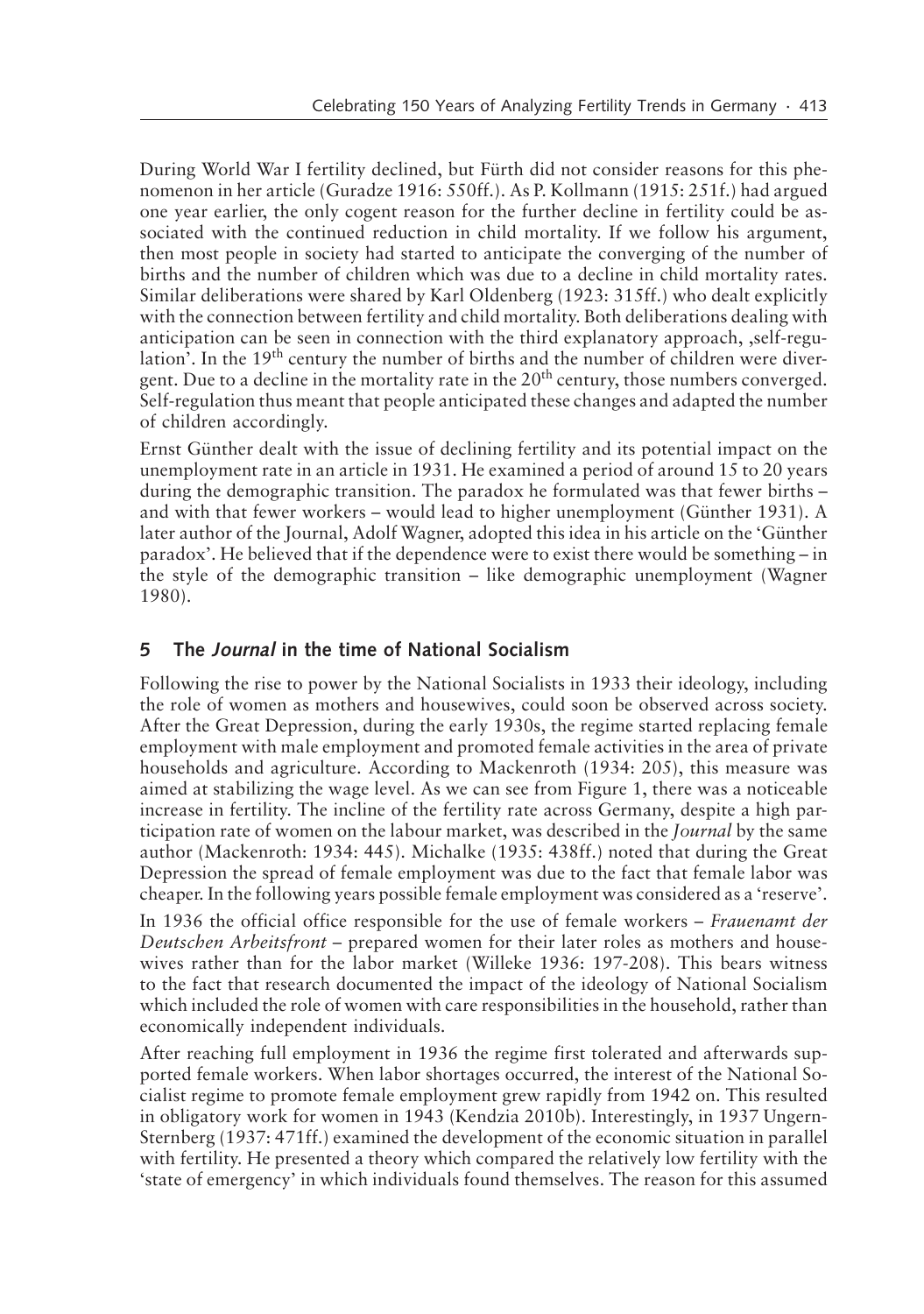During World War I fertility declined, but Fürth did not consider reasons for this phenomenon in her article (Guradze 1916: 550ff.). As P. Kollmann (1915: 251f.) had argued one year earlier, the only cogent reason for the further decline in fertility could be associated with the continued reduction in child mortality. If we follow his argument, then most people in society had started to anticipate the converging of the number of births and the number of children which was due to a decline in child mortality rates. Similar deliberations were shared by Karl Oldenberg (1923: 315ff.) who dealt explicitly with the connection between fertility and child mortality. Both deliberations dealing with anticipation can be seen in connection with the third explanatory approach, ‚self-regulation'. In the 19th century the number of births and the number of children were divergent. Due to a decline in the mortality rate in the 20th century, those numbers converged. Self-regulation thus meant that people anticipated these changes and adapted the number of children accordingly.

Ernst Günther dealt with the issue of declining fertility and its potential impact on the unemployment rate in an article in 1931. He examined a period of around 15 to 20 years during the demographic transition. The paradox he formulated was that fewer births – and with that fewer workers – would lead to higher unemployment (Günther 1931). A later author of the Journal, Adolf Wagner, adopted this idea in his article on the 'Günther paradox'. He believed that if the dependence were to exist there would be something – in the style of the demographic transition – like demographic unemployment (Wagner 1980).

## 5 The *Journal* in the time of National Socialism

Following the rise to power by the National Socialists in 1933 their ideology, including the role of women as mothers and housewives, could soon be observed across society. After the Great Depression, during the early 1930s, the regime started replacing female employment with male employment and promoted female activities in the area of private households and agriculture. According to Mackenroth (1934: 205), this measure was aimed at stabilizing the wage level. As we can see from Figure 1, there was a noticeable increase in fertility. The incline of the fertility rate across Germany, despite a high participation rate of women on the labour market, was described in the *Journal* by the same author (Mackenroth: 1934: 445). Michalke (1935: 438ff.) noted that during the Great Depression the spread of female employment was due to the fact that female labor was cheaper. In the following years possible female employment was considered as a 'reserve'.

In 1936 the official office responsible for the use of female workers – *Frauenamt der Deutschen Arbeitsfront* – prepared women for their later roles as mothers and housewives rather than for the labor market (Willeke 1936: 197-208). This bears witness to the fact that research documented the impact of the ideology of National Socialism which included the role of women with care responsibilities in the household, rather than economically independent individuals.

After reaching full employment in 1936 the regime first tolerated and afterwards supported female workers. When labor shortages occurred, the interest of the National Socialist regime to promote female employment grew rapidly from 1942 on. This resulted in obligatory work for women in 1943 (Kendzia 2010b). Interestingly, in 1937 Ungern-Sternberg (1937: 471ff.) examined the development of the economic situation in parallel with fertility. He presented a theory which compared the relatively low fertility with the 'state of emergency' in which individuals found themselves. The reason for this assumed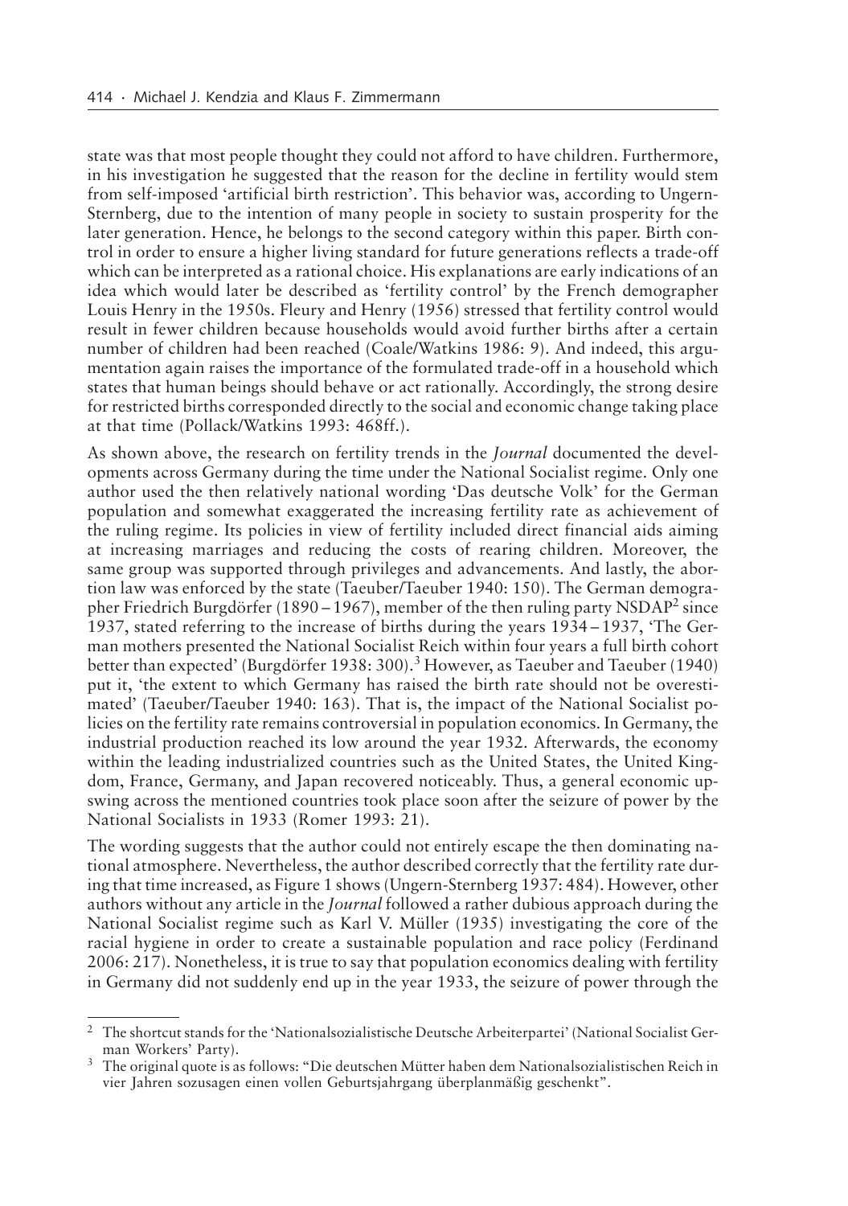state was that most people thought they could not afford to have children. Furthermore, in his investigation he suggested that the reason for the decline in fertility would stem from self-imposed 'artificial birth restriction'. This behavior was, according to Ungern-Sternberg, due to the intention of many people in society to sustain prosperity for the later generation. Hence, he belongs to the second category within this paper. Birth control in order to ensure a higher living standard for future generations reflects a trade-off which can be interpreted as a rational choice. His explanations are early indications of an idea which would later be described as 'fertility control' by the French demographer Louis Henry in the 1950s. Fleury and Henry (1956) stressed that fertility control would result in fewer children because households would avoid further births after a certain number of children had been reached (Coale/Watkins 1986: 9). And indeed, this argumentation again raises the importance of the formulated trade-off in a household which states that human beings should behave or act rationally. Accordingly, the strong desire for restricted births corresponded directly to the social and economic change taking place at that time (Pollack/Watkins 1993: 468ff.).

As shown above, the research on fertility trends in the *Journal* documented the developments across Germany during the time under the National Socialist regime. Only one author used the then relatively national wording 'Das deutsche Volk' for the German population and somewhat exaggerated the increasing fertility rate as achievement of the ruling regime. Its policies in view of fertility included direct financial aids aiming at increasing marriages and reducing the costs of rearing children. Moreover, the same group was supported through privileges and advancements. And lastly, the abortion law was enforced by the state (Taeuber/Taeuber 1940: 150). The German demographer Friedrich Burgdörfer (1890 – 1967), member of the then ruling party NSDAP[2] since 1937, stated referring to the increase of births during the years 1934 – 1937, 'The German mothers presented the National Socialist Reich within four years a full birth cohort better than expected' (Burgdörfer 1938: 300).[3] However, as Taeuber and Taeuber (1940) put it, 'the extent to which Germany has raised the birth rate should not be overestimated' (Taeuber/Taeuber 1940: 163). That is, the impact of the National Socialist policies on the fertility rate remains controversial in population economics. In Germany, the industrial production reached its low around the year 1932. Afterwards, the economy within the leading industrialized countries such as the United States, the United Kingdom, France, Germany, and Japan recovered noticeably. Thus, a general economic upswing across the mentioned countries took place soon after the seizure of power by the National Socialists in 1933 (Romer 1993: 21).

The wording suggests that the author could not entirely escape the then dominating national atmosphere. Nevertheless, the author described correctly that the fertility rate during that time increased, as Figure 1 shows (Ungern-Sternberg 1937: 484). However, other authors without any article in the *Journal* followed a rather dubious approach during the National Socialist regime such as Karl V. Müller (1935) investigating the core of the racial hygiene in order to create a sustainable population and race policy (Ferdinand 2006: 217). Nonetheless, it is true to say that population economics dealing with fertility in Germany did not suddenly end up in the year 1933, the seizure of power through the

---

[2] The shortcut stands for the 'Nationalsozialistische Deutsche Arbeiterpartei' (National Socialist German Workers' Party).

[3] The original quote is as follows: "Die deutschen Mütter haben dem Nationalsozialistischen Reich in vier Jahren sozusagen einen vollen Geburtsjahrgang überplanmäßig geschenkt".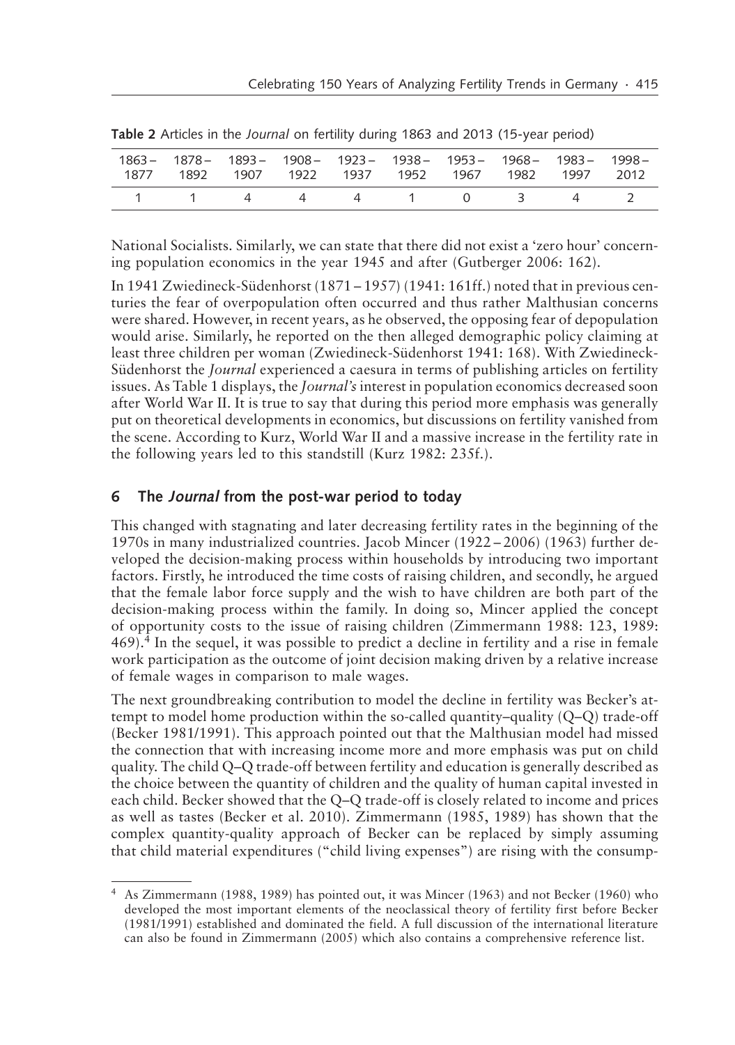**Table 2** Articles in the *Journal* on fertility during 1863 and 2013 (15-year period)

| 1863–1877 | 1878–1892 | 1893–1907 | 1908–1922 | 1923–1937 | 1938–1952 | 1953–1967 | 1968–1982 | 1983–1997 | 1998–2012 |
|---|---|---|---|---|---|---|---|---|---|
| 1 | 1 | 4 | 4 | 4 | 1 | 0 | 3 | 4 | 2 |

National Socialists. Similarly, we can state that there did not exist a 'zero hour' concerning population economics in the year 1945 and after (Gutberger 2006: 162).

In 1941 Zwiedineck-Südenhorst (1871–1957) (1941: 161ff.) noted that in previous centuries the fear of overpopulation often occurred and thus rather Malthusian concerns were shared. However, in recent years, as he observed, the opposing fear of depopulation would arise. Similarly, he reported on the then alleged demographic policy claiming at least three children per woman (Zwiedineck-Südenhorst 1941: 168). With Zwiedineck-Südenhorst the *Journal* experienced a caesura in terms of publishing articles on fertility issues. As Table 1 displays, the *Journal's* interest in population economics decreased soon after World War II. It is true to say that during this period more emphasis was generally put on theoretical developments in economics, but discussions on fertility vanished from the scene. According to Kurz, World War II and a massive increase in the fertility rate in the following years led to this standstill (Kurz 1982: 235f.).

## 6 The *Journal* from the post-war period to today

This changed with stagnating and later decreasing fertility rates in the beginning of the 1970s in many industrialized countries. Jacob Mincer (1922–2006) (1963) further developed the decision-making process within households by introducing two important factors. Firstly, he introduced the time costs of raising children, and secondly, he argued that the female labor force supply and the wish to have children are both part of the decision-making process within the family. In doing so, Mincer applied the concept of opportunity costs to the issue of raising children (Zimmermann 1988: 123, 1989: 469).[4] In the sequel, it was possible to predict a decline in fertility and a rise in female work participation as the outcome of joint decision making driven by a relative increase of female wages in comparison to male wages.

The next groundbreaking contribution to model the decline in fertility was Becker's attempt to model home production within the so-called quantity–quality (Q–Q) trade-off (Becker 1981/1991). This approach pointed out that the Malthusian model had missed the connection that with increasing income more and more emphasis was put on child quality. The child Q–Q trade-off between fertility and education is generally described as the choice between the quantity of children and the quality of human capital invested in each child. Becker showed that the Q–Q trade-off is closely related to income and prices as well as tastes (Becker et al. 2010). Zimmermann (1985, 1989) has shown that the complex quantity-quality approach of Becker can be replaced by simply assuming that child material expenditures ("child living expenses") are rising with the consump-

[4] As Zimmermann (1988, 1989) has pointed out, it was Mincer (1963) and not Becker (1960) who developed the most important elements of the neoclassical theory of fertility first before Becker (1981/1991) established and dominated the field. A full discussion of the international literature can also be found in Zimmermann (2005) which also contains a comprehensive reference list.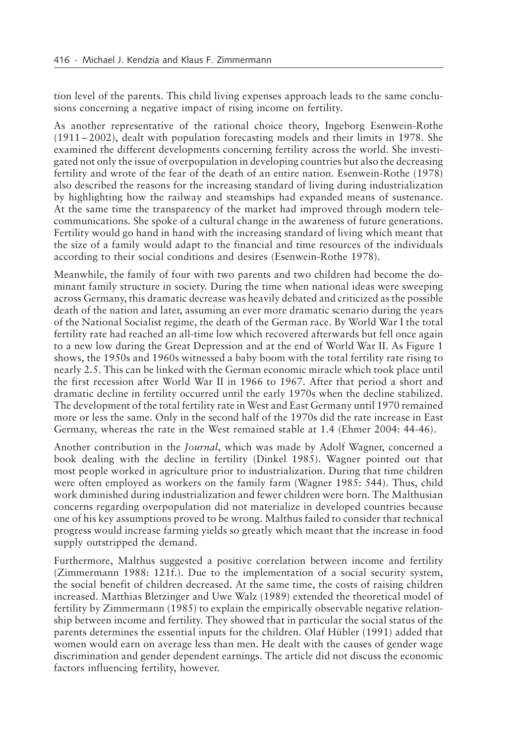tion level of the parents. This child living expenses approach leads to the same conclusions concerning a negative impact of rising income on fertility.

As another representative of the rational choice theory, Ingeborg Esenwein-Rothe (1911 – 2002), dealt with population forecasting models and their limits in 1978. She examined the different developments concerning fertility across the world. She investigated not only the issue of overpopulation in developing countries but also the decreasing fertility and wrote of the fear of the death of an entire nation. Esenwein-Rothe (1978) also described the reasons for the increasing standard of living during industrialization by highlighting how the railway and steamships had expanded means of sustenance. At the same time the transparency of the market had improved through modern telecommunications. She spoke of a cultural change in the awareness of future generations. Fertility would go hand in hand with the increasing standard of living which meant that the size of a family would adapt to the financial and time resources of the individuals according to their social conditions and desires (Esenwein-Rothe 1978).

Meanwhile, the family of four with two parents and two children had become the dominant family structure in society. During the time when national ideas were sweeping across Germany, this dramatic decrease was heavily debated and criticized as the possible death of the nation and later, assuming an ever more dramatic scenario during the years of the National Socialist regime, the death of the German race. By World War I the total fertility rate had reached an all-time low which recovered afterwards but fell once again to a new low during the Great Depression and at the end of World War II. As Figure 1 shows, the 1950s and 1960s witnessed a baby boom with the total fertility rate rising to nearly 2.5. This can be linked with the German economic miracle which took place until the first recession after World War II in 1966 to 1967. After that period a short and dramatic decline in fertility occurred until the early 1970s when the decline stabilized. The development of the total fertility rate in West and East Germany until 1970 remained more or less the same. Only in the second half of the 1970s did the rate increase in East Germany, whereas the rate in the West remained stable at 1.4 (Ehmer 2004: 44-46).

Another contribution in the *Journal*, which was made by Adolf Wagner, concerned a book dealing with the decline in fertility (Dinkel 1985). Wagner pointed out that most people worked in agriculture prior to industrialization. During that time children were often employed as workers on the family farm (Wagner 1985: 544). Thus, child work diminished during industrialization and fewer children were born. The Malthusian concerns regarding overpopulation did not materialize in developed countries because one of his key assumptions proved to be wrong. Malthus failed to consider that technical progress would increase farming yields so greatly which meant that the increase in food supply outstripped the demand.

Furthermore, Malthus suggested a positive correlation between income and fertility (Zimmermann 1988: 121f.). Due to the implementation of a social security system, the social benefit of children decreased. At the same time, the costs of raising children increased. Matthias Bletzinger and Uwe Walz (1989) extended the theoretical model of fertility by Zimmermann (1985) to explain the empirically observable negative relationship between income and fertility. They showed that in particular the social status of the parents determines the essential inputs for the children. Olaf Hübler (1991) added that women would earn on average less than men. He dealt with the causes of gender wage discrimination and gender dependent earnings. The article did not discuss the economic factors influencing fertility, however.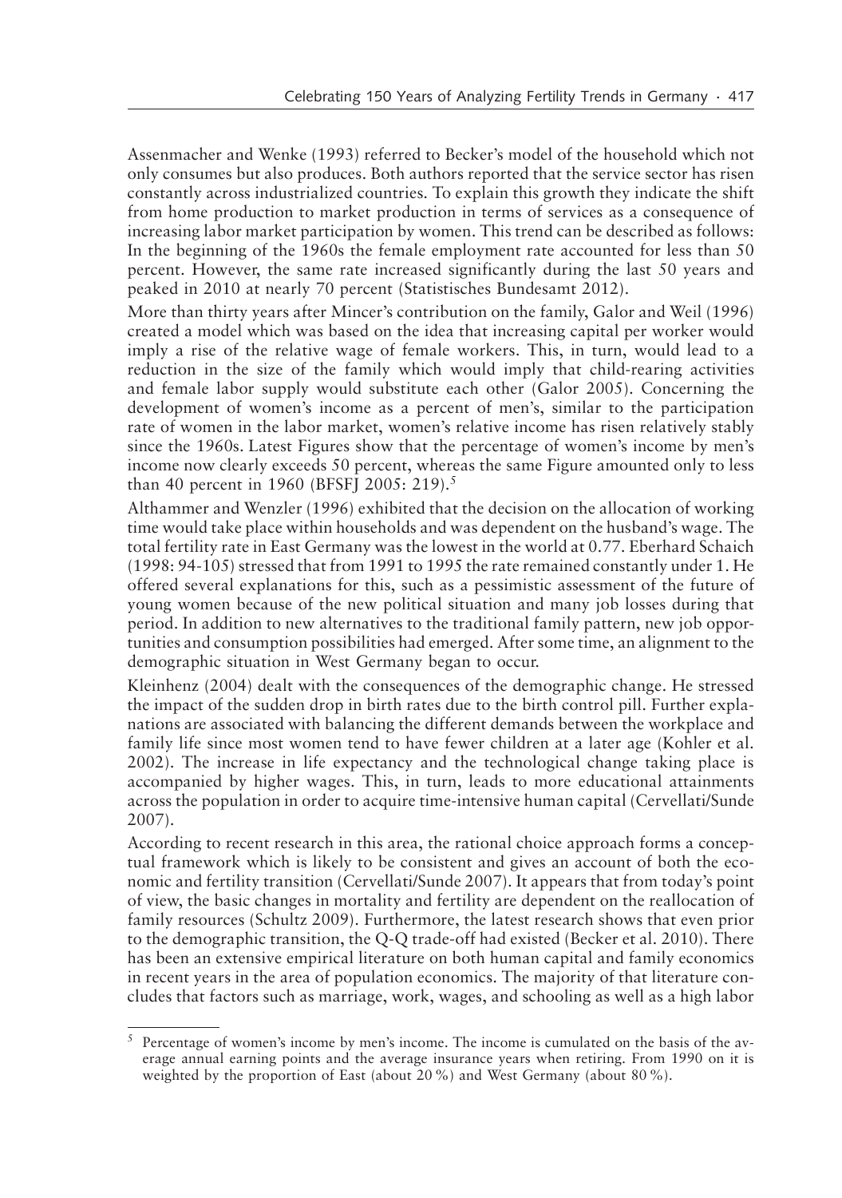Assenmacher and Wenke (1993) referred to Becker's model of the household which not only consumes but also produces. Both authors reported that the service sector has risen constantly across industrialized countries. To explain this growth they indicate the shift from home production to market production in terms of services as a consequence of increasing labor market participation by women. This trend can be described as follows: In the beginning of the 1960s the female employment rate accounted for less than 50 percent. However, the same rate increased significantly during the last 50 years and peaked in 2010 at nearly 70 percent (Statistisches Bundesamt 2012).

More than thirty years after Mincer's contribution on the family, Galor and Weil (1996) created a model which was based on the idea that increasing capital per worker would imply a rise of the relative wage of female workers. This, in turn, would lead to a reduction in the size of the family which would imply that child-rearing activities and female labor supply would substitute each other (Galor 2005). Concerning the development of women's income as a percent of men's, similar to the participation rate of women in the labor market, women's relative income has risen relatively stably since the 1960s. Latest Figures show that the percentage of women's income by men's income now clearly exceeds 50 percent, whereas the same Figure amounted only to less than 40 percent in 1960 (BFSFJ 2005: 219).[5]

Althammer and Wenzler (1996) exhibited that the decision on the allocation of working time would take place within households and was dependent on the husband's wage. The total fertility rate in East Germany was the lowest in the world at 0.77. Eberhard Schaich (1998: 94-105) stressed that from 1991 to 1995 the rate remained constantly under 1. He offered several explanations for this, such as a pessimistic assessment of the future of young women because of the new political situation and many job losses during that period. In addition to new alternatives to the traditional family pattern, new job opportunities and consumption possibilities had emerged. After some time, an alignment to the demographic situation in West Germany began to occur.

Kleinhenz (2004) dealt with the consequences of the demographic change. He stressed the impact of the sudden drop in birth rates due to the birth control pill. Further explanations are associated with balancing the different demands between the workplace and family life since most women tend to have fewer children at a later age (Kohler et al. 2002). The increase in life expectancy and the technological change taking place is accompanied by higher wages. This, in turn, leads to more educational attainments across the population in order to acquire time-intensive human capital (Cervellati/Sunde 2007).

According to recent research in this area, the rational choice approach forms a conceptual framework which is likely to be consistent and gives an account of both the economic and fertility transition (Cervellati/Sunde 2007). It appears that from today's point of view, the basic changes in mortality and fertility are dependent on the reallocation of family resources (Schultz 2009). Furthermore, the latest research shows that even prior to the demographic transition, the Q-Q trade-off had existed (Becker et al. 2010). There has been an extensive empirical literature on both human capital and family economics in recent years in the area of population economics. The majority of that literature concludes that factors such as marriage, work, wages, and schooling as well as a high labor

---

[5] Percentage of women's income by men's income. The income is cumulated on the basis of the average annual earning points and the average insurance years when retiring. From 1990 on it is weighted by the proportion of East (about 20 %) and West Germany (about 80 %).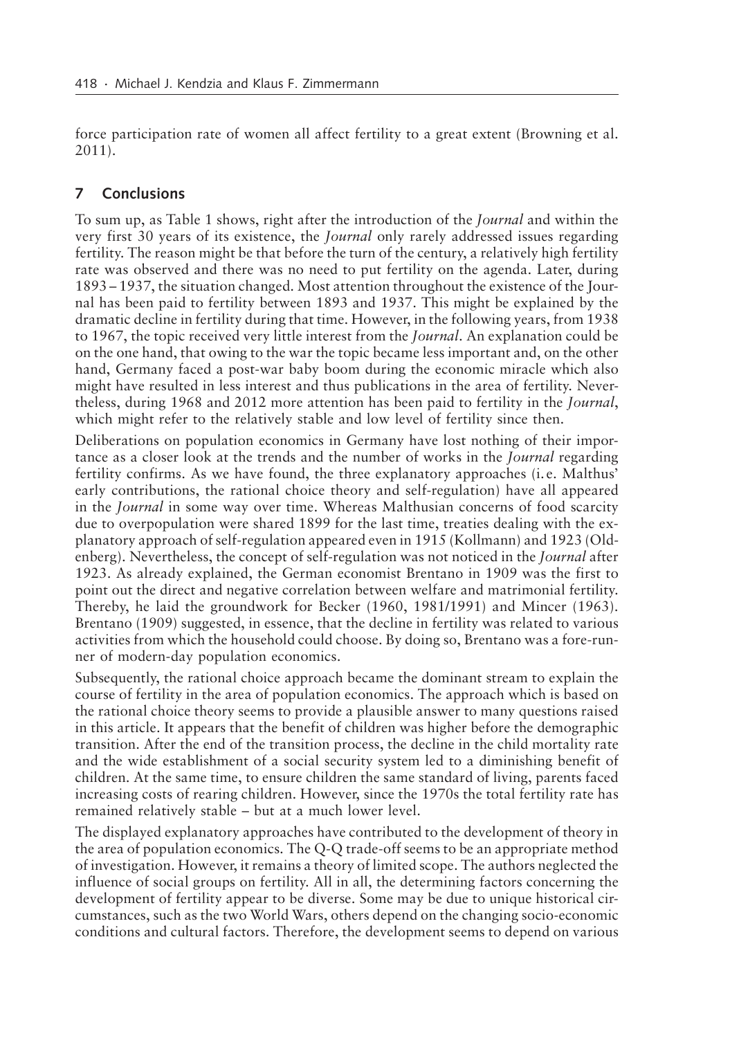force participation rate of women all affect fertility to a great extent (Browning et al. 2011).

## 7 Conclusions

To sum up, as Table 1 shows, right after the introduction of the *Journal* and within the very first 30 years of its existence, the *Journal* only rarely addressed issues regarding fertility. The reason might be that before the turn of the century, a relatively high fertility rate was observed and there was no need to put fertility on the agenda. Later, during 1893–1937, the situation changed. Most attention throughout the existence of the Journal has been paid to fertility between 1893 and 1937. This might be explained by the dramatic decline in fertility during that time. However, in the following years, from 1938 to 1967, the topic received very little interest from the *Journal*. An explanation could be on the one hand, that owing to the war the topic became less important and, on the other hand, Germany faced a post-war baby boom during the economic miracle which also might have resulted in less interest and thus publications in the area of fertility. Nevertheless, during 1968 and 2012 more attention has been paid to fertility in the *Journal*, which might refer to the relatively stable and low level of fertility since then.

Deliberations on population economics in Germany have lost nothing of their importance as a closer look at the trends and the number of works in the *Journal* regarding fertility confirms. As we have found, the three explanatory approaches (i.e. Malthus' early contributions, the rational choice theory and self-regulation) have all appeared in the *Journal* in some way over time. Whereas Malthusian concerns of food scarcity due to overpopulation were shared 1899 for the last time, treaties dealing with the explanatory approach of self-regulation appeared even in 1915 (Kollmann) and 1923 (Oldenberg). Nevertheless, the concept of self-regulation was not noticed in the *Journal* after 1923. As already explained, the German economist Brentano in 1909 was the first to point out the direct and negative correlation between welfare and matrimonial fertility. Thereby, he laid the groundwork for Becker (1960, 1981/1991) and Mincer (1963). Brentano (1909) suggested, in essence, that the decline in fertility was related to various activities from which the household could choose. By doing so, Brentano was a fore-runner of modern-day population economics.

Subsequently, the rational choice approach became the dominant stream to explain the course of fertility in the area of population economics. The approach which is based on the rational choice theory seems to provide a plausible answer to many questions raised in this article. It appears that the benefit of children was higher before the demographic transition. After the end of the transition process, the decline in the child mortality rate and the wide establishment of a social security system led to a diminishing benefit of children. At the same time, to ensure children the same standard of living, parents faced increasing costs of rearing children. However, since the 1970s the total fertility rate has remained relatively stable – but at a much lower level.

The displayed explanatory approaches have contributed to the development of theory in the area of population economics. The Q-Q trade-off seems to be an appropriate method of investigation. However, it remains a theory of limited scope. The authors neglected the influence of social groups on fertility. All in all, the determining factors concerning the development of fertility appear to be diverse. Some may be due to unique historical circumstances, such as the two World Wars, others depend on the changing socio-economic conditions and cultural factors. Therefore, the development seems to depend on various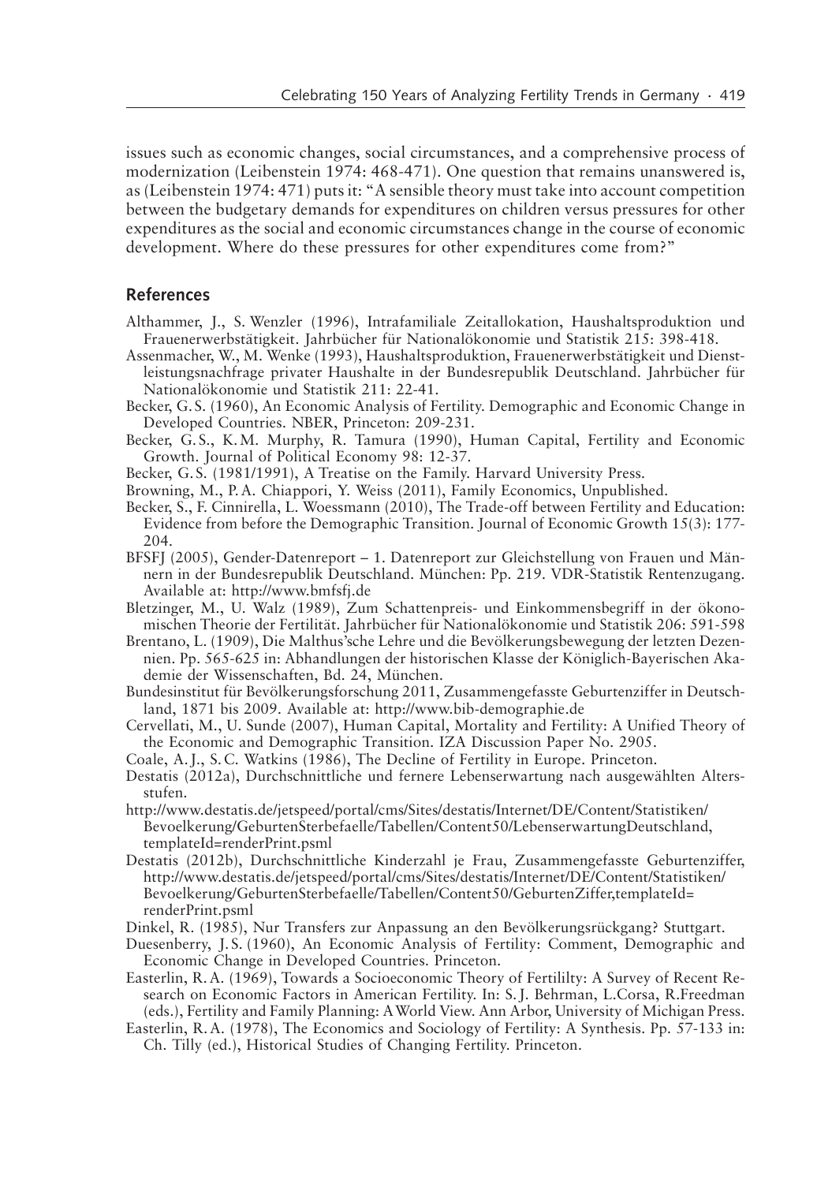issues such as economic changes, social circumstances, and a comprehensive process of modernization (Leibenstein 1974: 468-471). One question that remains unanswered is, as (Leibenstein 1974: 471) puts it: "A sensible theory must take into account competition between the budgetary demands for expenditures on children versus pressures for other expenditures as the social and economic circumstances change in the course of economic development. Where do these pressures for other expenditures come from?"

## References

Althammer, J., S. Wenzler (1996), Intrafamiliale Zeitallokation, Haushaltsproduktion und Frauenerwerbstätigkeit. Jahrbücher für Nationalökonomie und Statistik 215: 398-418.

Assenmacher, W., M. Wenke (1993), Haushaltsproduktion, Frauenerwerbstätigkeit und Dienstleistungsnachfrage privater Haushalte in der Bundesrepublik Deutschland. Jahrbücher für Nationalökonomie und Statistik 211: 22-41.

Becker, G. S. (1960), An Economic Analysis of Fertility. Demographic and Economic Change in Developed Countries. NBER, Princeton: 209-231.

Becker, G. S., K. M. Murphy, R. Tamura (1990), Human Capital, Fertility and Economic Growth. Journal of Political Economy 98: 12-37.

Becker, G. S. (1981/1991), A Treatise on the Family. Harvard University Press.

Browning, M., P. A. Chiappori, Y. Weiss (2011), Family Economics, Unpublished.

Becker, S., F. Cinnirella, L. Woessmann (2010), The Trade-off between Fertility and Education: Evidence from before the Demographic Transition. Journal of Economic Growth 15(3): 177-204.

BFSFJ (2005), Gender-Datenreport – 1. Datenreport zur Gleichstellung von Frauen und Männern in der Bundesrepublik Deutschland. München: Pp. 219. VDR-Statistik Rentenzugang. Available at: http://www.bmfsfj.de

Bletzinger, M., U. Walz (1989), Zum Schattenpreis- und Einkommensbegriff in der ökonomischen Theorie der Fertilität. Jahrbücher für Nationalökonomie und Statistik 206: 591-598

Brentano, L. (1909), Die Malthus'sche Lehre und die Bevölkerungsbewegung der letzten Dezennien. Pp. 565-625 in: Abhandlungen der historischen Klasse der Königlich-Bayerischen Akademie der Wissenschaften, Bd. 24, München.

Bundesinstitut für Bevölkerungsforschung 2011, Zusammengefasste Geburtenziffer in Deutschland, 1871 bis 2009. Available at: http://www.bib-demographie.de

Cervellati, M., U. Sunde (2007), Human Capital, Mortality and Fertility: A Unified Theory of the Economic and Demographic Transition. IZA Discussion Paper No. 2905.

Coale, A. J., S. C. Watkins (1986), The Decline of Fertility in Europe. Princeton.

Destatis (2012a), Durchschnittliche und fernere Lebenserwartung nach ausgewählten Altersstufen.
http://www.destatis.de/jetspeed/portal/cms/Sites/destatis/Internet/DE/Content/Statistiken/Bevoelkerung/GeburtenSterbefaelle/Tabellen/Content50/LebenserwartungDeutschland,templateId=renderPrint.psml

Destatis (2012b), Durchschnittliche Kinderzahl je Frau, Zusammengefasste Geburtenziffer, http://www.destatis.de/jetspeed/portal/cms/Sites/destatis/Internet/DE/Content/Statistiken/Bevoelkerung/GeburtenSterbefaelle/Tabellen/Content50/GeburtenZiffer,templateId=renderPrint.psml

Dinkel, R. (1985), Nur Transfers zur Anpassung an den Bevölkerungsrückgang? Stuttgart.

Duesenberry, J. S. (1960), An Economic Analysis of Fertility: Comment, Demographic and Economic Change in Developed Countries. Princeton.

Easterlin, R. A. (1969), Towards a Socioeconomic Theory of Fertililty: A Survey of Recent Research on Economic Factors in American Fertility. In: S. J. Behrman, L.Corsa, R.Freedman (eds.), Fertility and Family Planning: A World View. Ann Arbor, University of Michigan Press.

Easterlin, R. A. (1978), The Economics and Sociology of Fertility: A Synthesis. Pp. 57-133 in: Ch. Tilly (ed.), Historical Studies of Changing Fertility. Princeton.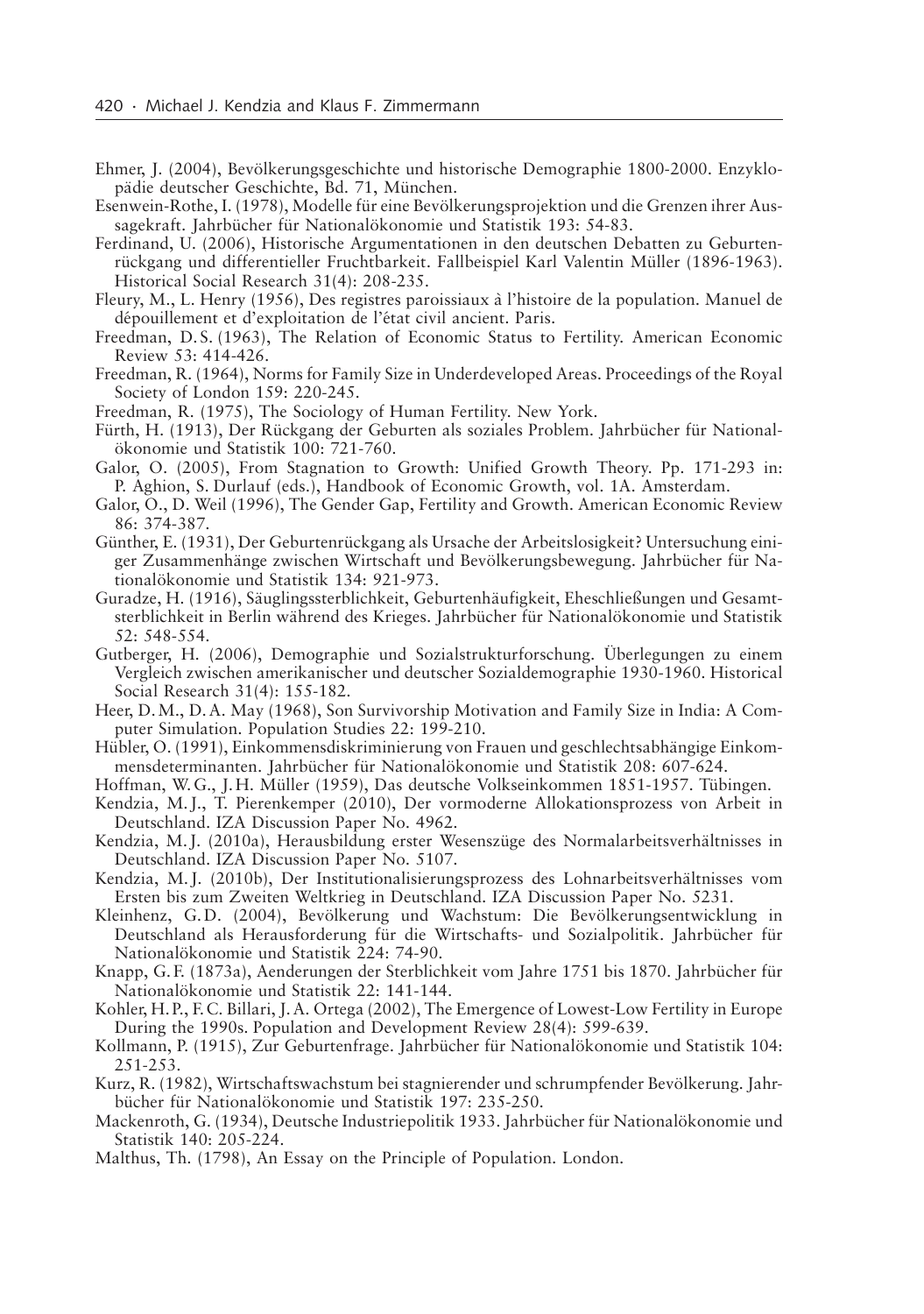Ehmer, J. (2004), Bevölkerungsgeschichte und historische Demographie 1800-2000. Enzyklopädie deutscher Geschichte, Bd. 71, München.

Esenwein-Rothe, I. (1978), Modelle für eine Bevölkerungsprojektion und die Grenzen ihrer Aussagekraft. Jahrbücher für Nationalökonomie und Statistik 193: 54-83.

Ferdinand, U. (2006), Historische Argumentationen in den deutschen Debatten zu Geburtenrückgang und differentieller Fruchtbarkeit. Fallbeispiel Karl Valentin Müller (1896-1963). Historical Social Research 31(4): 208-235.

Fleury, M., L. Henry (1956), Des registres paroissiaux à l'histoire de la population. Manuel de dépouillement et d'exploitation de l'état civil ancient. Paris.

Freedman, D.S. (1963), The Relation of Economic Status to Fertility. American Economic Review 53: 414-426.

Freedman, R. (1964), Norms for Family Size in Underdeveloped Areas. Proceedings of the Royal Society of London 159: 220-245.

Freedman, R. (1975), The Sociology of Human Fertility. New York.

Fürth, H. (1913), Der Rückgang der Geburten als soziales Problem. Jahrbücher für Nationalökonomie und Statistik 100: 721-760.

Galor, O. (2005), From Stagnation to Growth: Unified Growth Theory. Pp. 171-293 in: P. Aghion, S. Durlauf (eds.), Handbook of Economic Growth, vol. 1A. Amsterdam.

Galor, O., D. Weil (1996), The Gender Gap, Fertility and Growth. American Economic Review 86: 374-387.

Günther, E. (1931), Der Geburtenrückgang als Ursache der Arbeitslosigkeit? Untersuchung einiger Zusammenhänge zwischen Wirtschaft und Bevölkerungsbewegung. Jahrbücher für Nationalökonomie und Statistik 134: 921-973.

Guradze, H. (1916), Säuglingssterblichkeit, Geburtenhäufigkeit, Eheschließungen und Gesamtsterblichkeit in Berlin während des Krieges. Jahrbücher für Nationalökonomie und Statistik 52: 548-554.

Gutberger, H. (2006), Demographie und Sozialstrukturforschung. Überlegungen zu einem Vergleich zwischen amerikanischer und deutscher Sozialdemographie 1930-1960. Historical Social Research 31(4): 155-182.

Heer, D.M., D.A. May (1968), Son Survivorship Motivation and Family Size in India: A Computer Simulation. Population Studies 22: 199-210.

Hübler, O. (1991), Einkommensdiskriminierung von Frauen und geschlechtsabhängige Einkommensdeterminanten. Jahrbücher für Nationalökonomie und Statistik 208: 607-624.

Hoffman, W.G., J.H. Müller (1959), Das deutsche Volkseinkommen 1851-1957. Tübingen.

Kendzia, M.J., T. Pierenkemper (2010), Der vormoderne Allokationsprozess von Arbeit in Deutschland. IZA Discussion Paper No. 4962.

Kendzia, M.J. (2010a), Herausbildung erster Wesenszüge des Normalarbeitsverhältnisses in Deutschland. IZA Discussion Paper No. 5107.

Kendzia, M.J. (2010b), Der Institutionalisierungsprozess des Lohnarbeitsverhältnisses vom Ersten bis zum Zweiten Weltkrieg in Deutschland. IZA Discussion Paper No. 5231.

Kleinhenz, G.D. (2004), Bevölkerung und Wachstum: Die Bevölkerungsentwicklung in Deutschland als Herausforderung für die Wirtschafts- und Sozialpolitik. Jahrbücher für Nationalökonomie und Statistik 224: 74-90.

Knapp, G.F. (1873a), Aenderungen der Sterblichkeit vom Jahre 1751 bis 1870. Jahrbücher für Nationalökonomie und Statistik 22: 141-144.

Kohler, H.P., F.C. Billari, J.A. Ortega (2002), The Emergence of Lowest-Low Fertility in Europe During the 1990s. Population and Development Review 28(4): 599-639.

Kollmann, P. (1915), Zur Geburtenfrage. Jahrbücher für Nationalökonomie und Statistik 104: 251-253.

Kurz, R. (1982), Wirtschaftswachstum bei stagnierender und schrumpfender Bevölkerung. Jahrbücher für Nationalökonomie und Statistik 197: 235-250.

Mackenroth, G. (1934), Deutsche Industriepolitik 1933. Jahrbücher für Nationalökonomie und Statistik 140: 205-224.

Malthus, Th. (1798), An Essay on the Principle of Population. London.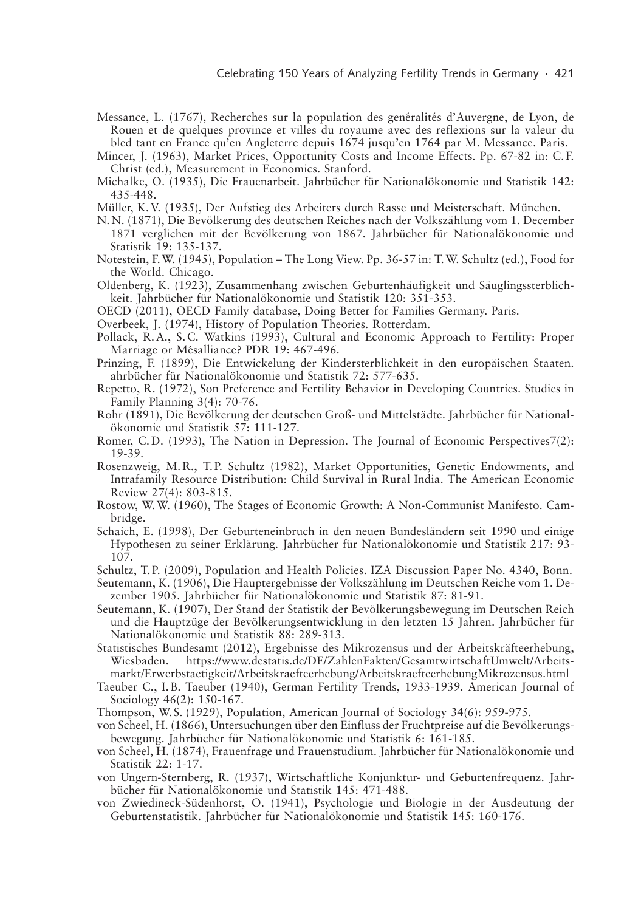Messance, L. (1767), Recherches sur la population des genéralités d'Auvergne, de Lyon, de Rouen et de quelques province et villes du royaume avec des reflexions sur la valeur du bled tant en France qu'en Angleterre depuis 1674 jusqu'en 1764 par M. Messance. Paris.

Mincer, J. (1963), Market Prices, Opportunity Costs and Income Effects. Pp. 67-82 in: C.F. Christ (ed.), Measurement in Economics. Stanford.

Michalke, O. (1935), Die Frauenarbeit. Jahrbücher für Nationalökonomie und Statistik 142: 435-448.

Müller, K.V. (1935), Der Aufstieg des Arbeiters durch Rasse und Meisterschaft. München.

N.N. (1871), Die Bevölkerung des deutschen Reiches nach der Volkszählung vom 1. December 1871 verglichen mit der Bevölkerung von 1867. Jahrbücher für Nationalökonomie und Statistik 19: 135-137.

Notestein, F.W. (1945), Population – The Long View. Pp. 36-57 in: T.W. Schultz (ed.), Food for the World. Chicago.

Oldenberg, K. (1923), Zusammenhang zwischen Geburtenhäufigkeit und Säuglingssterblichkeit. Jahrbücher für Nationalökonomie und Statistik 120: 351-353.

OECD (2011), OECD Family database, Doing Better for Families Germany. Paris.

Overbeek, J. (1974), History of Population Theories. Rotterdam.

Pollack, R.A., S.C. Watkins (1993), Cultural and Economic Approach to Fertility: Proper Marriage or Mésalliance? PDR 19: 467-496.

Prinzing, F. (1899), Die Entwickelung der Kindersterblichkeit in den europäischen Staaten. ahrbücher für Nationalökonomie und Statistik 72: 577-635.

Repetto, R. (1972), Son Preference and Fertility Behavior in Developing Countries. Studies in Family Planning 3(4): 70-76.

Rohr (1891), Die Bevölkerung der deutschen Groß- und Mittelstädte. Jahrbücher für Nationalökonomie und Statistik 57: 111-127.

Romer, C.D. (1993), The Nation in Depression. The Journal of Economic Perspectives7(2): 19-39.

Rosenzweig, M.R., T.P. Schultz (1982), Market Opportunities, Genetic Endowments, and Intrafamily Resource Distribution: Child Survival in Rural India. The American Economic Review 27(4): 803-815.

Rostow, W.W. (1960), The Stages of Economic Growth: A Non-Communist Manifesto. Cambridge.

Schaich, E. (1998), Der Geburteneinbruch in den neuen Bundesländern seit 1990 und einige Hypothesen zu seiner Erklärung. Jahrbücher für Nationalökonomie und Statistik 217: 93-107.

Schultz, T.P. (2009), Population and Health Policies. IZA Discussion Paper No. 4340, Bonn.

Seutemann, K. (1906), Die Hauptergebnisse der Volkszählung im Deutschen Reiche vom 1. Dezember 1905. Jahrbücher für Nationalökonomie und Statistik 87: 81-91.

Seutemann, K. (1907), Der Stand der Statistik der Bevölkerungsbewegung im Deutschen Reich und die Hauptzüge der Bevölkerungsentwicklung in den letzten 15 Jahren. Jahrbücher für Nationalökonomie und Statistik 88: 289-313.

Statistisches Bundesamt (2012), Ergebnisse des Mikrozensus und der Arbeitskräfteerhebung, Wiesbaden. https://www.destatis.de/DE/ZahlenFakten/GesamtwirtschaftUmwelt/Arbeitsmarkt/Erwerbstaetigkeit/Arbeitskraefteerhebung/ArbeitskraefteerhebungMikrozensus.html

Taeuber C., I.B. Taeuber (1940), German Fertility Trends, 1933-1939. American Journal of Sociology 46(2): 150-167.

Thompson, W.S. (1929), Population, American Journal of Sociology 34(6): 959-975.

von Scheel, H. (1866), Untersuchungen über den Einfluss der Fruchtpreise auf die Bevölkerungsbewegung. Jahrbücher für Nationalökonomie und Statistik 6: 161-185.

von Scheel, H. (1874), Frauenfrage und Frauenstudium. Jahrbücher für Nationalökonomie und Statistik 22: 1-17.

von Ungern-Sternberg, R. (1937), Wirtschaftliche Konjunktur- und Geburtenfrequenz. Jahrbücher für Nationalökonomie und Statistik 145: 471-488.

von Zwiedineck-Südenhorst, O. (1941), Psychologie und Biologie in der Ausdeutung der Geburtenstatistik. Jahrbücher für Nationalökonomie und Statistik 145: 160-176.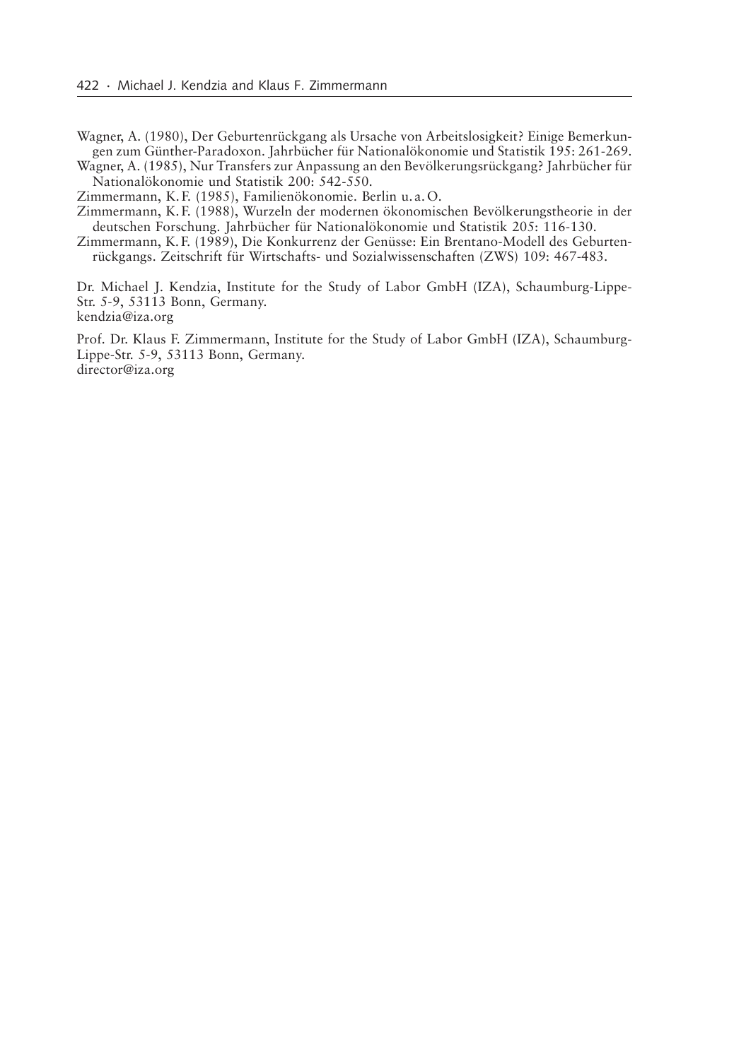Wagner, A. (1980), Der Geburtenrückgang als Ursache von Arbeitslosigkeit? Einige Bemerkungen zum Günther-Paradoxon. Jahrbücher für Nationalökonomie und Statistik 195: 261-269.

Wagner, A. (1985), Nur Transfers zur Anpassung an den Bevölkerungsrückgang? Jahrbücher für Nationalökonomie und Statistik 200: 542-550.

Zimmermann, K. F. (1985), Familienökonomie. Berlin u. a. O.

Zimmermann, K. F. (1988), Wurzeln der modernen ökonomischen Bevölkerungstheorie in der deutschen Forschung. Jahrbücher für Nationalökonomie und Statistik 205: 116-130.

Zimmermann, K. F. (1989), Die Konkurrenz der Genüsse: Ein Brentano-Modell des Geburtenrückgangs. Zeitschrift für Wirtschafts- und Sozialwissenschaften (ZWS) 109: 467-483.

Dr. Michael J. Kendzia, Institute for the Study of Labor GmbH (IZA), Schaumburg-Lippe-Str. 5-9, 53113 Bonn, Germany.
kendzia@iza.org

Prof. Dr. Klaus F. Zimmermann, Institute for the Study of Labor GmbH (IZA), Schaumburg-Lippe-Str. 5-9, 53113 Bonn, Germany.
director@iza.org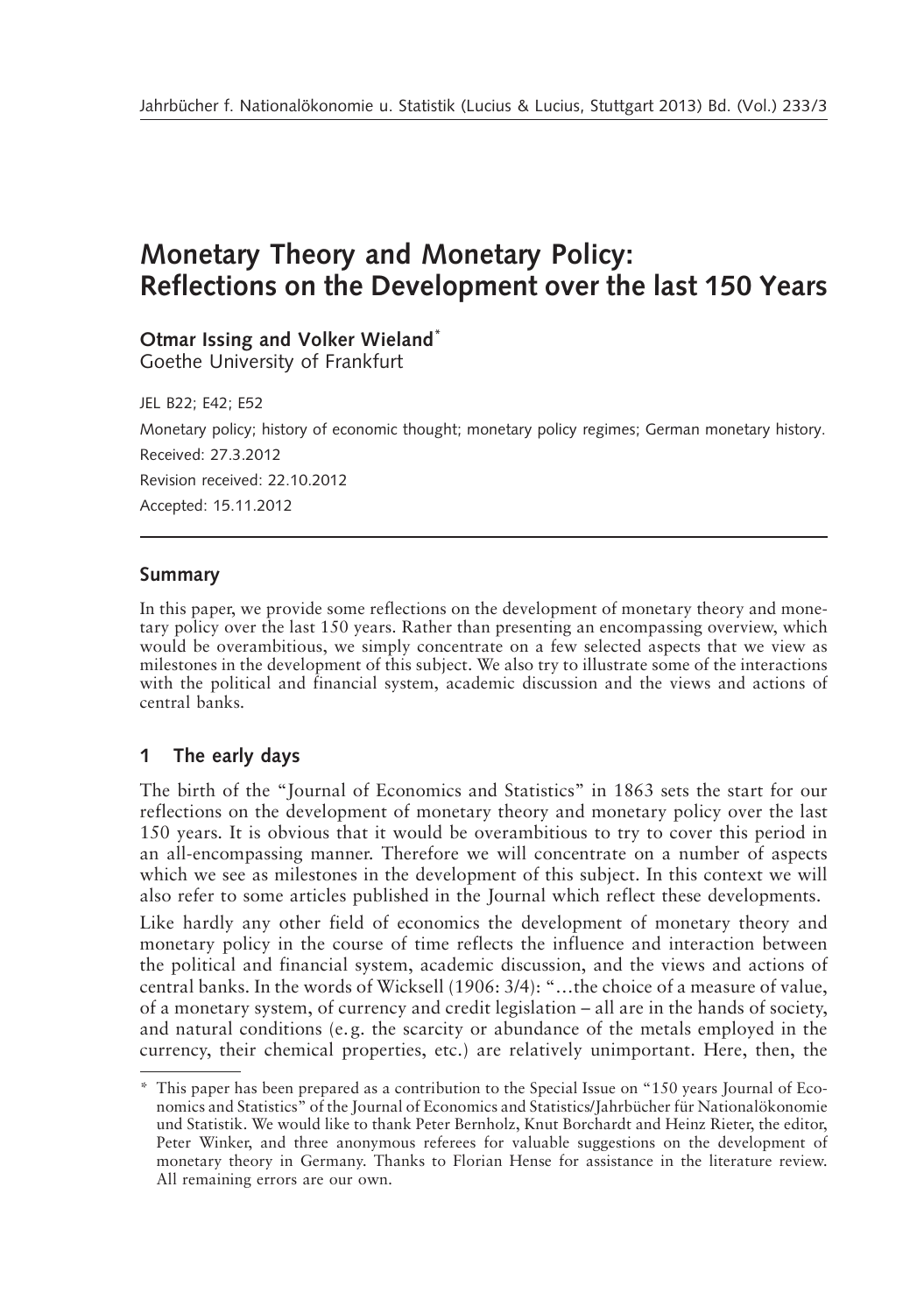# Monetary Theory and Monetary Policy: Reflections on the Development over the last 150 Years

**Otmar Issing and Volker Wieland***
Goethe University of Frankfurt

JEL B22; E42; E52

Monetary policy; history of economic thought; monetary policy regimes; German monetary history.

Received: 27.3.2012

Revision received: 22.10.2012

Accepted: 15.11.2012

## Summary

In this paper, we provide some reflections on the development of monetary theory and monetary policy over the last 150 years. Rather than presenting an encompassing overview, which would be overambitious, we simply concentrate on a few selected aspects that we view as milestones in the development of this subject. We also try to illustrate some of the interactions with the political and financial system, academic discussion and the views and actions of central banks.

## 1 The early days

The birth of the "Journal of Economics and Statistics" in 1863 sets the start for our reflections on the development of monetary theory and monetary policy over the last 150 years. It is obvious that it would be overambitious to try to cover this period in an all-encompassing manner. Therefore we will concentrate on a number of aspects which we see as milestones in the development of this subject. In this context we will also refer to some articles published in the Journal which reflect these developments.

Like hardly any other field of economics the development of monetary theory and monetary policy in the course of time reflects the influence and interaction between the political and financial system, academic discussion, and the views and actions of central banks. In the words of Wicksell (1906: 3/4): "…the choice of a measure of value, of a monetary system, of currency and credit legislation – all are in the hands of society, and natural conditions (e.g. the scarcity or abundance of the metals employed in the currency, their chemical properties, etc.) are relatively unimportant. Here, then, the

---

\* This paper has been prepared as a contribution to the Special Issue on "150 years Journal of Economics and Statistics" of the Journal of Economics and Statistics/Jahrbücher für Nationalökonomie und Statistik. We would like to thank Peter Bernholz, Knut Borchardt and Heinz Rieter, the editor, Peter Winker, and three anonymous referees for valuable suggestions on the development of monetary theory in Germany. Thanks to Florian Hense for assistance in the literature review. All remaining errors are our own.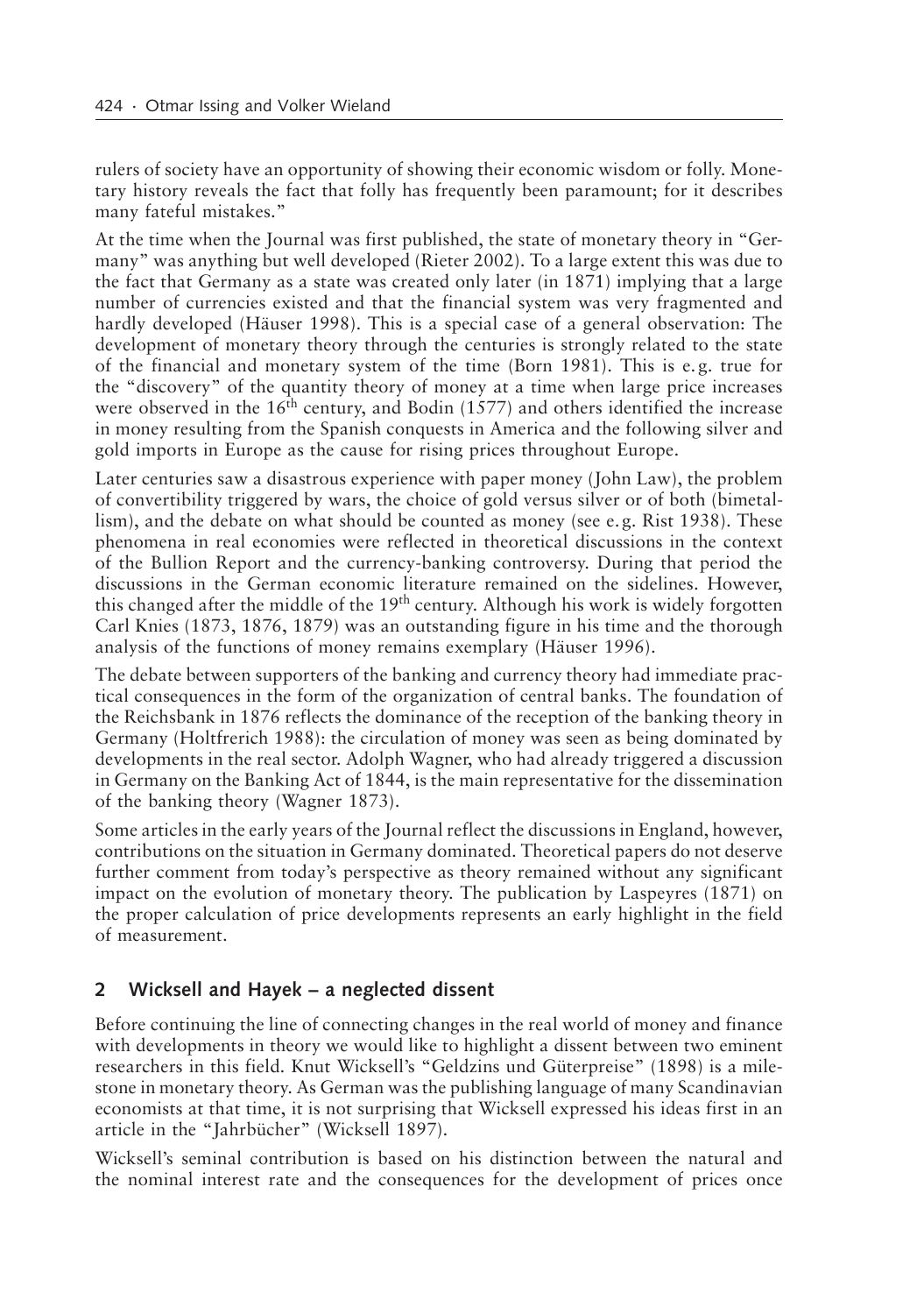rulers of society have an opportunity of showing their economic wisdom or folly. Monetary history reveals the fact that folly has frequently been paramount; for it describes many fateful mistakes."

At the time when the Journal was first published, the state of monetary theory in "Germany" was anything but well developed (Rieter 2002). To a large extent this was due to the fact that Germany as a state was created only later (in 1871) implying that a large number of currencies existed and that the financial system was very fragmented and hardly developed (Häuser 1998). This is a special case of a general observation: The development of monetary theory through the centuries is strongly related to the state of the financial and monetary system of the time (Born 1981). This is e. g. true for the "discovery" of the quantity theory of money at a time when large price increases were observed in the 16th century, and Bodin (1577) and others identified the increase in money resulting from the Spanish conquests in America and the following silver and gold imports in Europe as the cause for rising prices throughout Europe.

Later centuries saw a disastrous experience with paper money (John Law), the problem of convertibility triggered by wars, the choice of gold versus silver or of both (bimetallism), and the debate on what should be counted as money (see e. g. Rist 1938). These phenomena in real economies were reflected in theoretical discussions in the context of the Bullion Report and the currency-banking controversy. During that period the discussions in the German economic literature remained on the sidelines. However, this changed after the middle of the 19th century. Although his work is widely forgotten Carl Knies (1873, 1876, 1879) was an outstanding figure in his time and the thorough analysis of the functions of money remains exemplary (Häuser 1996).

The debate between supporters of the banking and currency theory had immediate practical consequences in the form of the organization of central banks. The foundation of the Reichsbank in 1876 reflects the dominance of the reception of the banking theory in Germany (Holtfrerich 1988): the circulation of money was seen as being dominated by developments in the real sector. Adolph Wagner, who had already triggered a discussion in Germany on the Banking Act of 1844, is the main representative for the dissemination of the banking theory (Wagner 1873).

Some articles in the early years of the Journal reflect the discussions in England, however, contributions on the situation in Germany dominated. Theoretical papers do not deserve further comment from today's perspective as theory remained without any significant impact on the evolution of monetary theory. The publication by Laspeyres (1871) on the proper calculation of price developments represents an early highlight in the field of measurement.

## 2 Wicksell and Hayek – a neglected dissent

Before continuing the line of connecting changes in the real world of money and finance with developments in theory we would like to highlight a dissent between two eminent researchers in this field. Knut Wicksell's "Geldzins und Güterpreise" (1898) is a milestone in monetary theory. As German was the publishing language of many Scandinavian economists at that time, it is not surprising that Wicksell expressed his ideas first in an article in the "Jahrbücher" (Wicksell 1897).

Wicksell's seminal contribution is based on his distinction between the natural and the nominal interest rate and the consequences for the development of prices once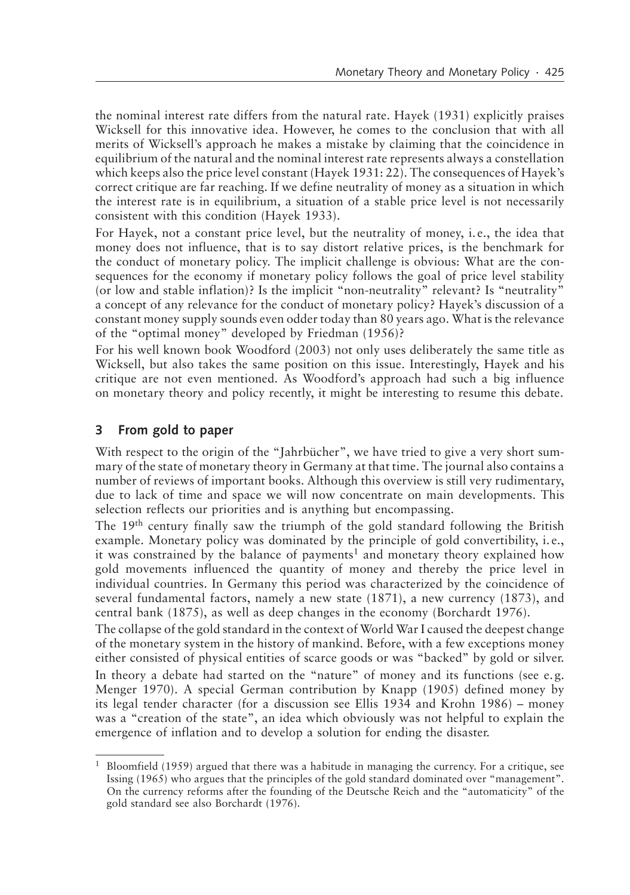the nominal interest rate differs from the natural rate. Hayek (1931) explicitly praises Wicksell for this innovative idea. However, he comes to the conclusion that with all merits of Wicksell's approach he makes a mistake by claiming that the coincidence in equilibrium of the natural and the nominal interest rate represents always a constellation which keeps also the price level constant (Hayek 1931: 22). The consequences of Hayek's correct critique are far reaching. If we define neutrality of money as a situation in which the interest rate is in equilibrium, a situation of a stable price level is not necessarily consistent with this condition (Hayek 1933).

For Hayek, not a constant price level, but the neutrality of money, i. e., the idea that money does not influence, that is to say distort relative prices, is the benchmark for the conduct of monetary policy. The implicit challenge is obvious: What are the consequences for the economy if monetary policy follows the goal of price level stability (or low and stable inflation)? Is the implicit "non-neutrality" relevant? Is "neutrality" a concept of any relevance for the conduct of monetary policy? Hayek's discussion of a constant money supply sounds even odder today than 80 years ago. What is the relevance of the "optimal money" developed by Friedman (1956)?

For his well known book Woodford (2003) not only uses deliberately the same title as Wicksell, but also takes the same position on this issue. Interestingly, Hayek and his critique are not even mentioned. As Woodford's approach had such a big influence on monetary theory and policy recently, it might be interesting to resume this debate.

## 3 From gold to paper

With respect to the origin of the "Jahrbücher", we have tried to give a very short summary of the state of monetary theory in Germany at that time. The journal also contains a number of reviews of important books. Although this overview is still very rudimentary, due to lack of time and space we will now concentrate on main developments. This selection reflects our priorities and is anything but encompassing.

The 19th century finally saw the triumph of the gold standard following the British example. Monetary policy was dominated by the principle of gold convertibility, i. e., it was constrained by the balance of payments[1] and monetary theory explained how gold movements influenced the quantity of money and thereby the price level in individual countries. In Germany this period was characterized by the coincidence of several fundamental factors, namely a new state (1871), a new currency (1873), and central bank (1875), as well as deep changes in the economy (Borchardt 1976).

The collapse of the gold standard in the context of World War I caused the deepest change of the monetary system in the history of mankind. Before, with a few exceptions money either consisted of physical entities of scarce goods or was "backed" by gold or silver.

In theory a debate had started on the "nature" of money and its functions (see e. g. Menger 1970). A special German contribution by Knapp (1905) defined money by its legal tender character (for a discussion see Ellis 1934 and Krohn 1986) – money was a "creation of the state", an idea which obviously was not helpful to explain the emergence of inflation and to develop a solution for ending the disaster.

---

[1] Bloomfield (1959) argued that there was a habitude in managing the currency. For a critique, see Issing (1965) who argues that the principles of the gold standard dominated over "management". On the currency reforms after the founding of the Deutsche Reich and the "automaticity" of the gold standard see also Borchardt (1976).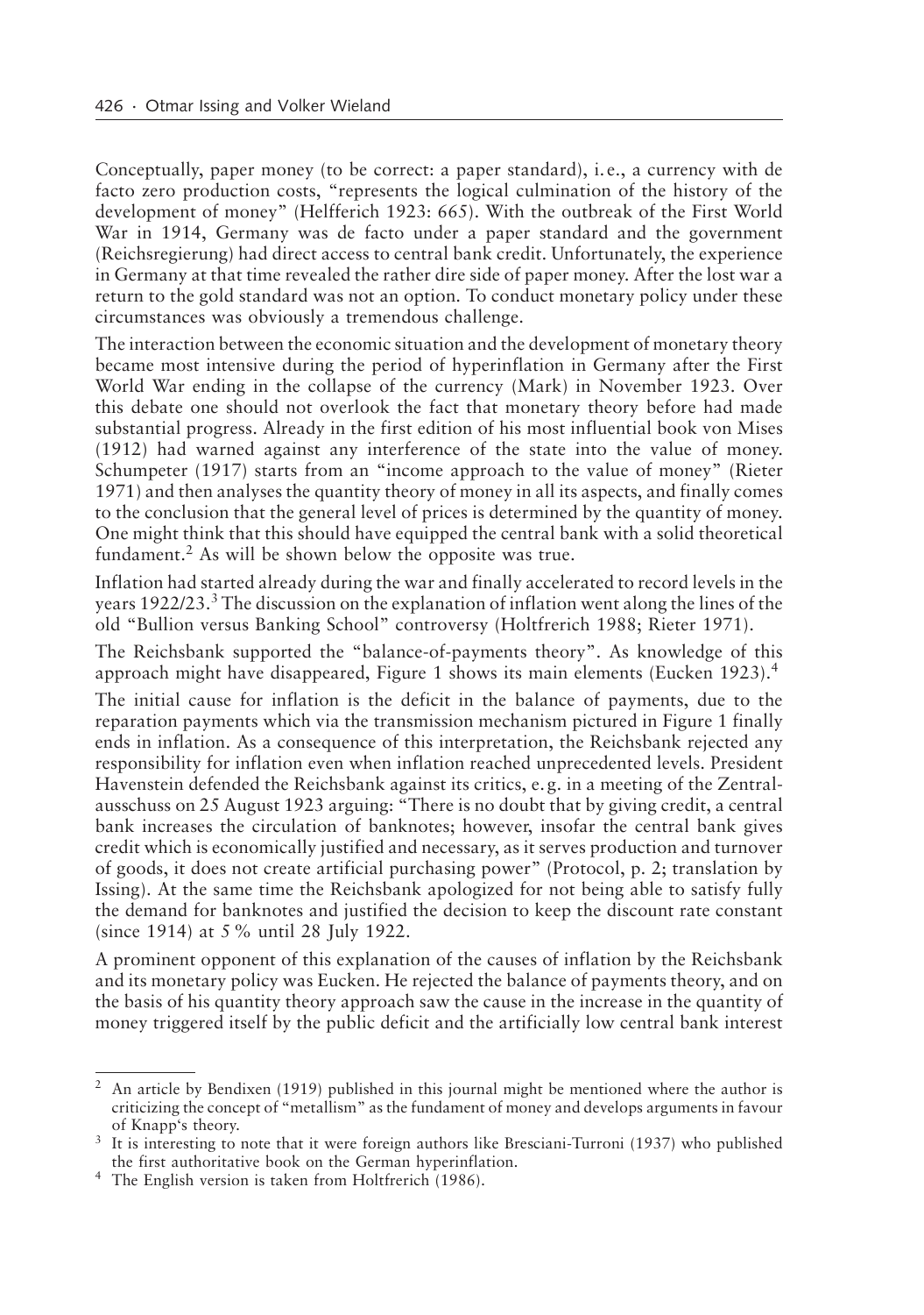Conceptually, paper money (to be correct: a paper standard), i.e., a currency with de facto zero production costs, "represents the logical culmination of the history of the development of money" (Helfferich 1923: 665). With the outbreak of the First World War in 1914, Germany was de facto under a paper standard and the government (Reichsregierung) had direct access to central bank credit. Unfortunately, the experience in Germany at that time revealed the rather dire side of paper money. After the lost war a return to the gold standard was not an option. To conduct monetary policy under these circumstances was obviously a tremendous challenge.

The interaction between the economic situation and the development of monetary theory became most intensive during the period of hyperinflation in Germany after the First World War ending in the collapse of the currency (Mark) in November 1923. Over this debate one should not overlook the fact that monetary theory before had made substantial progress. Already in the first edition of his most influential book von Mises (1912) had warned against any interference of the state into the value of money. Schumpeter (1917) starts from an "income approach to the value of money" (Rieter 1971) and then analyses the quantity theory of money in all its aspects, and finally comes to the conclusion that the general level of prices is determined by the quantity of money. One might think that this should have equipped the central bank with a solid theoretical fundament.[2] As will be shown below the opposite was true.

Inflation had started already during the war and finally accelerated to record levels in the years 1922/23.[3] The discussion on the explanation of inflation went along the lines of the old "Bullion versus Banking School" controversy (Holtfrerich 1988; Rieter 1971).

The Reichsbank supported the "balance-of-payments theory". As knowledge of this approach might have disappeared, Figure 1 shows its main elements (Eucken 1923).[4]

The initial cause for inflation is the deficit in the balance of payments, due to the reparation payments which via the transmission mechanism pictured in Figure 1 finally ends in inflation. As a consequence of this interpretation, the Reichsbank rejected any responsibility for inflation even when inflation reached unprecedented levels. President Havenstein defended the Reichsbank against its critics, e.g. in a meeting of the Zentralausschuss on 25 August 1923 arguing: "There is no doubt that by giving credit, a central bank increases the circulation of banknotes; however, insofar the central bank gives credit which is economically justified and necessary, as it serves production and turnover of goods, it does not create artificial purchasing power" (Protocol, p. 2; translation by Issing). At the same time the Reichsbank apologized for not being able to satisfy fully the demand for banknotes and justified the decision to keep the discount rate constant (since 1914) at 5 % until 28 July 1922.

A prominent opponent of this explanation of the causes of inflation by the Reichsbank and its monetary policy was Eucken. He rejected the balance of payments theory, and on the basis of his quantity theory approach saw the cause in the increase in the quantity of money triggered itself by the public deficit and the artificially low central bank interest

---

[2] An article by Bendixen (1919) published in this journal might be mentioned where the author is criticizing the concept of "metallism" as the fundament of money and develops arguments in favour of Knapp's theory.

[3] It is interesting to note that it were foreign authors like Bresciani-Turroni (1937) who published the first authoritative book on the German hyperinflation.

[4] The English version is taken from Holtfrerich (1986).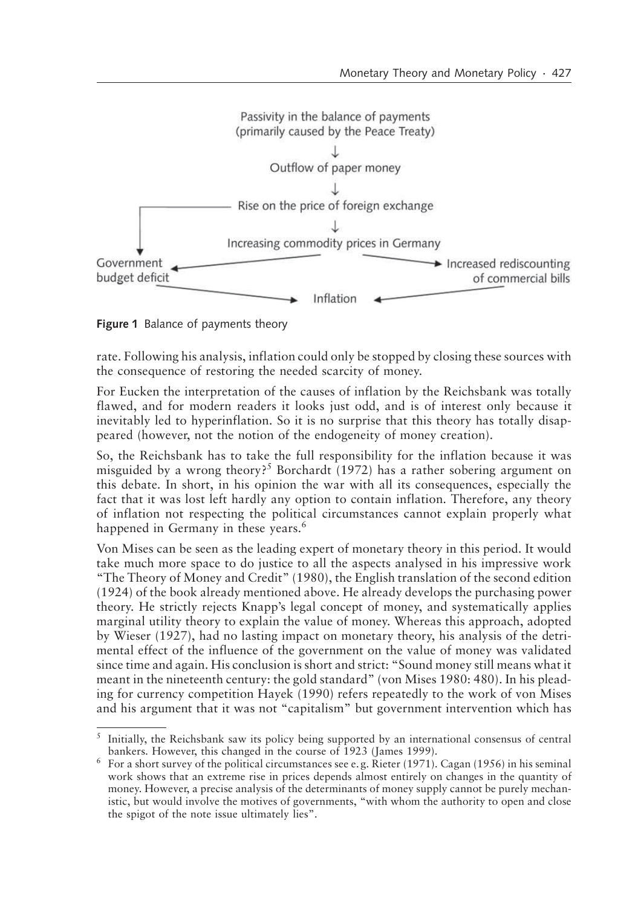Passivity in the balance of payments
(primarily caused by the Peace Treaty)

↓

Outflow of paper money

↓

Rise on the price of foreign exchange

↓

Increasing commodity prices in Germany

Government budget deficit ← → Increased rediscounting of commercial bills

→ Inflation ←

**Figure 1** Balance of payments theory

rate. Following his analysis, inflation could only be stopped by closing these sources with the consequence of restoring the needed scarcity of money.

For Eucken the interpretation of the causes of inflation by the Reichsbank was totally flawed, and for modern readers it looks just odd, and is of interest only because it inevitably led to hyperinflation. So it is no surprise that this theory has totally disappeared (however, not the notion of the endogeneity of money creation).

So, the Reichsbank has to take the full responsibility for the inflation because it was misguided by a wrong theory?[5] Borchardt (1972) has a rather sobering argument on this debate. In short, in his opinion the war with all its consequences, especially the fact that it was lost left hardly any option to contain inflation. Therefore, any theory of inflation not respecting the political circumstances cannot explain properly what happened in Germany in these years.[6]

Von Mises can be seen as the leading expert of monetary theory in this period. It would take much more space to do justice to all the aspects analysed in his impressive work "The Theory of Money and Credit" (1980), the English translation of the second edition (1924) of the book already mentioned above. He already develops the purchasing power theory. He strictly rejects Knapp's legal concept of money, and systematically applies marginal utility theory to explain the value of money. Whereas this approach, adopted by Wieser (1927), had no lasting impact on monetary theory, his analysis of the detrimental effect of the influence of the government on the value of money was validated since time and again. His conclusion is short and strict: "Sound money still means what it meant in the nineteenth century: the gold standard" (von Mises 1980: 480). In his pleading for currency competition Hayek (1990) refers repeatedly to the work of von Mises and his argument that it was not "capitalism" but government intervention which has

---

[5] Initially, the Reichsbank saw its policy being supported by an international consensus of central bankers. However, this changed in the course of 1923 (James 1999).

[6] For a short survey of the political circumstances see e. g. Rieter (1971). Cagan (1956) in his seminal work shows that an extreme rise in prices depends almost entirely on changes in the quantity of money. However, a precise analysis of the determinants of money supply cannot be purely mechanistic, but would involve the motives of governments, "with whom the authority to open and close the spigot of the note issue ultimately lies".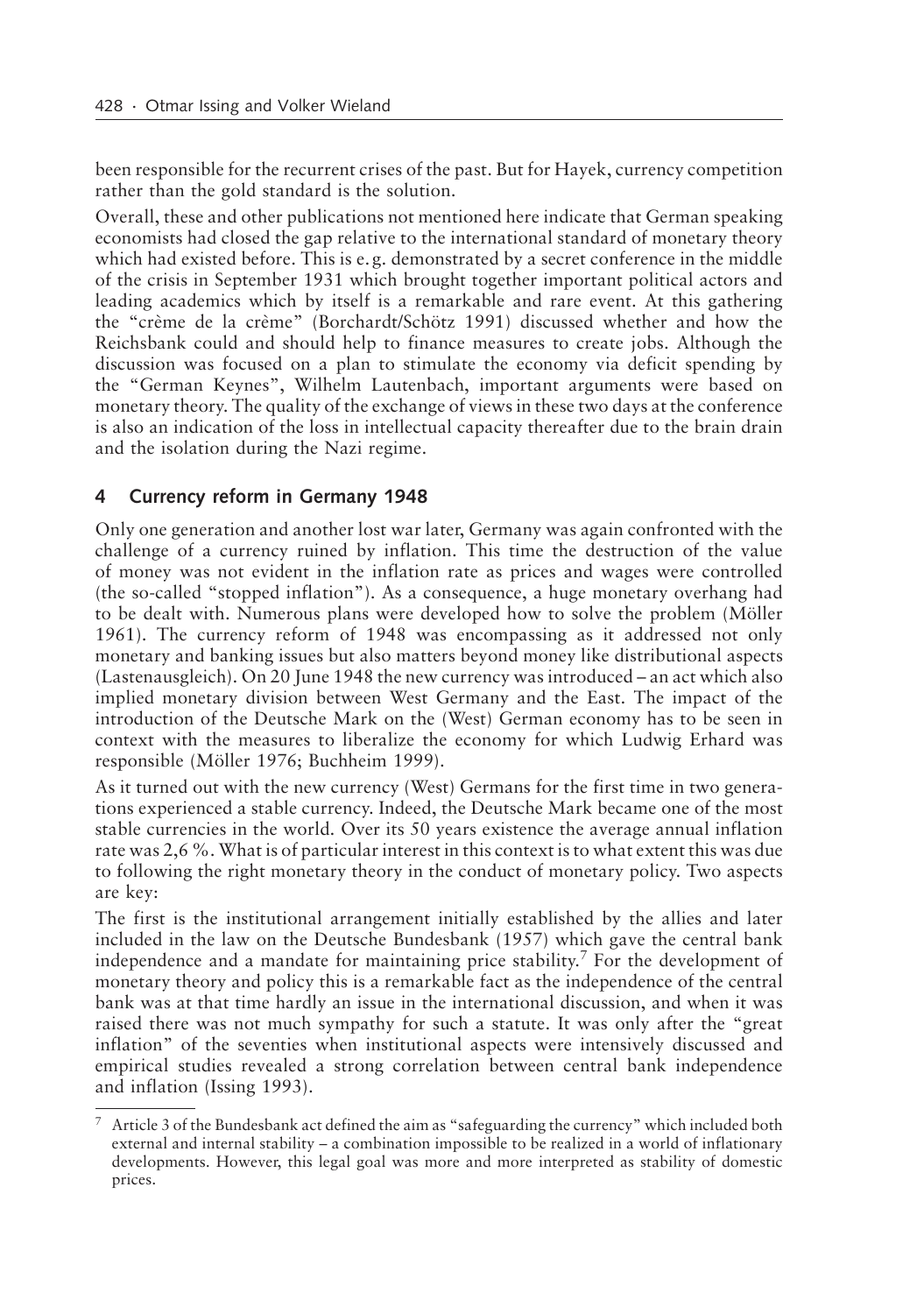been responsible for the recurrent crises of the past. But for Hayek, currency competition rather than the gold standard is the solution.

Overall, these and other publications not mentioned here indicate that German speaking economists had closed the gap relative to the international standard of monetary theory which had existed before. This is e. g. demonstrated by a secret conference in the middle of the crisis in September 1931 which brought together important political actors and leading academics which by itself is a remarkable and rare event. At this gathering the "crème de la crème" (Borchardt/Schötz 1991) discussed whether and how the Reichsbank could and should help to finance measures to create jobs. Although the discussion was focused on a plan to stimulate the economy via deficit spending by the "German Keynes", Wilhelm Lautenbach, important arguments were based on monetary theory. The quality of the exchange of views in these two days at the conference is also an indication of the loss in intellectual capacity thereafter due to the brain drain and the isolation during the Nazi regime.

## 4 Currency reform in Germany 1948

Only one generation and another lost war later, Germany was again confronted with the challenge of a currency ruined by inflation. This time the destruction of the value of money was not evident in the inflation rate as prices and wages were controlled (the so-called "stopped inflation"). As a consequence, a huge monetary overhang had to be dealt with. Numerous plans were developed how to solve the problem (Möller 1961). The currency reform of 1948 was encompassing as it addressed not only monetary and banking issues but also matters beyond money like distributional aspects (Lastenausgleich). On 20 June 1948 the new currency was introduced – an act which also implied monetary division between West Germany and the East. The impact of the introduction of the Deutsche Mark on the (West) German economy has to be seen in context with the measures to liberalize the economy for which Ludwig Erhard was responsible (Möller 1976; Buchheim 1999).

As it turned out with the new currency (West) Germans for the first time in two generations experienced a stable currency. Indeed, the Deutsche Mark became one of the most stable currencies in the world. Over its 50 years existence the average annual inflation rate was 2,6 %. What is of particular interest in this context is to what extent this was due to following the right monetary theory in the conduct of monetary policy. Two aspects are key:

The first is the institutional arrangement initially established by the allies and later included in the law on the Deutsche Bundesbank (1957) which gave the central bank independence and a mandate for maintaining price stability.[7] For the development of monetary theory and policy this is a remarkable fact as the independence of the central bank was at that time hardly an issue in the international discussion, and when it was raised there was not much sympathy for such a statute. It was only after the "great inflation" of the seventies when institutional aspects were intensively discussed and empirical studies revealed a strong correlation between central bank independence and inflation (Issing 1993).

[7] Article 3 of the Bundesbank act defined the aim as "safeguarding the currency" which included both external and internal stability – a combination impossible to be realized in a world of inflationary developments. However, this legal goal was more and more interpreted as stability of domestic prices.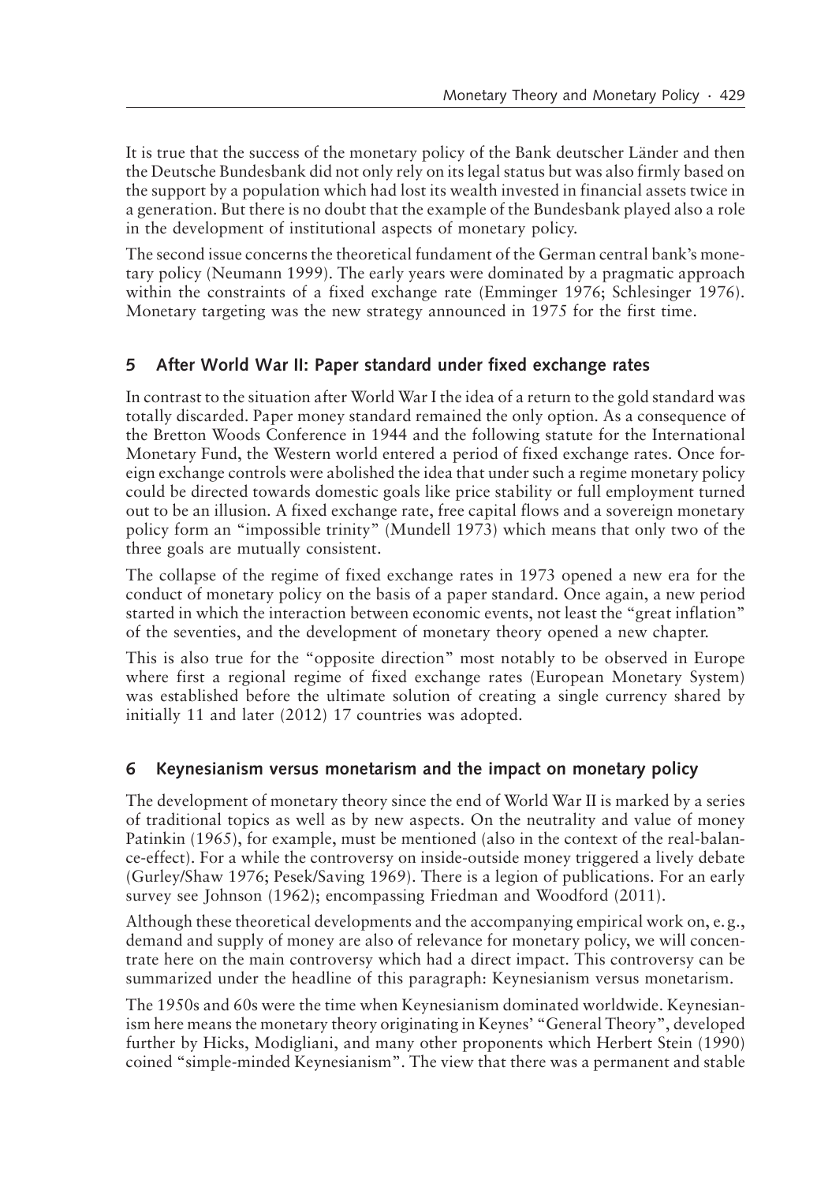It is true that the success of the monetary policy of the Bank deutscher Länder and then the Deutsche Bundesbank did not only rely on its legal status but was also firmly based on the support by a population which had lost its wealth invested in financial assets twice in a generation. But there is no doubt that the example of the Bundesbank played also a role in the development of institutional aspects of monetary policy.

The second issue concerns the theoretical fundament of the German central bank's monetary policy (Neumann 1999). The early years were dominated by a pragmatic approach within the constraints of a fixed exchange rate (Emminger 1976; Schlesinger 1976). Monetary targeting was the new strategy announced in 1975 for the first time.

## 5 After World War II: Paper standard under fixed exchange rates

In contrast to the situation after World War I the idea of a return to the gold standard was totally discarded. Paper money standard remained the only option. As a consequence of the Bretton Woods Conference in 1944 and the following statute for the International Monetary Fund, the Western world entered a period of fixed exchange rates. Once foreign exchange controls were abolished the idea that under such a regime monetary policy could be directed towards domestic goals like price stability or full employment turned out to be an illusion. A fixed exchange rate, free capital flows and a sovereign monetary policy form an "impossible trinity" (Mundell 1973) which means that only two of the three goals are mutually consistent.

The collapse of the regime of fixed exchange rates in 1973 opened a new era for the conduct of monetary policy on the basis of a paper standard. Once again, a new period started in which the interaction between economic events, not least the "great inflation" of the seventies, and the development of monetary theory opened a new chapter.

This is also true for the "opposite direction" most notably to be observed in Europe where first a regional regime of fixed exchange rates (European Monetary System) was established before the ultimate solution of creating a single currency shared by initially 11 and later (2012) 17 countries was adopted.

## 6 Keynesianism versus monetarism and the impact on monetary policy

The development of monetary theory since the end of World War II is marked by a series of traditional topics as well as by new aspects. On the neutrality and value of money Patinkin (1965), for example, must be mentioned (also in the context of the real-balance-effect). For a while the controversy on inside-outside money triggered a lively debate (Gurley/Shaw 1976; Pesek/Saving 1969). There is a legion of publications. For an early survey see Johnson (1962); encompassing Friedman and Woodford (2011).

Although these theoretical developments and the accompanying empirical work on, e.g., demand and supply of money are also of relevance for monetary policy, we will concentrate here on the main controversy which had a direct impact. This controversy can be summarized under the headline of this paragraph: Keynesianism versus monetarism.

The 1950s and 60s were the time when Keynesianism dominated worldwide. Keynesianism here means the monetary theory originating in Keynes' "General Theory", developed further by Hicks, Modigliani, and many other proponents which Herbert Stein (1990) coined "simple-minded Keynesianism". The view that there was a permanent and stable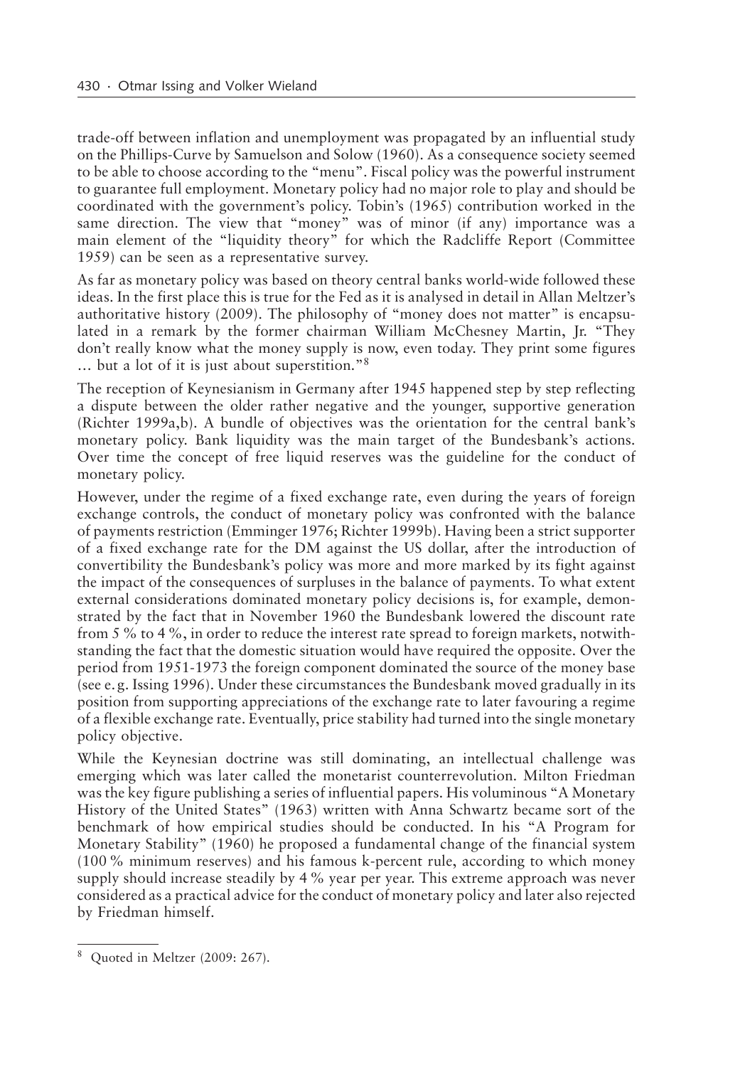trade-off between inflation and unemployment was propagated by an influential study on the Phillips-Curve by Samuelson and Solow (1960). As a consequence society seemed to be able to choose according to the "menu". Fiscal policy was the powerful instrument to guarantee full employment. Monetary policy had no major role to play and should be coordinated with the government's policy. Tobin's (1965) contribution worked in the same direction. The view that "money" was of minor (if any) importance was a main element of the "liquidity theory" for which the Radcliffe Report (Committee 1959) can be seen as a representative survey.

As far as monetary policy was based on theory central banks world-wide followed these ideas. In the first place this is true for the Fed as it is analysed in detail in Allan Meltzer's authoritative history (2009). The philosophy of "money does not matter" is encapsulated in a remark by the former chairman William McChesney Martin, Jr. "They don't really know what the money supply is now, even today. They print some figures … but a lot of it is just about superstition."[8]

The reception of Keynesianism in Germany after 1945 happened step by step reflecting a dispute between the older rather negative and the younger, supportive generation (Richter 1999a,b). A bundle of objectives was the orientation for the central bank's monetary policy. Bank liquidity was the main target of the Bundesbank's actions. Over time the concept of free liquid reserves was the guideline for the conduct of monetary policy.

However, under the regime of a fixed exchange rate, even during the years of foreign exchange controls, the conduct of monetary policy was confronted with the balance of payments restriction (Emminger 1976; Richter 1999b). Having been a strict supporter of a fixed exchange rate for the DM against the US dollar, after the introduction of convertibility the Bundesbank's policy was more and more marked by its fight against the impact of the consequences of surpluses in the balance of payments. To what extent external considerations dominated monetary policy decisions is, for example, demonstrated by the fact that in November 1960 the Bundesbank lowered the discount rate from 5 % to 4 %, in order to reduce the interest rate spread to foreign markets, notwithstanding the fact that the domestic situation would have required the opposite. Over the period from 1951-1973 the foreign component dominated the source of the money base (see e.g. Issing 1996). Under these circumstances the Bundesbank moved gradually in its position from supporting appreciations of the exchange rate to later favouring a regime of a flexible exchange rate. Eventually, price stability had turned into the single monetary policy objective.

While the Keynesian doctrine was still dominating, an intellectual challenge was emerging which was later called the monetarist counterrevolution. Milton Friedman was the key figure publishing a series of influential papers. His voluminous "A Monetary History of the United States" (1963) written with Anna Schwartz became sort of the benchmark of how empirical studies should be conducted. In his "A Program for Monetary Stability" (1960) he proposed a fundamental change of the financial system (100 % minimum reserves) and his famous k-percent rule, according to which money supply should increase steadily by 4 % year per year. This extreme approach was never considered as a practical advice for the conduct of monetary policy and later also rejected by Friedman himself.

[8] Quoted in Meltzer (2009: 267).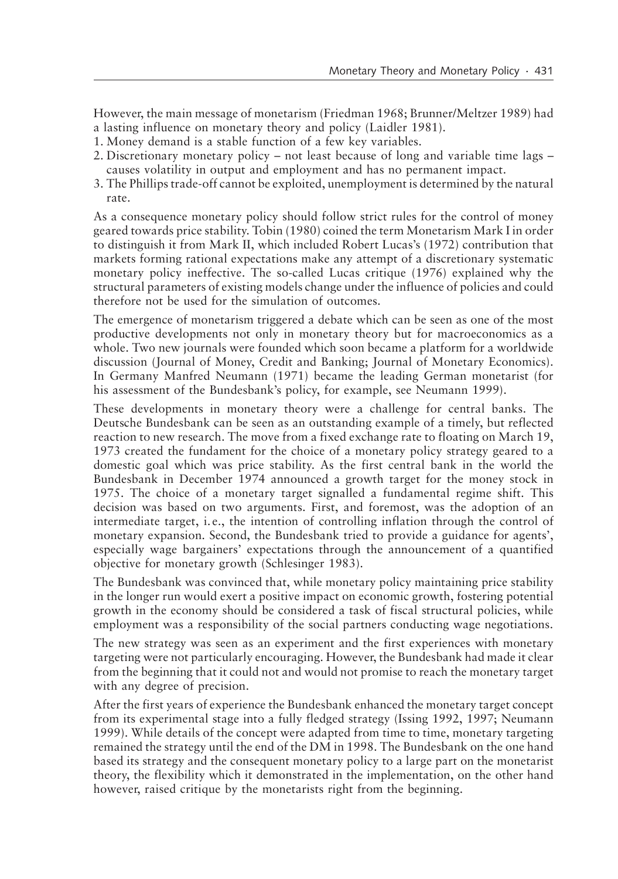However, the main message of monetarism (Friedman 1968; Brunner/Meltzer 1989) had a lasting influence on monetary theory and policy (Laidler 1981).

1. Money demand is a stable function of a few key variables.
2. Discretionary monetary policy – not least because of long and variable time lags – causes volatility in output and employment and has no permanent impact.
3. The Phillips trade-off cannot be exploited, unemployment is determined by the natural rate.

As a consequence monetary policy should follow strict rules for the control of money geared towards price stability. Tobin (1980) coined the term Monetarism Mark I in order to distinguish it from Mark II, which included Robert Lucas's (1972) contribution that markets forming rational expectations make any attempt of a discretionary systematic monetary policy ineffective. The so-called Lucas critique (1976) explained why the structural parameters of existing models change under the influence of policies and could therefore not be used for the simulation of outcomes.

The emergence of monetarism triggered a debate which can be seen as one of the most productive developments not only in monetary theory but for macroeconomics as a whole. Two new journals were founded which soon became a platform for a worldwide discussion (Journal of Money, Credit and Banking; Journal of Monetary Economics). In Germany Manfred Neumann (1971) became the leading German monetarist (for his assessment of the Bundesbank's policy, for example, see Neumann 1999).

These developments in monetary theory were a challenge for central banks. The Deutsche Bundesbank can be seen as an outstanding example of a timely, but reflected reaction to new research. The move from a fixed exchange rate to floating on March 19, 1973 created the fundament for the choice of a monetary policy strategy geared to a domestic goal which was price stability. As the first central bank in the world the Bundesbank in December 1974 announced a growth target for the money stock in 1975. The choice of a monetary target signalled a fundamental regime shift. This decision was based on two arguments. First, and foremost, was the adoption of an intermediate target, i.e., the intention of controlling inflation through the control of monetary expansion. Second, the Bundesbank tried to provide a guidance for agents', especially wage bargainers' expectations through the announcement of a quantified objective for monetary growth (Schlesinger 1983).

The Bundesbank was convinced that, while monetary policy maintaining price stability in the longer run would exert a positive impact on economic growth, fostering potential growth in the economy should be considered a task of fiscal structural policies, while employment was a responsibility of the social partners conducting wage negotiations.

The new strategy was seen as an experiment and the first experiences with monetary targeting were not particularly encouraging. However, the Bundesbank had made it clear from the beginning that it could not and would not promise to reach the monetary target with any degree of precision.

After the first years of experience the Bundesbank enhanced the monetary target concept from its experimental stage into a fully fledged strategy (Issing 1992, 1997; Neumann 1999). While details of the concept were adapted from time to time, monetary targeting remained the strategy until the end of the DM in 1998. The Bundesbank on the one hand based its strategy and the consequent monetary policy to a large part on the monetarist theory, the flexibility which it demonstrated in the implementation, on the other hand however, raised critique by the monetarists right from the beginning.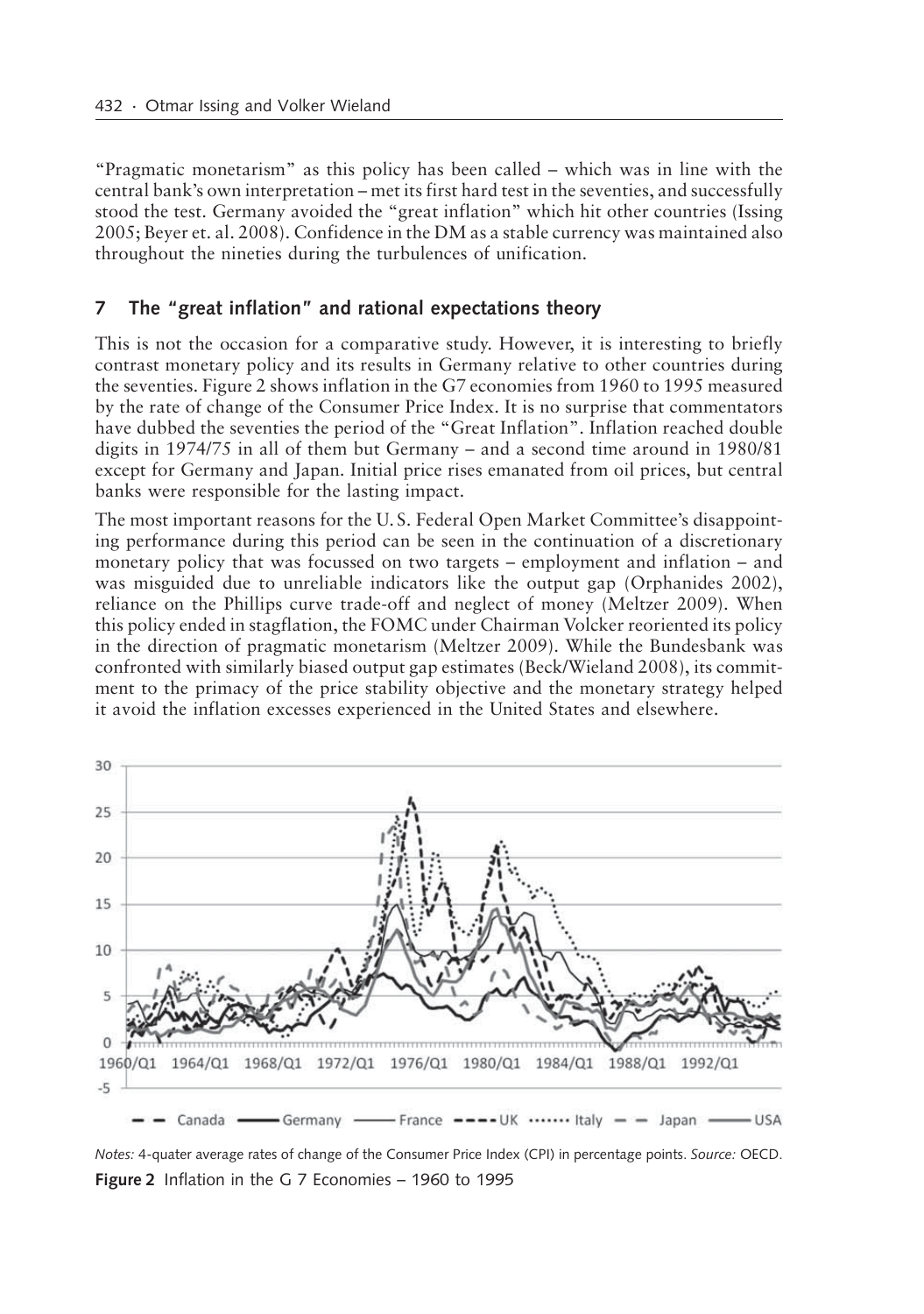"Pragmatic monetarism" as this policy has been called – which was in line with the central bank's own interpretation – met its first hard test in the seventies, and successfully stood the test. Germany avoided the "great inflation" which hit other countries (Issing 2005; Beyer et. al. 2008). Confidence in the DM as a stable currency was maintained also throughout the nineties during the turbulences of unification.

## 7 The "great inflation" and rational expectations theory

This is not the occasion for a comparative study. However, it is interesting to briefly contrast monetary policy and its results in Germany relative to other countries during the seventies. Figure 2 shows inflation in the G7 economies from 1960 to 1995 measured by the rate of change of the Consumer Price Index. It is no surprise that commentators have dubbed the seventies the period of the "Great Inflation". Inflation reached double digits in 1974/75 in all of them but Germany – and a second time around in 1980/81 except for Germany and Japan. Initial price rises emanated from oil prices, but central banks were responsible for the lasting impact.

The most important reasons for the U.S. Federal Open Market Committee's disappointing performance during this period can be seen in the continuation of a discretionary monetary policy that was focussed on two targets – employment and inflation – and was misguided due to unreliable indicators like the output gap (Orphanides 2002), reliance on the Phillips curve trade-off and neglect of money (Meltzer 2009). When this policy ended in stagflation, the FOMC under Chairman Volcker reoriented its policy in the direction of pragmatic monetarism (Meltzer 2009). While the Bundesbank was confronted with similarly biased output gap estimates (Beck/Wieland 2008), its commitment to the primacy of the price stability objective and the monetary strategy helped it avoid the inflation excesses experienced in the United States and elsewhere.

*Notes:* 4-quater average rates of change of the Consumer Price Index (CPI) in percentage points. *Source:* OECD.

**Figure 2** Inflation in the G 7 Economies – 1960 to 1995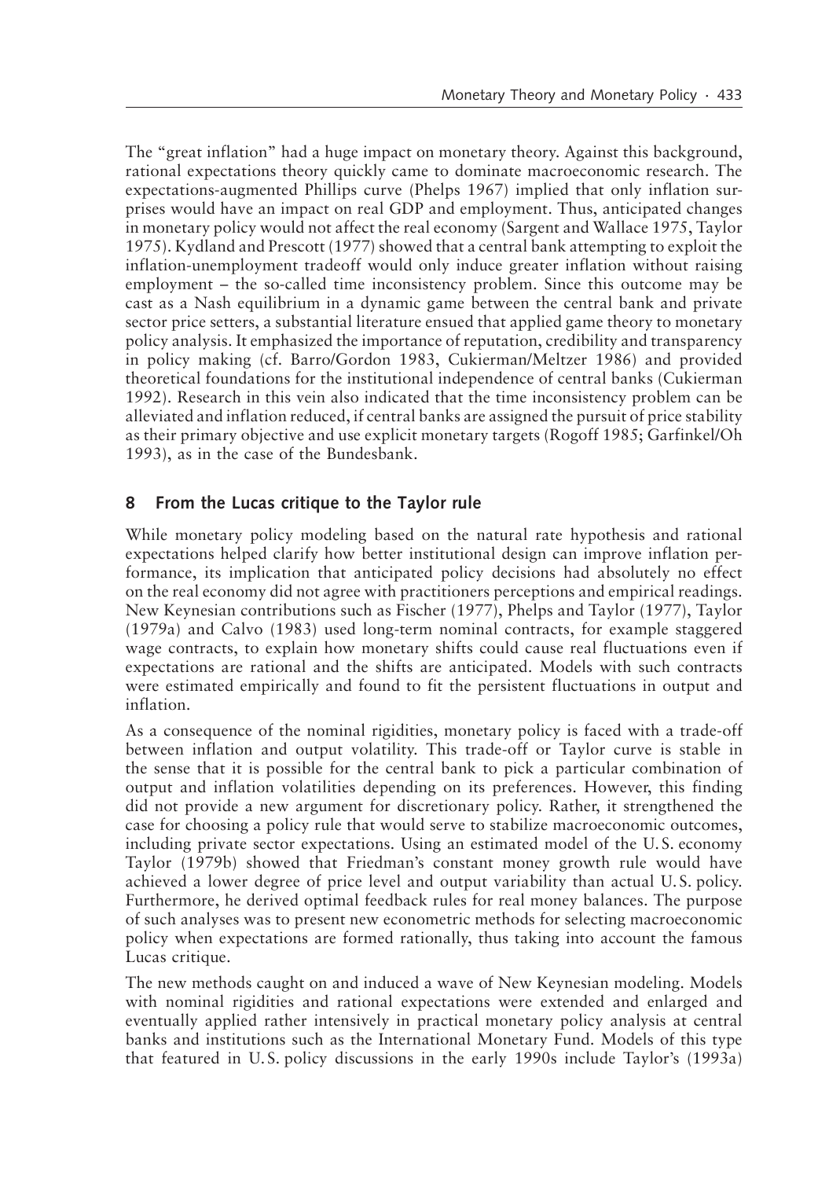The "great inflation" had a huge impact on monetary theory. Against this background, rational expectations theory quickly came to dominate macroeconomic research. The expectations-augmented Phillips curve (Phelps 1967) implied that only inflation surprises would have an impact on real GDP and employment. Thus, anticipated changes in monetary policy would not affect the real economy (Sargent and Wallace 1975, Taylor 1975). Kydland and Prescott (1977) showed that a central bank attempting to exploit the inflation-unemployment tradeoff would only induce greater inflation without raising employment – the so-called time inconsistency problem. Since this outcome may be cast as a Nash equilibrium in a dynamic game between the central bank and private sector price setters, a substantial literature ensued that applied game theory to monetary policy analysis. It emphasized the importance of reputation, credibility and transparency in policy making (cf. Barro/Gordon 1983, Cukierman/Meltzer 1986) and provided theoretical foundations for the institutional independence of central banks (Cukierman 1992). Research in this vein also indicated that the time inconsistency problem can be alleviated and inflation reduced, if central banks are assigned the pursuit of price stability as their primary objective and use explicit monetary targets (Rogoff 1985; Garfinkel/Oh 1993), as in the case of the Bundesbank.

## 8 From the Lucas critique to the Taylor rule

While monetary policy modeling based on the natural rate hypothesis and rational expectations helped clarify how better institutional design can improve inflation performance, its implication that anticipated policy decisions had absolutely no effect on the real economy did not agree with practitioners perceptions and empirical readings. New Keynesian contributions such as Fischer (1977), Phelps and Taylor (1977), Taylor (1979a) and Calvo (1983) used long-term nominal contracts, for example staggered wage contracts, to explain how monetary shifts could cause real fluctuations even if expectations are rational and the shifts are anticipated. Models with such contracts were estimated empirically and found to fit the persistent fluctuations in output and inflation.

As a consequence of the nominal rigidities, monetary policy is faced with a trade-off between inflation and output volatility. This trade-off or Taylor curve is stable in the sense that it is possible for the central bank to pick a particular combination of output and inflation volatilities depending on its preferences. However, this finding did not provide a new argument for discretionary policy. Rather, it strengthened the case for choosing a policy rule that would serve to stabilize macroeconomic outcomes, including private sector expectations. Using an estimated model of the U.S. economy Taylor (1979b) showed that Friedman's constant money growth rule would have achieved a lower degree of price level and output variability than actual U.S. policy. Furthermore, he derived optimal feedback rules for real money balances. The purpose of such analyses was to present new econometric methods for selecting macroeconomic policy when expectations are formed rationally, thus taking into account the famous Lucas critique.

The new methods caught on and induced a wave of New Keynesian modeling. Models with nominal rigidities and rational expectations were extended and enlarged and eventually applied rather intensively in practical monetary policy analysis at central banks and institutions such as the International Monetary Fund. Models of this type that featured in U.S. policy discussions in the early 1990s include Taylor's (1993a)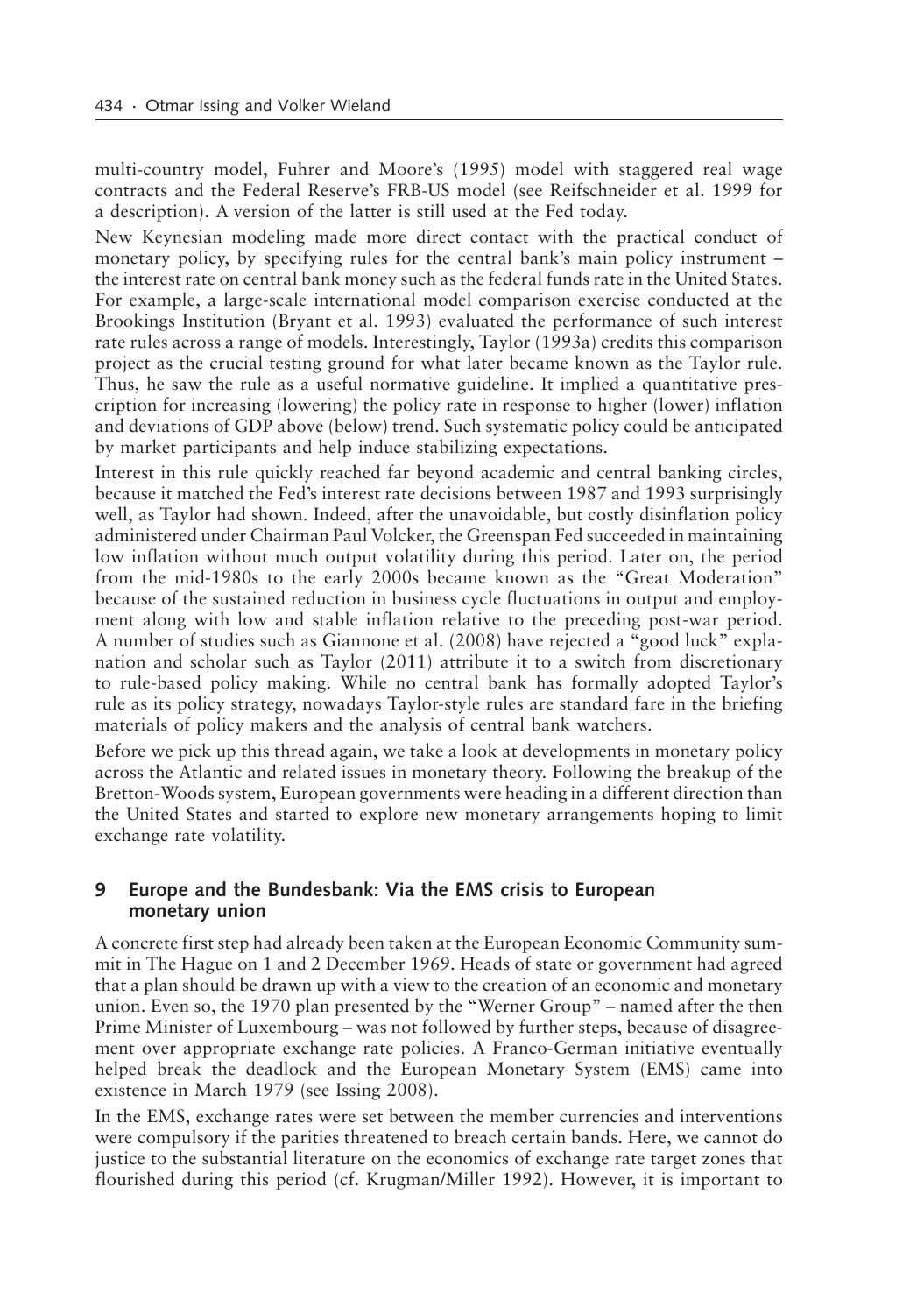multi-country model, Fuhrer and Moore's (1995) model with staggered real wage contracts and the Federal Reserve's FRB-US model (see Reifschneider et al. 1999 for a description). A version of the latter is still used at the Fed today.

New Keynesian modeling made more direct contact with the practical conduct of monetary policy, by specifying rules for the central bank's main policy instrument – the interest rate on central bank money such as the federal funds rate in the United States. For example, a large-scale international model comparison exercise conducted at the Brookings Institution (Bryant et al. 1993) evaluated the performance of such interest rate rules across a range of models. Interestingly, Taylor (1993a) credits this comparison project as the crucial testing ground for what later became known as the Taylor rule. Thus, he saw the rule as a useful normative guideline. It implied a quantitative prescription for increasing (lowering) the policy rate in response to higher (lower) inflation and deviations of GDP above (below) trend. Such systematic policy could be anticipated by market participants and help induce stabilizing expectations.

Interest in this rule quickly reached far beyond academic and central banking circles, because it matched the Fed's interest rate decisions between 1987 and 1993 surprisingly well, as Taylor had shown. Indeed, after the unavoidable, but costly disinflation policy administered under Chairman Paul Volcker, the Greenspan Fed succeeded in maintaining low inflation without much output volatility during this period. Later on, the period from the mid-1980s to the early 2000s became known as the "Great Moderation" because of the sustained reduction in business cycle fluctuations in output and employment along with low and stable inflation relative to the preceding post-war period. A number of studies such as Giannone et al. (2008) have rejected a "good luck" explanation and scholar such as Taylor (2011) attribute it to a switch from discretionary to rule-based policy making. While no central bank has formally adopted Taylor's rule as its policy strategy, nowadays Taylor-style rules are standard fare in the briefing materials of policy makers and the analysis of central bank watchers.

Before we pick up this thread again, we take a look at developments in monetary policy across the Atlantic and related issues in monetary theory. Following the breakup of the Bretton-Woods system, European governments were heading in a different direction than the United States and started to explore new monetary arrangements hoping to limit exchange rate volatility.

## 9 Europe and the Bundesbank: Via the EMS crisis to European monetary union

A concrete first step had already been taken at the European Economic Community summit in The Hague on 1 and 2 December 1969. Heads of state or government had agreed that a plan should be drawn up with a view to the creation of an economic and monetary union. Even so, the 1970 plan presented by the "Werner Group" – named after the then Prime Minister of Luxembourg – was not followed by further steps, because of disagreement over appropriate exchange rate policies. A Franco-German initiative eventually helped break the deadlock and the European Monetary System (EMS) came into existence in March 1979 (see Issing 2008).

In the EMS, exchange rates were set between the member currencies and interventions were compulsory if the parities threatened to breach certain bands. Here, we cannot do justice to the substantial literature on the economics of exchange rate target zones that flourished during this period (cf. Krugman/Miller 1992). However, it is important to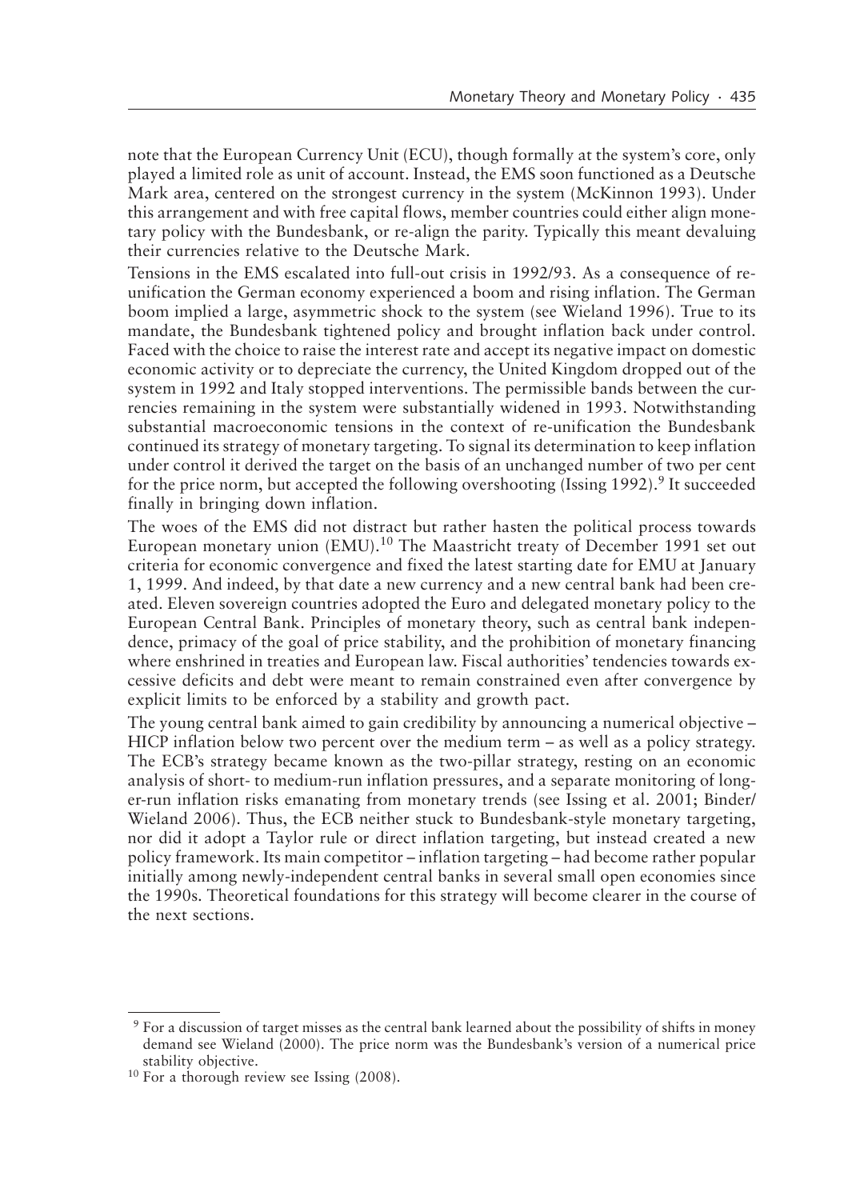note that the European Currency Unit (ECU), though formally at the system's core, only played a limited role as unit of account. Instead, the EMS soon functioned as a Deutsche Mark area, centered on the strongest currency in the system (McKinnon 1993). Under this arrangement and with free capital flows, member countries could either align monetary policy with the Bundesbank, or re-align the parity. Typically this meant devaluing their currencies relative to the Deutsche Mark.

Tensions in the EMS escalated into full-out crisis in 1992/93. As a consequence of re-unification the German economy experienced a boom and rising inflation. The German boom implied a large, asymmetric shock to the system (see Wieland 1996). True to its mandate, the Bundesbank tightened policy and brought inflation back under control. Faced with the choice to raise the interest rate and accept its negative impact on domestic economic activity or to depreciate the currency, the United Kingdom dropped out of the system in 1992 and Italy stopped interventions. The permissible bands between the currencies remaining in the system were substantially widened in 1993. Notwithstanding substantial macroeconomic tensions in the context of re-unification the Bundesbank continued its strategy of monetary targeting. To signal its determination to keep inflation under control it derived the target on the basis of an unchanged number of two per cent for the price norm, but accepted the following overshooting (Issing 1992).[9] It succeeded finally in bringing down inflation.

The woes of the EMS did not distract but rather hasten the political process towards European monetary union (EMU).[10] The Maastricht treaty of December 1991 set out criteria for economic convergence and fixed the latest starting date for EMU at January 1, 1999. And indeed, by that date a new currency and a new central bank had been created. Eleven sovereign countries adopted the Euro and delegated monetary policy to the European Central Bank. Principles of monetary theory, such as central bank independence, primacy of the goal of price stability, and the prohibition of monetary financing where enshrined in treaties and European law. Fiscal authorities' tendencies towards excessive deficits and debt were meant to remain constrained even after convergence by explicit limits to be enforced by a stability and growth pact.

The young central bank aimed to gain credibility by announcing a numerical objective – HICP inflation below two percent over the medium term – as well as a policy strategy. The ECB's strategy became known as the two-pillar strategy, resting on an economic analysis of short- to medium-run inflation pressures, and a separate monitoring of longer-run inflation risks emanating from monetary trends (see Issing et al. 2001; Binder/Wieland 2006). Thus, the ECB neither stuck to Bundesbank-style monetary targeting, nor did it adopt a Taylor rule or direct inflation targeting, but instead created a new policy framework. Its main competitor – inflation targeting – had become rather popular initially among newly-independent central banks in several small open economies since the 1990s. Theoretical foundations for this strategy will become clearer in the course of the next sections.

---

[9] For a discussion of target misses as the central bank learned about the possibility of shifts in money demand see Wieland (2000). The price norm was the Bundesbank's version of a numerical price stability objective.

[10] For a thorough review see Issing (2008).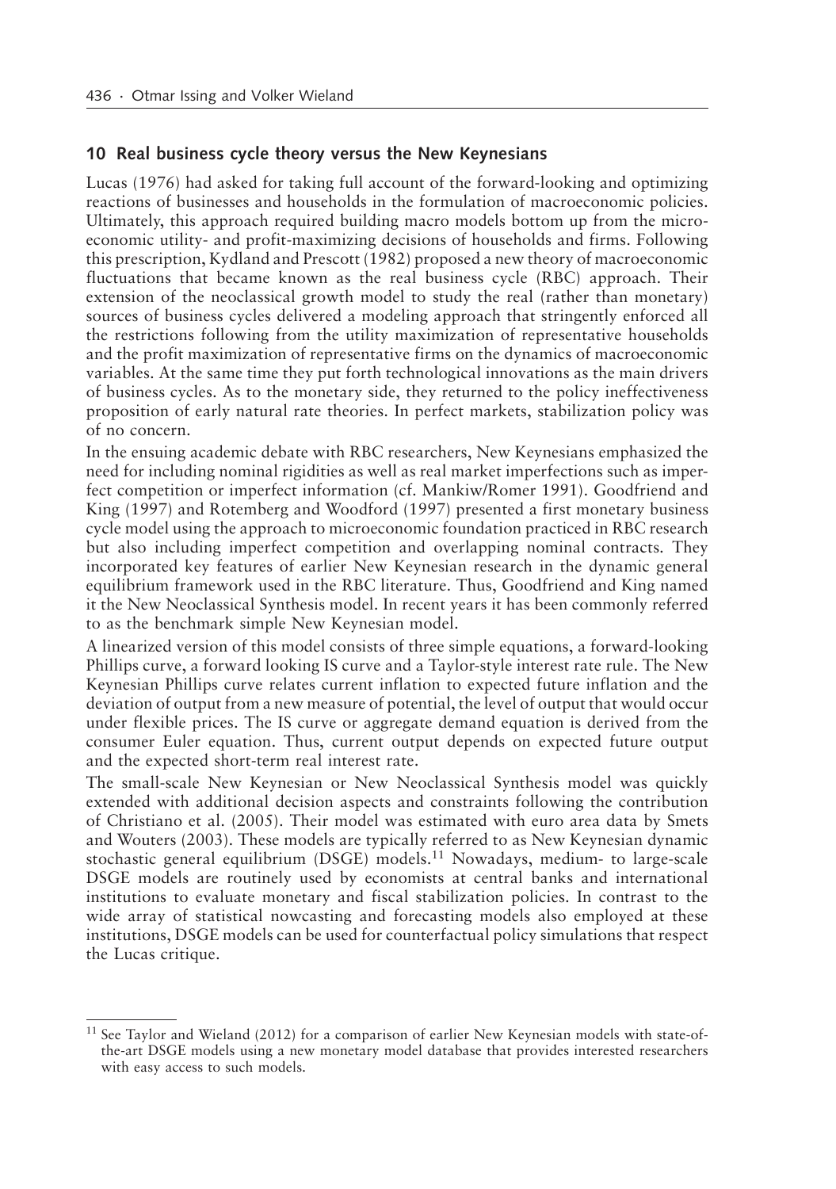## 10 Real business cycle theory versus the New Keynesians

Lucas (1976) had asked for taking full account of the forward-looking and optimizing reactions of businesses and households in the formulation of macroeconomic policies. Ultimately, this approach required building macro models bottom up from the microeconomic utility- and profit-maximizing decisions of households and firms. Following this prescription, Kydland and Prescott (1982) proposed a new theory of macroeconomic fluctuations that became known as the real business cycle (RBC) approach. Their extension of the neoclassical growth model to study the real (rather than monetary) sources of business cycles delivered a modeling approach that stringently enforced all the restrictions following from the utility maximization of representative households and the profit maximization of representative firms on the dynamics of macroeconomic variables. At the same time they put forth technological innovations as the main drivers of business cycles. As to the monetary side, they returned to the policy ineffectiveness proposition of early natural rate theories. In perfect markets, stabilization policy was of no concern.

In the ensuing academic debate with RBC researchers, New Keynesians emphasized the need for including nominal rigidities as well as real market imperfections such as imperfect competition or imperfect information (cf. Mankiw/Romer 1991). Goodfriend and King (1997) and Rotemberg and Woodford (1997) presented a first monetary business cycle model using the approach to microeconomic foundation practiced in RBC research but also including imperfect competition and overlapping nominal contracts. They incorporated key features of earlier New Keynesian research in the dynamic general equilibrium framework used in the RBC literature. Thus, Goodfriend and King named it the New Neoclassical Synthesis model. In recent years it has been commonly referred to as the benchmark simple New Keynesian model.

A linearized version of this model consists of three simple equations, a forward-looking Phillips curve, a forward looking IS curve and a Taylor-style interest rate rule. The New Keynesian Phillips curve relates current inflation to expected future inflation and the deviation of output from a new measure of potential, the level of output that would occur under flexible prices. The IS curve or aggregate demand equation is derived from the consumer Euler equation. Thus, current output depends on expected future output and the expected short-term real interest rate.

The small-scale New Keynesian or New Neoclassical Synthesis model was quickly extended with additional decision aspects and constraints following the contribution of Christiano et al. (2005). Their model was estimated with euro area data by Smets and Wouters (2003). These models are typically referred to as New Keynesian dynamic stochastic general equilibrium (DSGE) models.[11] Nowadays, medium- to large-scale DSGE models are routinely used by economists at central banks and international institutions to evaluate monetary and fiscal stabilization policies. In contrast to the wide array of statistical nowcasting and forecasting models also employed at these institutions, DSGE models can be used for counterfactual policy simulations that respect the Lucas critique.

[11] See Taylor and Wieland (2012) for a comparison of earlier New Keynesian models with state-of-the-art DSGE models using a new monetary model database that provides interested researchers with easy access to such models.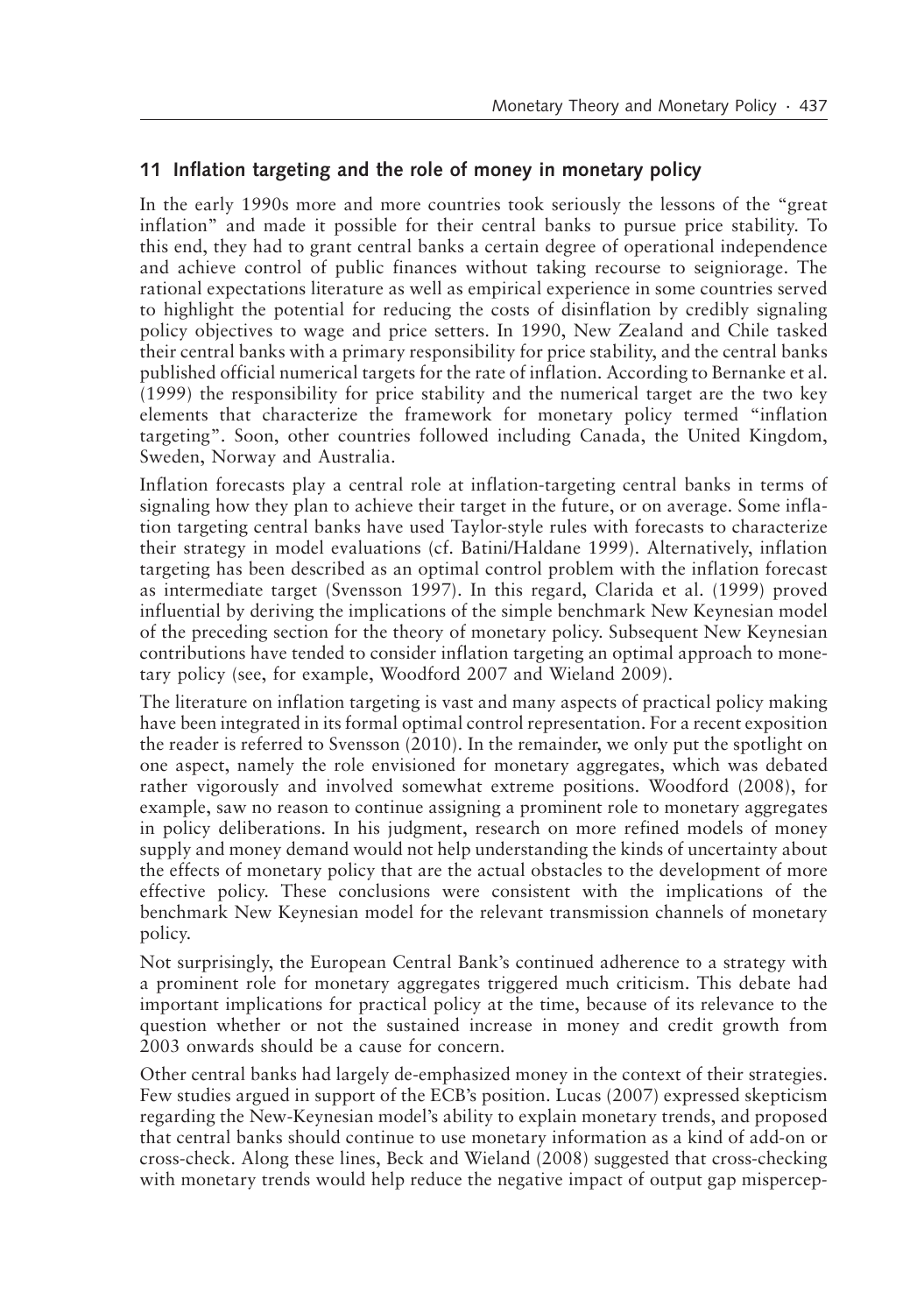## 11 Inflation targeting and the role of money in monetary policy

In the early 1990s more and more countries took seriously the lessons of the "great inflation" and made it possible for their central banks to pursue price stability. To this end, they had to grant central banks a certain degree of operational independence and achieve control of public finances without taking recourse to seigniorage. The rational expectations literature as well as empirical experience in some countries served to highlight the potential for reducing the costs of disinflation by credibly signaling policy objectives to wage and price setters. In 1990, New Zealand and Chile tasked their central banks with a primary responsibility for price stability, and the central banks published official numerical targets for the rate of inflation. According to Bernanke et al. (1999) the responsibility for price stability and the numerical target are the two key elements that characterize the framework for monetary policy termed "inflation targeting". Soon, other countries followed including Canada, the United Kingdom, Sweden, Norway and Australia.

Inflation forecasts play a central role at inflation-targeting central banks in terms of signaling how they plan to achieve their target in the future, or on average. Some inflation targeting central banks have used Taylor-style rules with forecasts to characterize their strategy in model evaluations (cf. Batini/Haldane 1999). Alternatively, inflation targeting has been described as an optimal control problem with the inflation forecast as intermediate target (Svensson 1997). In this regard, Clarida et al. (1999) proved influential by deriving the implications of the simple benchmark New Keynesian model of the preceding section for the theory of monetary policy. Subsequent New Keynesian contributions have tended to consider inflation targeting an optimal approach to monetary policy (see, for example, Woodford 2007 and Wieland 2009).

The literature on inflation targeting is vast and many aspects of practical policy making have been integrated in its formal optimal control representation. For a recent exposition the reader is referred to Svensson (2010). In the remainder, we only put the spotlight on one aspect, namely the role envisioned for monetary aggregates, which was debated rather vigorously and involved somewhat extreme positions. Woodford (2008), for example, saw no reason to continue assigning a prominent role to monetary aggregates in policy deliberations. In his judgment, research on more refined models of money supply and money demand would not help understanding the kinds of uncertainty about the effects of monetary policy that are the actual obstacles to the development of more effective policy. These conclusions were consistent with the implications of the benchmark New Keynesian model for the relevant transmission channels of monetary policy.

Not surprisingly, the European Central Bank's continued adherence to a strategy with a prominent role for monetary aggregates triggered much criticism. This debate had important implications for practical policy at the time, because of its relevance to the question whether or not the sustained increase in money and credit growth from 2003 onwards should be a cause for concern.

Other central banks had largely de-emphasized money in the context of their strategies. Few studies argued in support of the ECB's position. Lucas (2007) expressed skepticism regarding the New-Keynesian model's ability to explain monetary trends, and proposed that central banks should continue to use monetary information as a kind of add-on or cross-check. Along these lines, Beck and Wieland (2008) suggested that cross-checking with monetary trends would help reduce the negative impact of output gap mispercep-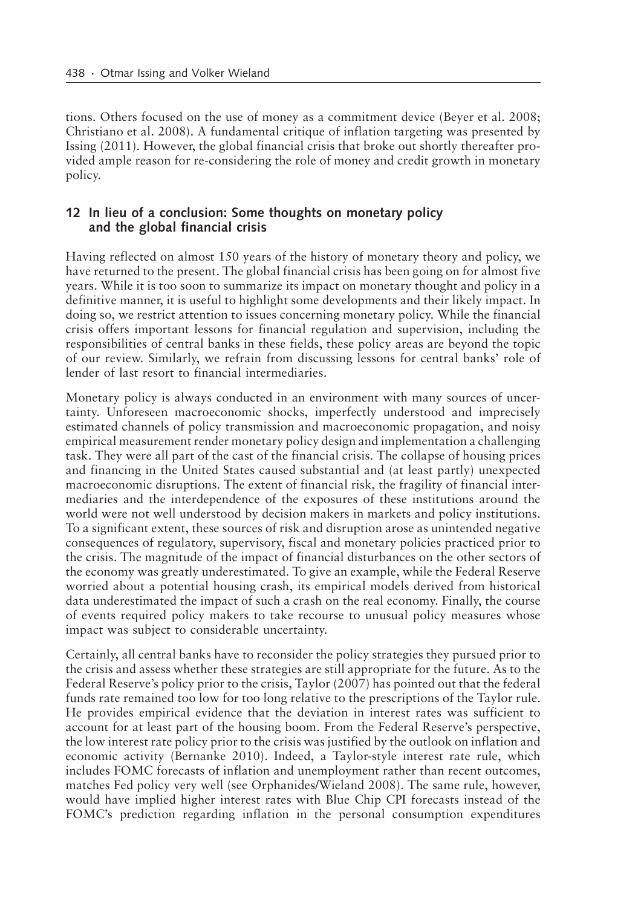tions. Others focused on the use of money as a commitment device (Beyer et al. 2008; Christiano et al. 2008). A fundamental critique of inflation targeting was presented by Issing (2011). However, the global financial crisis that broke out shortly thereafter provided ample reason for re-considering the role of money and credit growth in monetary policy.

## 12 In lieu of a conclusion: Some thoughts on monetary policy and the global financial crisis

Having reflected on almost 150 years of the history of monetary theory and policy, we have returned to the present. The global financial crisis has been going on for almost five years. While it is too soon to summarize its impact on monetary thought and policy in a definitive manner, it is useful to highlight some developments and their likely impact. In doing so, we restrict attention to issues concerning monetary policy. While the financial crisis offers important lessons for financial regulation and supervision, including the responsibilities of central banks in these fields, these policy areas are beyond the topic of our review. Similarly, we refrain from discussing lessons for central banks' role of lender of last resort to financial intermediaries.

Monetary policy is always conducted in an environment with many sources of uncertainty. Unforeseen macroeconomic shocks, imperfectly understood and imprecisely estimated channels of policy transmission and macroeconomic propagation, and noisy empirical measurement render monetary policy design and implementation a challenging task. They were all part of the cast of the financial crisis. The collapse of housing prices and financing in the United States caused substantial and (at least partly) unexpected macroeconomic disruptions. The extent of financial risk, the fragility of financial intermediaries and the interdependence of the exposures of these institutions around the world were not well understood by decision makers in markets and policy institutions. To a significant extent, these sources of risk and disruption arose as unintended negative consequences of regulatory, supervisory, fiscal and monetary policies practiced prior to the crisis. The magnitude of the impact of financial disturbances on the other sectors of the economy was greatly underestimated. To give an example, while the Federal Reserve worried about a potential housing crash, its empirical models derived from historical data underestimated the impact of such a crash on the real economy. Finally, the course of events required policy makers to take recourse to unusual policy measures whose impact was subject to considerable uncertainty.

Certainly, all central banks have to reconsider the policy strategies they pursued prior to the crisis and assess whether these strategies are still appropriate for the future. As to the Federal Reserve's policy prior to the crisis, Taylor (2007) has pointed out that the federal funds rate remained too low for too long relative to the prescriptions of the Taylor rule. He provides empirical evidence that the deviation in interest rates was sufficient to account for at least part of the housing boom. From the Federal Reserve's perspective, the low interest rate policy prior to the crisis was justified by the outlook on inflation and economic activity (Bernanke 2010). Indeed, a Taylor-style interest rate rule, which includes FOMC forecasts of inflation and unemployment rather than recent outcomes, matches Fed policy very well (see Orphanides/Wieland 2008). The same rule, however, would have implied higher interest rates with Blue Chip CPI forecasts instead of the FOMC's prediction regarding inflation in the personal consumption expenditures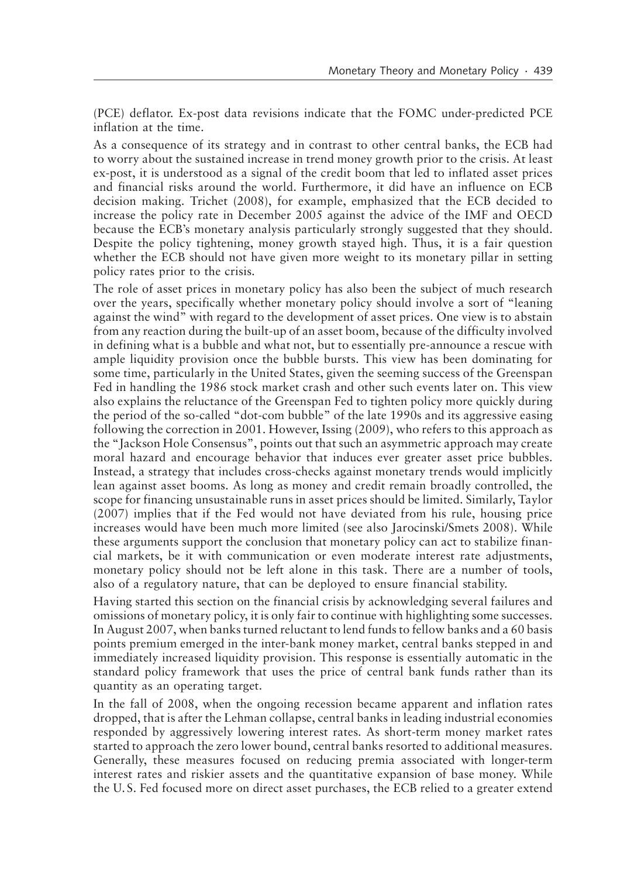(PCE) deflator. Ex-post data revisions indicate that the FOMC under-predicted PCE inflation at the time.

As a consequence of its strategy and in contrast to other central banks, the ECB had to worry about the sustained increase in trend money growth prior to the crisis. At least ex-post, it is understood as a signal of the credit boom that led to inflated asset prices and financial risks around the world. Furthermore, it did have an influence on ECB decision making. Trichet (2008), for example, emphasized that the ECB decided to increase the policy rate in December 2005 against the advice of the IMF and OECD because the ECB's monetary analysis particularly strongly suggested that they should. Despite the policy tightening, money growth stayed high. Thus, it is a fair question whether the ECB should not have given more weight to its monetary pillar in setting policy rates prior to the crisis.

The role of asset prices in monetary policy has also been the subject of much research over the years, specifically whether monetary policy should involve a sort of "leaning against the wind" with regard to the development of asset prices. One view is to abstain from any reaction during the built-up of an asset boom, because of the difficulty involved in defining what is a bubble and what not, but to essentially pre-announce a rescue with ample liquidity provision once the bubble bursts. This view has been dominating for some time, particularly in the United States, given the seeming success of the Greenspan Fed in handling the 1986 stock market crash and other such events later on. This view also explains the reluctance of the Greenspan Fed to tighten policy more quickly during the period of the so-called "dot-com bubble" of the late 1990s and its aggressive easing following the correction in 2001. However, Issing (2009), who refers to this approach as the "Jackson Hole Consensus", points out that such an asymmetric approach may create moral hazard and encourage behavior that induces ever greater asset price bubbles. Instead, a strategy that includes cross-checks against monetary trends would implicitly lean against asset booms. As long as money and credit remain broadly controlled, the scope for financing unsustainable runs in asset prices should be limited. Similarly, Taylor (2007) implies that if the Fed would not have deviated from his rule, housing price increases would have been much more limited (see also Jarocinski/Smets 2008). While these arguments support the conclusion that monetary policy can act to stabilize financial markets, be it with communication or even moderate interest rate adjustments, monetary policy should not be left alone in this task. There are a number of tools, also of a regulatory nature, that can be deployed to ensure financial stability.

Having started this section on the financial crisis by acknowledging several failures and omissions of monetary policy, it is only fair to continue with highlighting some successes. In August 2007, when banks turned reluctant to lend funds to fellow banks and a 60 basis points premium emerged in the inter-bank money market, central banks stepped in and immediately increased liquidity provision. This response is essentially automatic in the standard policy framework that uses the price of central bank funds rather than its quantity as an operating target.

In the fall of 2008, when the ongoing recession became apparent and inflation rates dropped, that is after the Lehman collapse, central banks in leading industrial economies responded by aggressively lowering interest rates. As short-term money market rates started to approach the zero lower bound, central banks resorted to additional measures. Generally, these measures focused on reducing premia associated with longer-term interest rates and riskier assets and the quantitative expansion of base money. While the U. S. Fed focused more on direct asset purchases, the ECB relied to a greater extend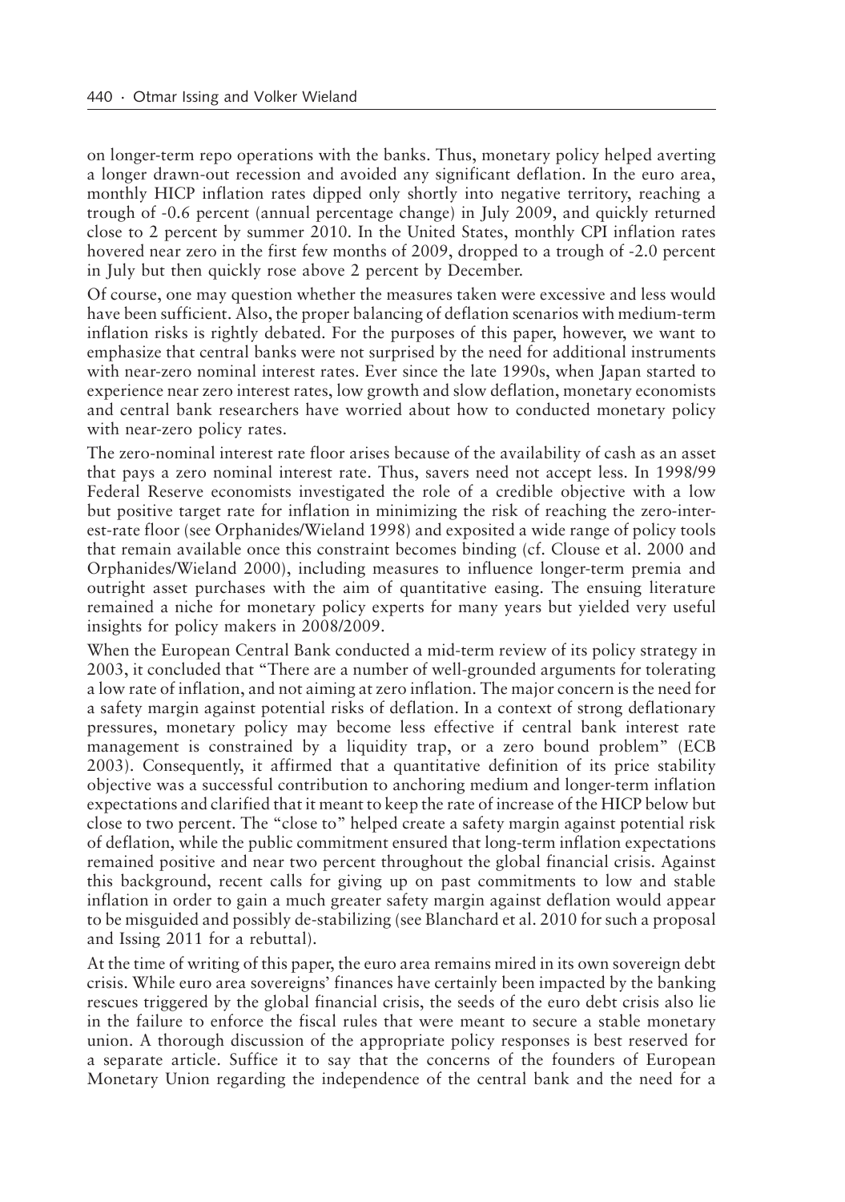on longer-term repo operations with the banks. Thus, monetary policy helped averting a longer drawn-out recession and avoided any significant deflation. In the euro area, monthly HICP inflation rates dipped only shortly into negative territory, reaching a trough of -0.6 percent (annual percentage change) in July 2009, and quickly returned close to 2 percent by summer 2010. In the United States, monthly CPI inflation rates hovered near zero in the first few months of 2009, dropped to a trough of -2.0 percent in July but then quickly rose above 2 percent by December.

Of course, one may question whether the measures taken were excessive and less would have been sufficient. Also, the proper balancing of deflation scenarios with medium-term inflation risks is rightly debated. For the purposes of this paper, however, we want to emphasize that central banks were not surprised by the need for additional instruments with near-zero nominal interest rates. Ever since the late 1990s, when Japan started to experience near zero interest rates, low growth and slow deflation, monetary economists and central bank researchers have worried about how to conducted monetary policy with near-zero policy rates.

The zero-nominal interest rate floor arises because of the availability of cash as an asset that pays a zero nominal interest rate. Thus, savers need not accept less. In 1998/99 Federal Reserve economists investigated the role of a credible objective with a low but positive target rate for inflation in minimizing the risk of reaching the zero-interest-rate floor (see Orphanides/Wieland 1998) and exposited a wide range of policy tools that remain available once this constraint becomes binding (cf. Clouse et al. 2000 and Orphanides/Wieland 2000), including measures to influence longer-term premia and outright asset purchases with the aim of quantitative easing. The ensuing literature remained a niche for monetary policy experts for many years but yielded very useful insights for policy makers in 2008/2009.

When the European Central Bank conducted a mid-term review of its policy strategy in 2003, it concluded that "There are a number of well-grounded arguments for tolerating a low rate of inflation, and not aiming at zero inflation. The major concern is the need for a safety margin against potential risks of deflation. In a context of strong deflationary pressures, monetary policy may become less effective if central bank interest rate management is constrained by a liquidity trap, or a zero bound problem" (ECB 2003). Consequently, it affirmed that a quantitative definition of its price stability objective was a successful contribution to anchoring medium and longer-term inflation expectations and clarified that it meant to keep the rate of increase of the HICP below but close to two percent. The "close to" helped create a safety margin against potential risk of deflation, while the public commitment ensured that long-term inflation expectations remained positive and near two percent throughout the global financial crisis. Against this background, recent calls for giving up on past commitments to low and stable inflation in order to gain a much greater safety margin against deflation would appear to be misguided and possibly de-stabilizing (see Blanchard et al. 2010 for such a proposal and Issing 2011 for a rebuttal).

At the time of writing of this paper, the euro area remains mired in its own sovereign debt crisis. While euro area sovereigns' finances have certainly been impacted by the banking rescues triggered by the global financial crisis, the seeds of the euro debt crisis also lie in the failure to enforce the fiscal rules that were meant to secure a stable monetary union. A thorough discussion of the appropriate policy responses is best reserved for a separate article. Suffice it to say that the concerns of the founders of European Monetary Union regarding the independence of the central bank and the need for a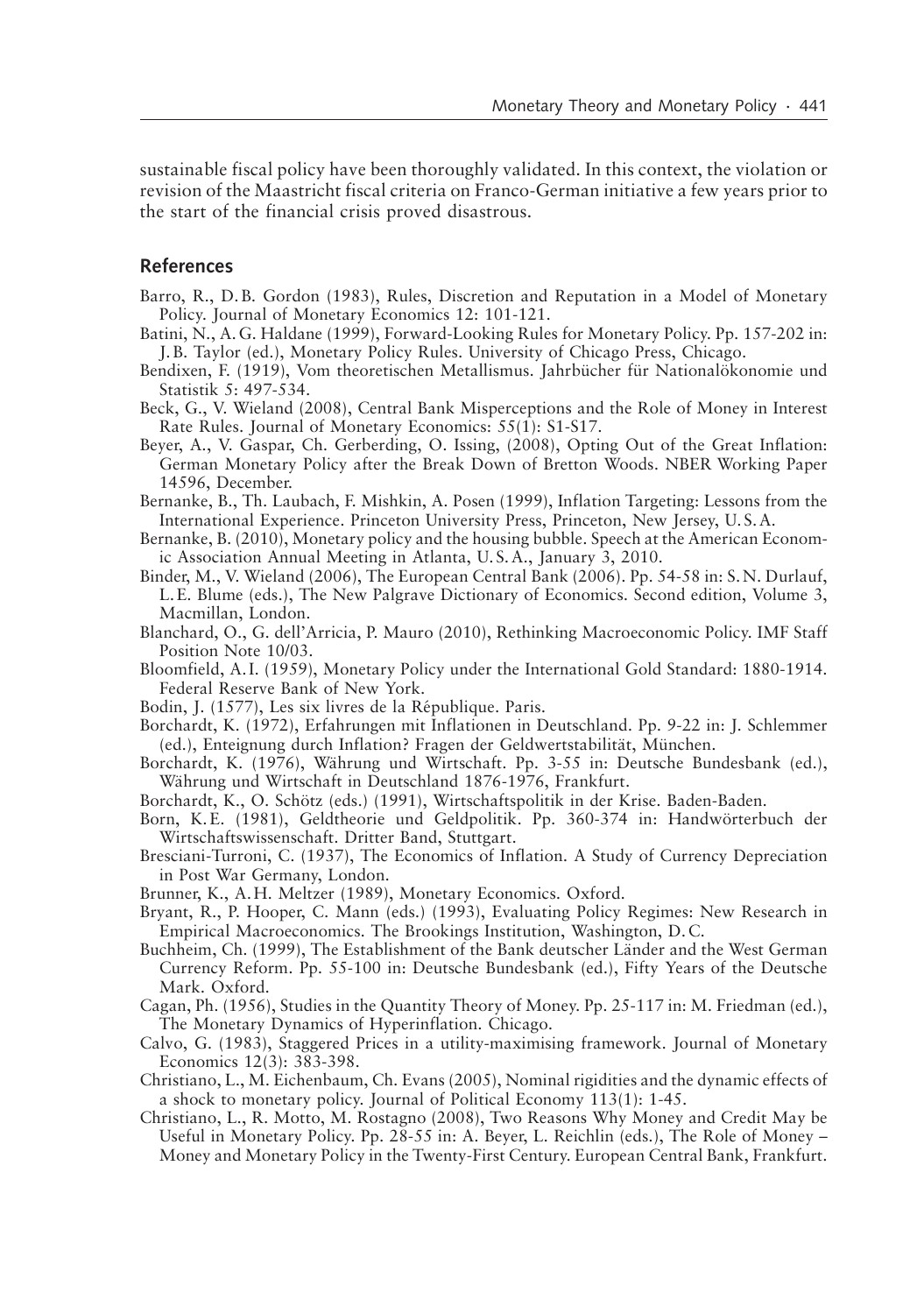sustainable fiscal policy have been thoroughly validated. In this context, the violation or revision of the Maastricht fiscal criteria on Franco-German initiative a few years prior to the start of the financial crisis proved disastrous.

## References

Barro, R., D. B. Gordon (1983), Rules, Discretion and Reputation in a Model of Monetary Policy. Journal of Monetary Economics 12: 101-121.

Batini, N., A. G. Haldane (1999), Forward-Looking Rules for Monetary Policy. Pp. 157-202 in: J. B. Taylor (ed.), Monetary Policy Rules. University of Chicago Press, Chicago.

Bendixen, F. (1919), Vom theoretischen Metallismus. Jahrbücher für Nationalökonomie und Statistik 5: 497-534.

Beck, G., V. Wieland (2008), Central Bank Misperceptions and the Role of Money in Interest Rate Rules. Journal of Monetary Economics: 55(1): S1-S17.

Beyer, A., V. Gaspar, Ch. Gerberding, O. Issing, (2008), Opting Out of the Great Inflation: German Monetary Policy after the Break Down of Bretton Woods. NBER Working Paper 14596, December.

Bernanke, B., Th. Laubach, F. Mishkin, A. Posen (1999), Inflation Targeting: Lessons from the International Experience. Princeton University Press, Princeton, New Jersey, U. S. A.

Bernanke, B. (2010), Monetary policy and the housing bubble. Speech at the American Economic Association Annual Meeting in Atlanta, U. S. A., January 3, 2010.

Binder, M., V. Wieland (2006), The European Central Bank (2006). Pp. 54-58 in: S. N. Durlauf, L. E. Blume (eds.), The New Palgrave Dictionary of Economics. Second edition, Volume 3, Macmillan, London.

Blanchard, O., G. dell'Arricia, P. Mauro (2010), Rethinking Macroeconomic Policy. IMF Staff Position Note 10/03.

Bloomfield, A. I. (1959), Monetary Policy under the International Gold Standard: 1880-1914. Federal Reserve Bank of New York.

Bodin, J. (1577), Les six livres de la République. Paris.

Borchardt, K. (1972), Erfahrungen mit Inflationen in Deutschland. Pp. 9-22 in: J. Schlemmer (ed.), Enteignung durch Inflation? Fragen der Geldwertstabilität, München.

Borchardt, K. (1976), Währung und Wirtschaft. Pp. 3-55 in: Deutsche Bundesbank (ed.), Währung und Wirtschaft in Deutschland 1876-1976, Frankfurt.

Borchardt, K., O. Schötz (eds.) (1991), Wirtschaftspolitik in der Krise. Baden-Baden.

Born, K. E. (1981), Geldtheorie und Geldpolitik. Pp. 360-374 in: Handwörterbuch der Wirtschaftswissenschaft. Dritter Band, Stuttgart.

Bresciani-Turroni, C. (1937), The Economics of Inflation. A Study of Currency Depreciation in Post War Germany, London.

Brunner, K., A. H. Meltzer (1989), Monetary Economics. Oxford.

Bryant, R., P. Hooper, C. Mann (eds.) (1993), Evaluating Policy Regimes: New Research in Empirical Macroeconomics. The Brookings Institution, Washington, D. C.

Buchheim, Ch. (1999), The Establishment of the Bank deutscher Länder and the West German Currency Reform. Pp. 55-100 in: Deutsche Bundesbank (ed.), Fifty Years of the Deutsche Mark. Oxford.

Cagan, Ph. (1956), Studies in the Quantity Theory of Money. Pp. 25-117 in: M. Friedman (ed.), The Monetary Dynamics of Hyperinflation. Chicago.

Calvo, G. (1983), Staggered Prices in a utility-maximising framework. Journal of Monetary Economics 12(3): 383-398.

Christiano, L., M. Eichenbaum, Ch. Evans (2005), Nominal rigidities and the dynamic effects of a shock to monetary policy. Journal of Political Economy 113(1): 1-45.

Christiano, L., R. Motto, M. Rostagno (2008), Two Reasons Why Money and Credit May be Useful in Monetary Policy. Pp. 28-55 in: A. Beyer, L. Reichlin (eds.), The Role of Money – Money and Monetary Policy in the Twenty-First Century. European Central Bank, Frankfurt.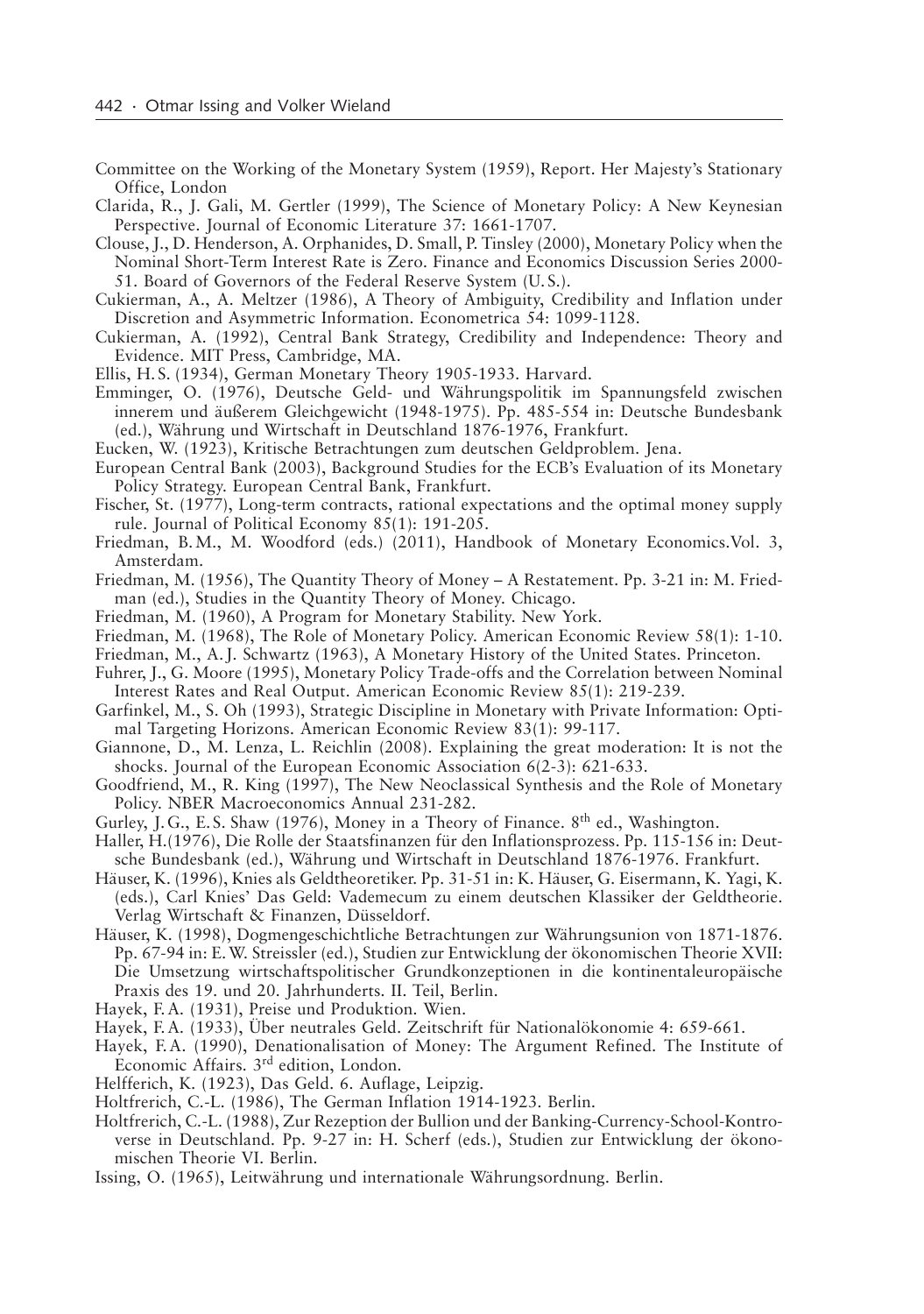Committee on the Working of the Monetary System (1959), Report. Her Majesty's Stationary Office, London

Clarida, R., J. Gali, M. Gertler (1999), The Science of Monetary Policy: A New Keynesian Perspective. Journal of Economic Literature 37: 1661-1707.

Clouse, J., D. Henderson, A. Orphanides, D. Small, P. Tinsley (2000), Monetary Policy when the Nominal Short-Term Interest Rate is Zero. Finance and Economics Discussion Series 2000-51. Board of Governors of the Federal Reserve System (U.S.).

Cukierman, A., A. Meltzer (1986), A Theory of Ambiguity, Credibility and Inflation under Discretion and Asymmetric Information. Econometrica 54: 1099-1128.

Cukierman, A. (1992), Central Bank Strategy, Credibility and Independence: Theory and Evidence. MIT Press, Cambridge, MA.

Ellis, H.S. (1934), German Monetary Theory 1905-1933. Harvard.

Emminger, O. (1976), Deutsche Geld- und Währungspolitik im Spannungsfeld zwischen innerem und äußerem Gleichgewicht (1948-1975). Pp. 485-554 in: Deutsche Bundesbank (ed.), Währung und Wirtschaft in Deutschland 1876-1976, Frankfurt.

Eucken, W. (1923), Kritische Betrachtungen zum deutschen Geldproblem. Jena.

European Central Bank (2003), Background Studies for the ECB's Evaluation of its Monetary Policy Strategy. European Central Bank, Frankfurt.

Fischer, St. (1977), Long-term contracts, rational expectations and the optimal money supply rule. Journal of Political Economy 85(1): 191-205.

Friedman, B.M., M. Woodford (eds.) (2011), Handbook of Monetary Economics.Vol. 3, Amsterdam.

Friedman, M. (1956), The Quantity Theory of Money – A Restatement. Pp. 3-21 in: M. Friedman (ed.), Studies in the Quantity Theory of Money. Chicago.

Friedman, M. (1960), A Program for Monetary Stability. New York.

Friedman, M. (1968), The Role of Monetary Policy. American Economic Review 58(1): 1-10.

Friedman, M., A.J. Schwartz (1963), A Monetary History of the United States. Princeton.

Fuhrer, J., G. Moore (1995), Monetary Policy Trade-offs and the Correlation between Nominal Interest Rates and Real Output. American Economic Review 85(1): 219-239.

Garfinkel, M., S. Oh (1993), Strategic Discipline in Monetary with Private Information: Optimal Targeting Horizons. American Economic Review 83(1): 99-117.

Giannone, D., M. Lenza, L. Reichlin (2008). Explaining the great moderation: It is not the shocks. Journal of the European Economic Association 6(2-3): 621-633.

Goodfriend, M., R. King (1997), The New Neoclassical Synthesis and the Role of Monetary Policy. NBER Macroeconomics Annual 231-282.

Gurley, J.G., E.S. Shaw (1976), Money in a Theory of Finance. 8th ed., Washington.

Haller, H.(1976), Die Rolle der Staatsfinanzen für den Inflationsprozess. Pp. 115-156 in: Deutsche Bundesbank (ed.), Währung und Wirtschaft in Deutschland 1876-1976. Frankfurt.

Häuser, K. (1996), Knies als Geldtheoretiker. Pp. 31-51 in: K. Häuser, G. Eisermann, K. Yagi, K. (eds.), Carl Knies' Das Geld: Vademecum zu einem deutschen Klassiker der Geldtheorie. Verlag Wirtschaft & Finanzen, Düsseldorf.

Häuser, K. (1998), Dogmengeschichtliche Betrachtungen zur Währungsunion von 1871-1876. Pp. 67-94 in: E.W. Streissler (ed.), Studien zur Entwicklung der ökonomischen Theorie XVII: Die Umsetzung wirtschaftspolitischer Grundkonzeptionen in die kontinentaleuropäische Praxis des 19. und 20. Jahrhunderts. II. Teil, Berlin.

Hayek, F.A. (1931), Preise und Produktion. Wien.

Hayek, F.A. (1933), Über neutrales Geld. Zeitschrift für Nationalökonomie 4: 659-661.

Hayek, F.A. (1990), Denationalisation of Money: The Argument Refined. The Institute of Economic Affairs. 3rd edition, London.

Helfferich, K. (1923), Das Geld. 6. Auflage, Leipzig.

Holtfrerich, C.-L. (1986), The German Inflation 1914-1923. Berlin.

Holtfrerich, C.-L. (1988), Zur Rezeption der Bullion und der Banking-Currency-School-Kontroverse in Deutschland. Pp. 9-27 in: H. Scherf (eds.), Studien zur Entwicklung der ökonomischen Theorie VI. Berlin.

Issing, O. (1965), Leitwährung und internationale Währungsordnung. Berlin.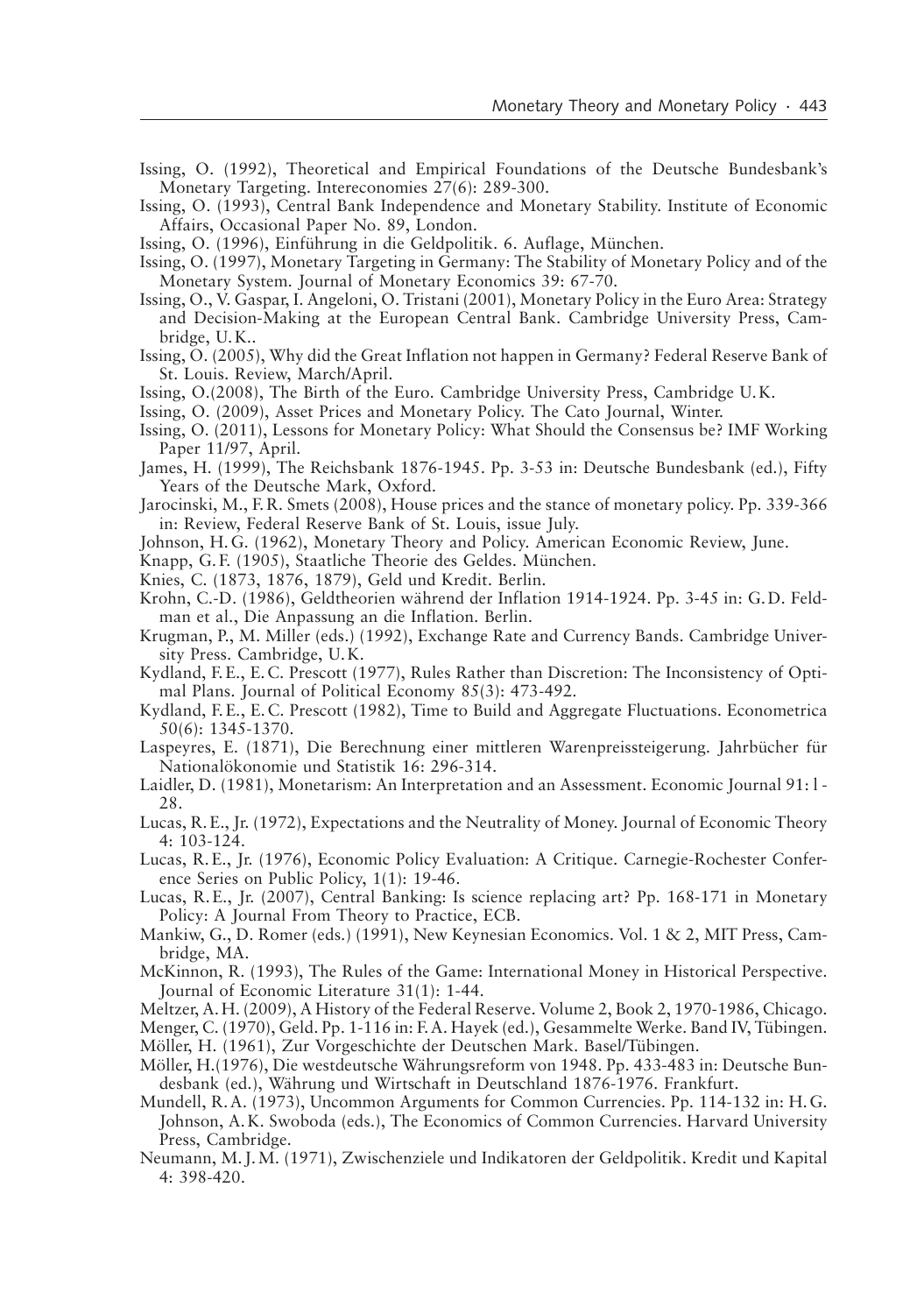Issing, O. (1992), Theoretical and Empirical Foundations of the Deutsche Bundesbank's Monetary Targeting. Intereconomies 27(6): 289-300.

Issing, O. (1993), Central Bank Independence and Monetary Stability. Institute of Economic Affairs, Occasional Paper No. 89, London.

Issing, O. (1996), Einführung in die Geldpolitik. 6. Auflage, München.

Issing, O. (1997), Monetary Targeting in Germany: The Stability of Monetary Policy and of the Monetary System. Journal of Monetary Economics 39: 67-70.

Issing, O., V. Gaspar, I. Angeloni, O. Tristani (2001), Monetary Policy in the Euro Area: Strategy and Decision-Making at the European Central Bank. Cambridge University Press, Cambridge, U.K..

Issing, O. (2005), Why did the Great Inflation not happen in Germany? Federal Reserve Bank of St. Louis. Review, March/April.

Issing, O.(2008), The Birth of the Euro. Cambridge University Press, Cambridge U.K.

Issing, O. (2009), Asset Prices and Monetary Policy. The Cato Journal, Winter.

Issing, O. (2011), Lessons for Monetary Policy: What Should the Consensus be? IMF Working Paper 11/97, April.

James, H. (1999), The Reichsbank 1876-1945. Pp. 3-53 in: Deutsche Bundesbank (ed.), Fifty Years of the Deutsche Mark, Oxford.

Jarocinski, M., F.R. Smets (2008), House prices and the stance of monetary policy. Pp. 339-366 in: Review, Federal Reserve Bank of St. Louis, issue July.

Johnson, H.G. (1962), Monetary Theory and Policy. American Economic Review, June.

Knapp, G.F. (1905), Staatliche Theorie des Geldes. München.

Knies, C. (1873, 1876, 1879), Geld und Kredit. Berlin.

Krohn, C.-D. (1986), Geldtheorien während der Inflation 1914-1924. Pp. 3-45 in: G.D. Feldman et al., Die Anpassung an die Inflation. Berlin.

Krugman, P., M. Miller (eds.) (1992), Exchange Rate and Currency Bands. Cambridge University Press. Cambridge, U.K.

Kydland, F.E., E.C. Prescott (1977), Rules Rather than Discretion: The Inconsistency of Optimal Plans. Journal of Political Economy 85(3): 473-492.

Kydland, F.E., E.C. Prescott (1982), Time to Build and Aggregate Fluctuations. Econometrica 50(6): 1345-1370.

Laspeyres, E. (1871), Die Berechnung einer mittleren Warenpreissteigerung. Jahrbücher für Nationalökonomie und Statistik 16: 296-314.

Laidler, D. (1981), Monetarism: An Interpretation and an Assessment. Economic Journal 91: l-28.

Lucas, R.E., Jr. (1972), Expectations and the Neutrality of Money. Journal of Economic Theory 4: 103-124.

Lucas, R.E., Jr. (1976), Economic Policy Evaluation: A Critique. Carnegie-Rochester Conference Series on Public Policy, 1(1): 19-46.

Lucas, R.E., Jr. (2007), Central Banking: Is science replacing art? Pp. 168-171 in Monetary Policy: A Journal From Theory to Practice, ECB.

Mankiw, G., D. Romer (eds.) (1991), New Keynesian Economics. Vol. 1 & 2, MIT Press, Cambridge, MA.

McKinnon, R. (1993), The Rules of the Game: International Money in Historical Perspective. Journal of Economic Literature 31(1): 1-44.

Meltzer, A.H. (2009), A History of the Federal Reserve. Volume 2, Book 2, 1970-1986, Chicago.

Menger, C. (1970), Geld. Pp. 1-116 in: F.A. Hayek (ed.), Gesammelte Werke. Band IV, Tübingen.

Möller, H. (1961), Zur Vorgeschichte der Deutschen Mark. Basel/Tübingen.

Möller, H.(1976), Die westdeutsche Währungsreform von 1948. Pp. 433-483 in: Deutsche Bundesbank (ed.), Währung und Wirtschaft in Deutschland 1876-1976. Frankfurt.

Mundell, R.A. (1973), Uncommon Arguments for Common Currencies. Pp. 114-132 in: H.G. Johnson, A.K. Swoboda (eds.), The Economics of Common Currencies. Harvard University Press, Cambridge.

Neumann, M.J.M. (1971), Zwischenziele und Indikatoren der Geldpolitik. Kredit und Kapital 4: 398-420.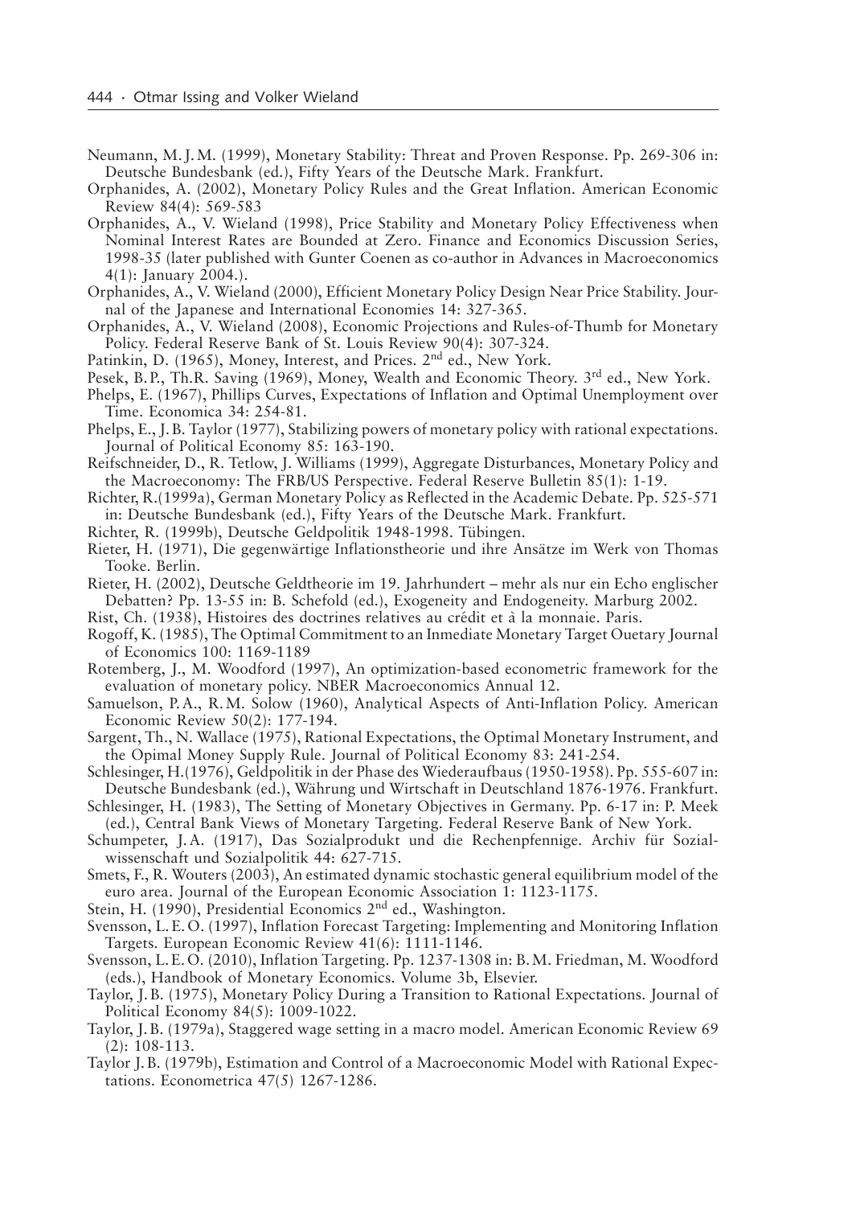Neumann, M. J. M. (1999), Monetary Stability: Threat and Proven Response. Pp. 269-306 in: Deutsche Bundesbank (ed.), Fifty Years of the Deutsche Mark. Frankfurt.

Orphanides, A. (2002), Monetary Policy Rules and the Great Inflation. American Economic Review 84(4): 569-583

Orphanides, A., V. Wieland (1998), Price Stability and Monetary Policy Effectiveness when Nominal Interest Rates are Bounded at Zero. Finance and Economics Discussion Series, 1998-35 (later published with Gunter Coenen as co-author in Advances in Macroeconomics 4(1): January 2004.).

Orphanides, A., V. Wieland (2000), Efficient Monetary Policy Design Near Price Stability. Journal of the Japanese and International Economies 14: 327-365.

Orphanides, A., V. Wieland (2008), Economic Projections and Rules-of-Thumb for Monetary Policy. Federal Reserve Bank of St. Louis Review 90(4): 307-324.

Patinkin, D. (1965), Money, Interest, and Prices. 2nd ed., New York.

Pesek, B. P., Th. R. Saving (1969), Money, Wealth and Economic Theory. 3rd ed., New York.

Phelps, E. (1967), Phillips Curves, Expectations of Inflation and Optimal Unemployment over Time. Economica 34: 254-81.

Phelps, E., J. B. Taylor (1977), Stabilizing powers of monetary policy with rational expectations. Journal of Political Economy 85: 163-190.

Reifschneider, D., R. Tetlow, J. Williams (1999), Aggregate Disturbances, Monetary Policy and the Macroeconomy: The FRB/US Perspective. Federal Reserve Bulletin 85(1): 1-19.

Richter, R.(1999a), German Monetary Policy as Reflected in the Academic Debate. Pp. 525-571 in: Deutsche Bundesbank (ed.), Fifty Years of the Deutsche Mark. Frankfurt.

Richter, R. (1999b), Deutsche Geldpolitik 1948-1998. Tübingen.

Rieter, H. (1971), Die gegenwärtige Inflationstheorie und ihre Ansätze im Werk von Thomas Tooke. Berlin.

Rieter, H. (2002), Deutsche Geldtheorie im 19. Jahrhundert – mehr als nur ein Echo englischer Debatten? Pp. 13-55 in: B. Schefold (ed.), Exogeneity and Endogeneity. Marburg 2002.

Rist, Ch. (1938), Histoires des doctrines relatives au crédit et à la monnaie. Paris.

Rogoff, K. (1985), The Optimal Commitment to an Inmediate Monetary Target Ouetary Journal of Economics 100: 1169-1189

Rotemberg, J., M. Woodford (1997), An optimization-based econometric framework for the evaluation of monetary policy. NBER Macroeconomics Annual 12.

Samuelson, P. A., R. M. Solow (1960), Analytical Aspects of Anti-Inflation Policy. American Economic Review 50(2): 177-194.

Sargent, Th., N. Wallace (1975), Rational Expectations, the Optimal Monetary Instrument, and the Opimal Money Supply Rule. Journal of Political Economy 83: 241-254.

Schlesinger, H.(1976), Geldpolitik in der Phase des Wiederaufbaus (1950-1958). Pp. 555-607 in: Deutsche Bundesbank (ed.), Währung und Wirtschaft in Deutschland 1876-1976. Frankfurt.

Schlesinger, H. (1983), The Setting of Monetary Objectives in Germany. Pp. 6-17 in: P. Meek (ed.), Central Bank Views of Monetary Targeting. Federal Reserve Bank of New York.

Schumpeter, J. A. (1917), Das Sozialprodukt und die Rechenpfennige. Archiv für Sozialwissenschaft und Sozialpolitik 44: 627-715.

Smets, F., R. Wouters (2003), An estimated dynamic stochastic general equilibrium model of the euro area. Journal of the European Economic Association 1: 1123-1175.

Stein, H. (1990), Presidential Economics 2nd ed., Washington.

Svensson, L. E. O. (1997), Inflation Forecast Targeting: Implementing and Monitoring Inflation Targets. European Economic Review 41(6): 1111-1146.

Svensson, L. E. O. (2010), Inflation Targeting. Pp. 1237-1308 in: B. M. Friedman, M. Woodford (eds.), Handbook of Monetary Economics. Volume 3b, Elsevier.

Taylor, J. B. (1975), Monetary Policy During a Transition to Rational Expectations. Journal of Political Economy 84(5): 1009-1022.

Taylor, J. B. (1979a), Staggered wage setting in a macro model. American Economic Review 69 (2): 108-113.

Taylor J. B. (1979b), Estimation and Control of a Macroeconomic Model with Rational Expectations. Econometrica 47(5) 1267-1286.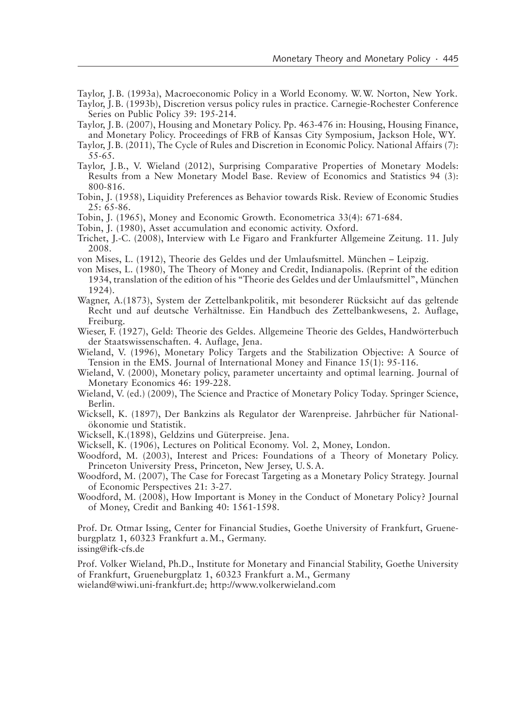Taylor, J.B. (1993a), Macroeconomic Policy in a World Economy. W.W. Norton, New York.

Taylor, J.B. (1993b), Discretion versus policy rules in practice. Carnegie-Rochester Conference Series on Public Policy 39: 195-214.

Taylor, J.B. (2007), Housing and Monetary Policy. Pp. 463-476 in: Housing, Housing Finance, and Monetary Policy. Proceedings of FRB of Kansas City Symposium, Jackson Hole, WY.

Taylor, J.B. (2011), The Cycle of Rules and Discretion in Economic Policy. National Affairs (7): 55-65.

Taylor, J.B., V. Wieland (2012), Surprising Comparative Properties of Monetary Models: Results from a New Monetary Model Base. Review of Economics and Statistics 94 (3): 800-816.

Tobin, J. (1958), Liquidity Preferences as Behavior towards Risk. Review of Economic Studies 25: 65-86.

Tobin, J. (1965), Money and Economic Growth. Econometrica 33(4): 671-684.

Tobin, J. (1980), Asset accumulation and economic activity. Oxford.

Trichet, J.-C. (2008), Interview with Le Figaro and Frankfurter Allgemeine Zeitung. 11. July 2008.

von Mises, L. (1912), Theorie des Geldes und der Umlaufsmittel. München – Leipzig.

von Mises, L. (1980), The Theory of Money and Credit, Indianapolis. (Reprint of the edition 1934, translation of the edition of his "Theorie des Geldes und der Umlaufsmittel", München 1924).

Wagner, A.(1873), System der Zettelbankpolitik, mit besonderer Rücksicht auf das geltende Recht und auf deutsche Verhältnisse. Ein Handbuch des Zettelbankwesens, 2. Auflage, Freiburg.

Wieser, F. (1927), Geld: Theorie des Geldes. Allgemeine Theorie des Geldes, Handwörterbuch der Staatswissenschaften. 4. Auflage, Jena.

Wieland, V. (1996), Monetary Policy Targets and the Stabilization Objective: A Source of Tension in the EMS. Journal of International Money and Finance 15(1): 95-116.

Wieland, V. (2000), Monetary policy, parameter uncertainty and optimal learning. Journal of Monetary Economics 46: 199-228.

Wieland, V. (ed.) (2009), The Science and Practice of Monetary Policy Today. Springer Science, Berlin.

Wicksell, K. (1897), Der Bankzins als Regulator der Warenpreise. Jahrbücher für Nationalökonomie und Statistik.

Wicksell, K.(1898), Geldzins und Güterpreise. Jena.

Wicksell, K. (1906), Lectures on Political Economy. Vol. 2, Money, London.

Woodford, M. (2003), Interest and Prices: Foundations of a Theory of Monetary Policy. Princeton University Press, Princeton, New Jersey, U.S.A.

Woodford, M. (2007), The Case for Forecast Targeting as a Monetary Policy Strategy. Journal of Economic Perspectives 21: 3-27.

Woodford, M. (2008), How Important is Money in the Conduct of Monetary Policy? Journal of Money, Credit and Banking 40: 1561-1598.

Prof. Dr. Otmar Issing, Center for Financial Studies, Goethe University of Frankfurt, Grueneburgplatz 1, 60323 Frankfurt a.M., Germany.
issing@ifk-cfs.de

Prof. Volker Wieland, Ph.D., Institute for Monetary and Financial Stability, Goethe University of Frankfurt, Grueneburgplatz 1, 60323 Frankfurt a.M., Germany
wieland@wiwi.uni-frankfurt.de; http://www.volkerwieland.com